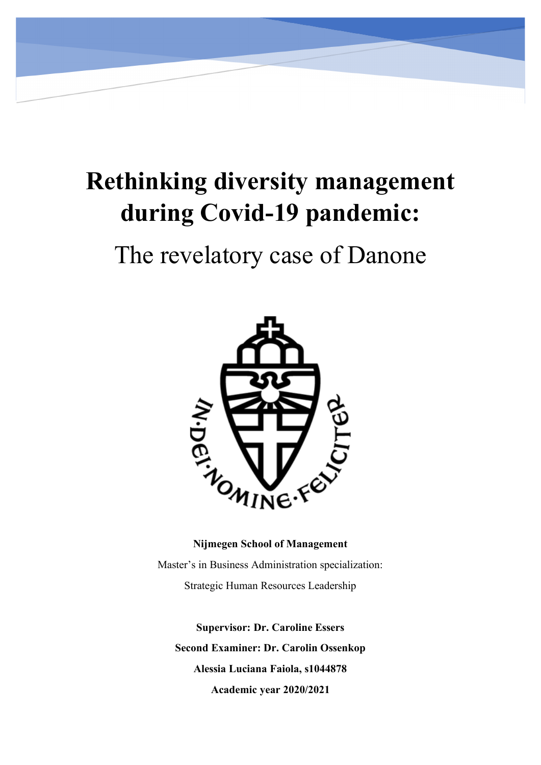# Rethinking diversity management during Covid-19 pandemic:

The revelatory case of Danone

**Nijmegen School of Management**

Master's in Business Administration specialization:

Strategic Human Resources Leadership

**Supervisor: Dr. Caroline Essers**

**Second Examiner: Dr. Carolin Ossenkop**

**Alessia Luciana Faiola, s1044878**

**Academic year 2020/2021**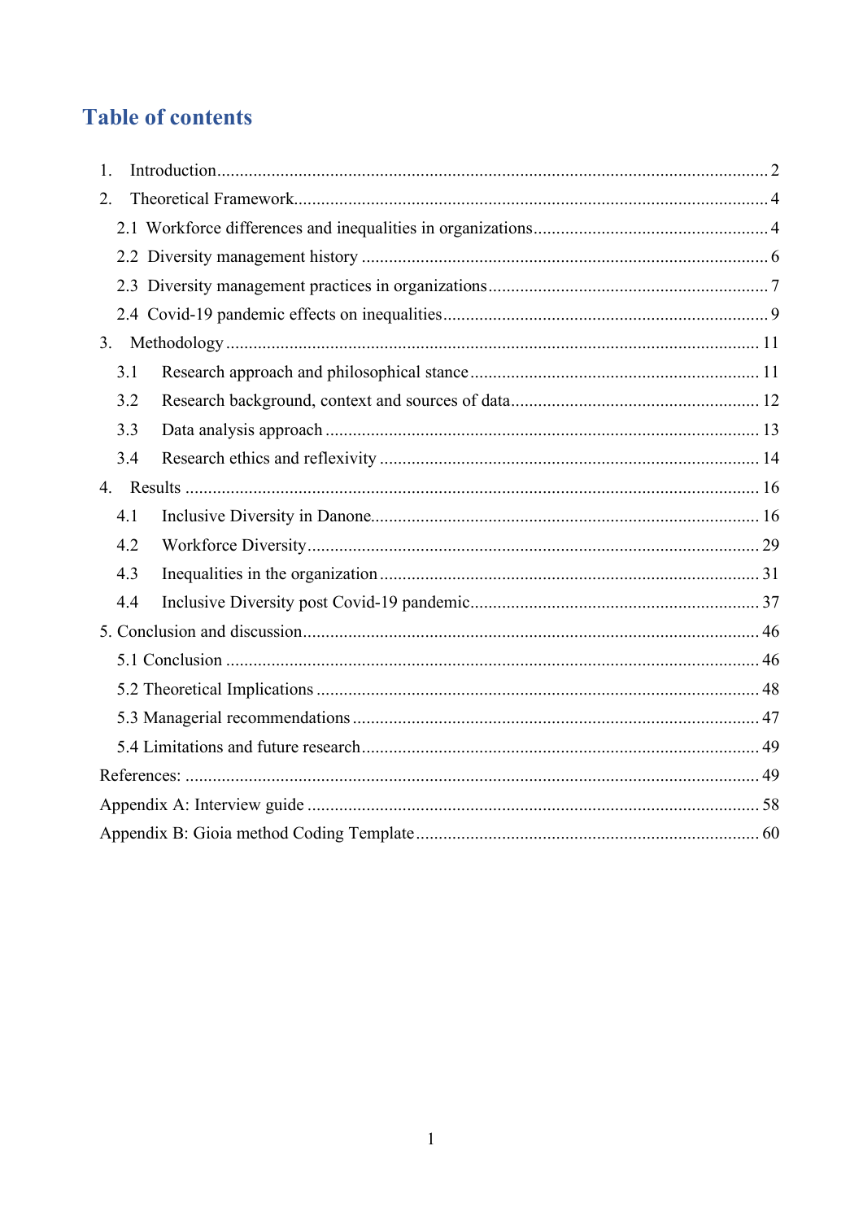# Table of contents

1. Introduction ........................................................................................................................ 2
2. Theoretical Framework ....................................................................................................... 4
   - 2.1 Workforce differences and inequalities in organizations ................................................... 4
   - 2.2 Diversity management history ........................................................................................ 6
   - 2.3 Diversity management practices in organizations ............................................................ 7
   - 2.4 Covid-19 pandemic effects on inequalities ...................................................................... 9
3. Methodology .................................................................................................................... 11
   - 3.1 Research approach and philosophical stance ............................................................... 11
   - 3.2 Research background, context and sources of data ...................................................... 12
   - 3.3 Data analysis approach ............................................................................................... 13
   - 3.4 Research ethics and reflexivity ................................................................................... 14
4. Results ............................................................................................................................. 16
   - 4.1 Inclusive Diversity in Danone ...................................................................................... 16
   - 4.2 Workforce Diversity .................................................................................................... 29
   - 4.3 Inequalities in the organization .................................................................................... 31
   - 4.4 Inclusive Diversity post Covid-19 pandemic ................................................................ 37

5. Conclusion and discussion ................................................................................................... 46
   - 5.1 Conclusion .................................................................................................................... 46
   - 5.2 Theoretical Implications ................................................................................................ 48
   - 5.3 Managerial recommendations ........................................................................................ 47
   - 5.4 Limitations and future research ...................................................................................... 49

References: ............................................................................................................................. 49

Appendix A: Interview guide ................................................................................................... 58

Appendix B: Gioia method Coding Template ........................................................................... 60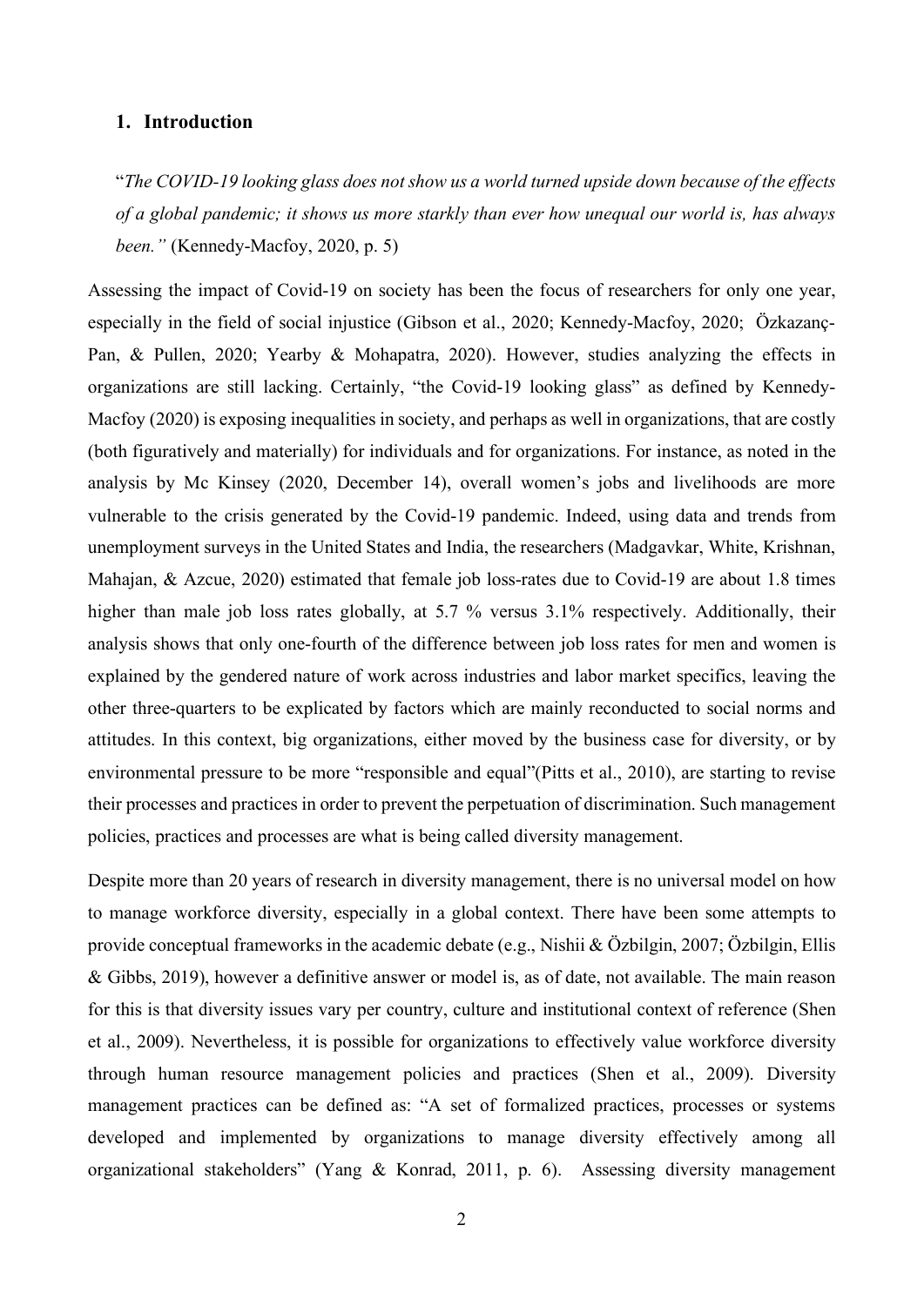## 1. Introduction

"*The COVID-19 looking glass does not show us a world turned upside down because of the effects of a global pandemic; it shows us more starkly than ever how unequal our world is, has always been."* (Kennedy-Macfoy, 2020, p. 5)

Assessing the impact of Covid-19 on society has been the focus of researchers for only one year, especially in the field of social injustice (Gibson et al., 2020; Kennedy-Macfoy, 2020; Özkazanç-Pan, & Pullen, 2020; Yearby & Mohapatra, 2020). However, studies analyzing the effects in organizations are still lacking. Certainly, "the Covid-19 looking glass" as defined by Kennedy-Macfoy (2020) is exposing inequalities in society, and perhaps as well in organizations, that are costly (both figuratively and materially) for individuals and for organizations. For instance, as noted in the analysis by Mc Kinsey (2020, December 14), overall women's jobs and livelihoods are more vulnerable to the crisis generated by the Covid-19 pandemic. Indeed, using data and trends from unemployment surveys in the United States and India, the researchers (Madgavkar, White, Krishnan, Mahajan, & Azcue, 2020) estimated that female job loss-rates due to Covid-19 are about 1.8 times higher than male job loss rates globally, at 5.7 % versus 3.1% respectively. Additionally, their analysis shows that only one-fourth of the difference between job loss rates for men and women is explained by the gendered nature of work across industries and labor market specifics, leaving the other three-quarters to be explicated by factors which are mainly reconducted to social norms and attitudes. In this context, big organizations, either moved by the business case for diversity, or by environmental pressure to be more "responsible and equal"(Pitts et al., 2010), are starting to revise their processes and practices in order to prevent the perpetuation of discrimination. Such management policies, practices and processes are what is being called diversity management.

Despite more than 20 years of research in diversity management, there is no universal model on how to manage workforce diversity, especially in a global context. There have been some attempts to provide conceptual frameworks in the academic debate (e.g., Nishii & Özbilgin, 2007; Özbilgin, Ellis & Gibbs, 2019), however a definitive answer or model is, as of date, not available. The main reason for this is that diversity issues vary per country, culture and institutional context of reference (Shen et al., 2009). Nevertheless, it is possible for organizations to effectively value workforce diversity through human resource management policies and practices (Shen et al., 2009). Diversity management practices can be defined as: "A set of formalized practices, processes or systems developed and implemented by organizations to manage diversity effectively among all organizational stakeholders" (Yang & Konrad, 2011, p. 6). Assessing diversity management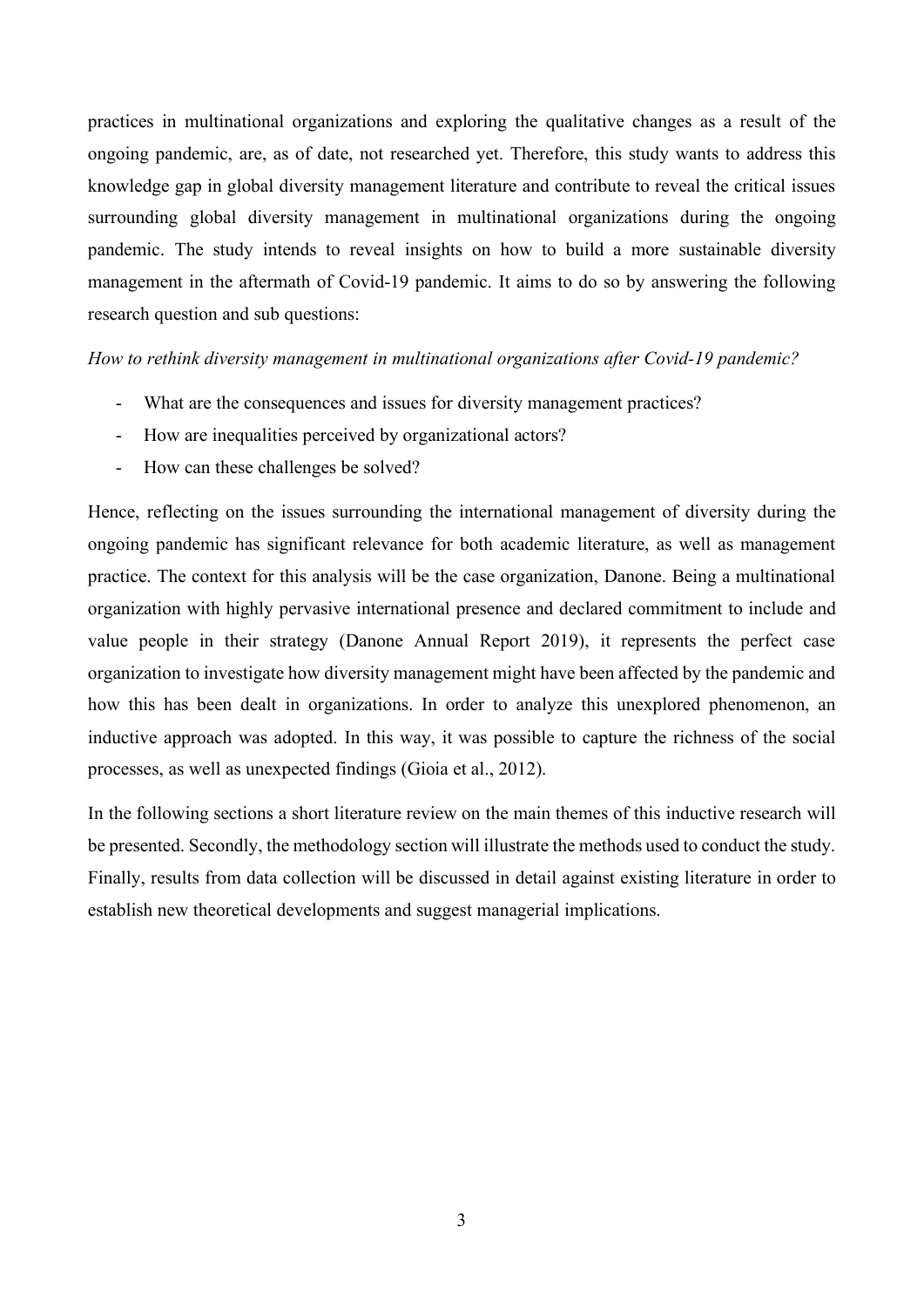practices in multinational organizations and exploring the qualitative changes as a result of the ongoing pandemic, are, as of date, not researched yet. Therefore, this study wants to address this knowledge gap in global diversity management literature and contribute to reveal the critical issues surrounding global diversity management in multinational organizations during the ongoing pandemic. The study intends to reveal insights on how to build a more sustainable diversity management in the aftermath of Covid-19 pandemic. It aims to do so by answering the following research question and sub questions:

*How to rethink diversity management in multinational organizations after Covid-19 pandemic?*

- What are the consequences and issues for diversity management practices?
- How are inequalities perceived by organizational actors?
- How can these challenges be solved?

Hence, reflecting on the issues surrounding the international management of diversity during the ongoing pandemic has significant relevance for both academic literature, as well as management practice. The context for this analysis will be the case organization, Danone. Being a multinational organization with highly pervasive international presence and declared commitment to include and value people in their strategy (Danone Annual Report 2019), it represents the perfect case organization to investigate how diversity management might have been affected by the pandemic and how this has been dealt in organizations. In order to analyze this unexplored phenomenon, an inductive approach was adopted. In this way, it was possible to capture the richness of the social processes, as well as unexpected findings (Gioia et al., 2012).

In the following sections a short literature review on the main themes of this inductive research will be presented. Secondly, the methodology section will illustrate the methods used to conduct the study. Finally, results from data collection will be discussed in detail against existing literature in order to establish new theoretical developments and suggest managerial implications.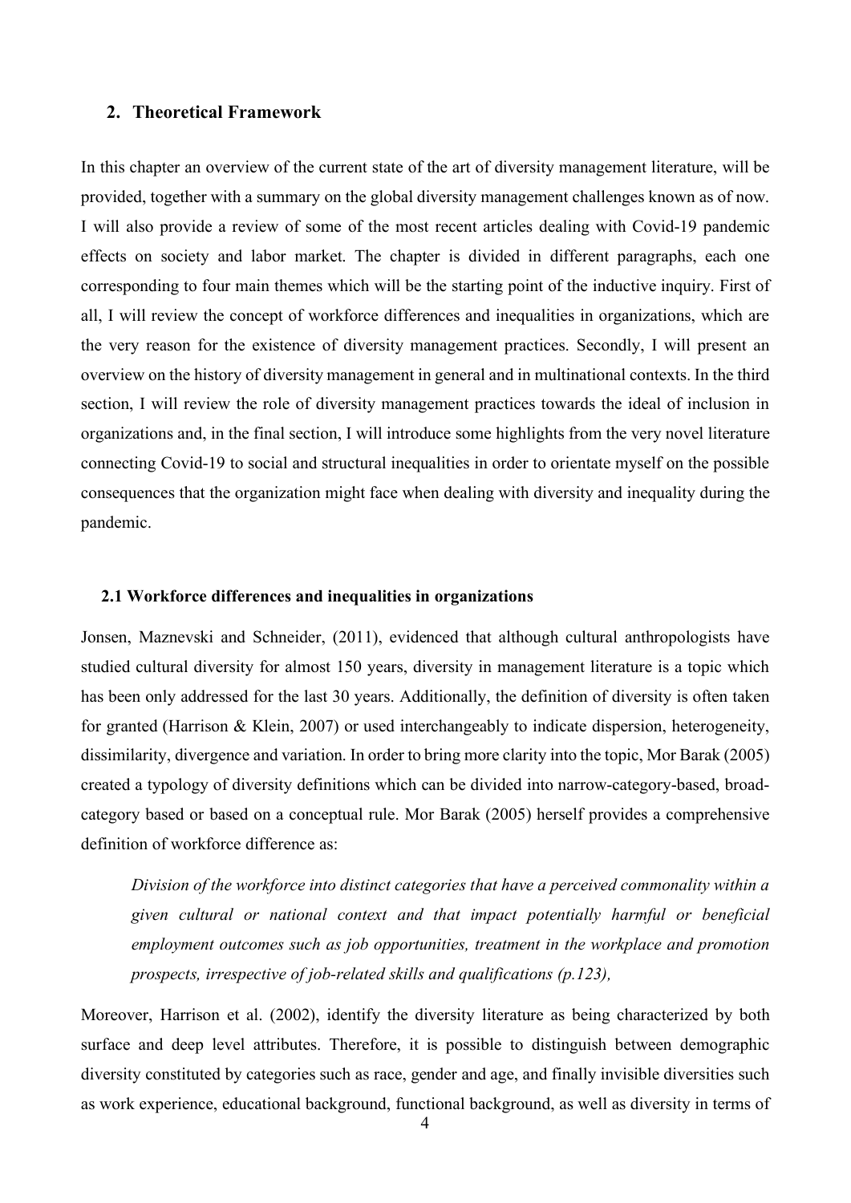## 2. Theoretical Framework

In this chapter an overview of the current state of the art of diversity management literature, will be provided, together with a summary on the global diversity management challenges known as of now. I will also provide a review of some of the most recent articles dealing with Covid-19 pandemic effects on society and labor market. The chapter is divided in different paragraphs, each one corresponding to four main themes which will be the starting point of the inductive inquiry. First of all, I will review the concept of workforce differences and inequalities in organizations, which are the very reason for the existence of diversity management practices. Secondly, I will present an overview on the history of diversity management in general and in multinational contexts. In the third section, I will review the role of diversity management practices towards the ideal of inclusion in organizations and, in the final section, I will introduce some highlights from the very novel literature connecting Covid-19 to social and structural inequalities in order to orientate myself on the possible consequences that the organization might face when dealing with diversity and inequality during the pandemic.

### 2.1 Workforce differences and inequalities in organizations

Jonsen, Maznevski and Schneider, (2011), evidenced that although cultural anthropologists have studied cultural diversity for almost 150 years, diversity in management literature is a topic which has been only addressed for the last 30 years. Additionally, the definition of diversity is often taken for granted (Harrison & Klein, 2007) or used interchangeably to indicate dispersion, heterogeneity, dissimilarity, divergence and variation. In order to bring more clarity into the topic, Mor Barak (2005) created a typology of diversity definitions which can be divided into narrow-category-based, broad-category based or based on a conceptual rule. Mor Barak (2005) herself provides a comprehensive definition of workforce difference as:

> *Division of the workforce into distinct categories that have a perceived commonality within a given cultural or national context and that impact potentially harmful or beneficial employment outcomes such as job opportunities, treatment in the workplace and promotion prospects, irrespective of job-related skills and qualifications (p.123),*

Moreover, Harrison et al. (2002), identify the diversity literature as being characterized by both surface and deep level attributes. Therefore, it is possible to distinguish between demographic diversity constituted by categories such as race, gender and age, and finally invisible diversities such as work experience, educational background, functional background, as well as diversity in terms of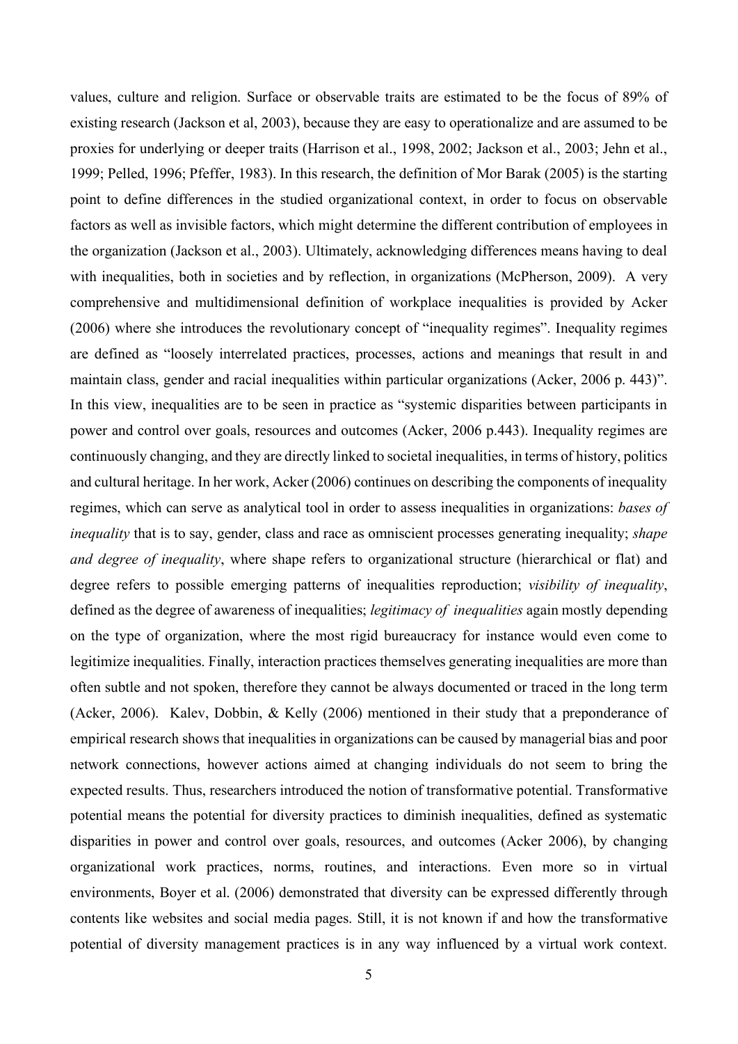values, culture and religion. Surface or observable traits are estimated to be the focus of 89% of existing research (Jackson et al, 2003), because they are easy to operationalize and are assumed to be proxies for underlying or deeper traits (Harrison et al., 1998, 2002; Jackson et al., 2003; Jehn et al., 1999; Pelled, 1996; Pfeffer, 1983). In this research, the definition of Mor Barak (2005) is the starting point to define differences in the studied organizational context, in order to focus on observable factors as well as invisible factors, which might determine the different contribution of employees in the organization (Jackson et al., 2003). Ultimately, acknowledging differences means having to deal with inequalities, both in societies and by reflection, in organizations (McPherson, 2009). A very comprehensive and multidimensional definition of workplace inequalities is provided by Acker (2006) where she introduces the revolutionary concept of "inequality regimes". Inequality regimes are defined as "loosely interrelated practices, processes, actions and meanings that result in and maintain class, gender and racial inequalities within particular organizations (Acker, 2006 p. 443)". In this view, inequalities are to be seen in practice as "systemic disparities between participants in power and control over goals, resources and outcomes (Acker, 2006 p.443). Inequality regimes are continuously changing, and they are directly linked to societal inequalities, in terms of history, politics and cultural heritage. In her work, Acker (2006) continues on describing the components of inequality regimes, which can serve as analytical tool in order to assess inequalities in organizations: *bases of inequality* that is to say, gender, class and race as omniscient processes generating inequality; *shape and degree of inequality*, where shape refers to organizational structure (hierarchical or flat) and degree refers to possible emerging patterns of inequalities reproduction; *visibility of inequality*, defined as the degree of awareness of inequalities; *legitimacy of inequalities* again mostly depending on the type of organization, where the most rigid bureaucracy for instance would even come to legitimize inequalities. Finally, interaction practices themselves generating inequalities are more than often subtle and not spoken, therefore they cannot be always documented or traced in the long term (Acker, 2006). Kalev, Dobbin, & Kelly (2006) mentioned in their study that a preponderance of empirical research shows that inequalities in organizations can be caused by managerial bias and poor network connections, however actions aimed at changing individuals do not seem to bring the expected results. Thus, researchers introduced the notion of transformative potential. Transformative potential means the potential for diversity practices to diminish inequalities, defined as systematic disparities in power and control over goals, resources, and outcomes (Acker 2006), by changing organizational work practices, norms, routines, and interactions. Even more so in virtual environments, Boyer et al. (2006) demonstrated that diversity can be expressed differently through contents like websites and social media pages. Still, it is not known if and how the transformative potential of diversity management practices is in any way influenced by a virtual work context.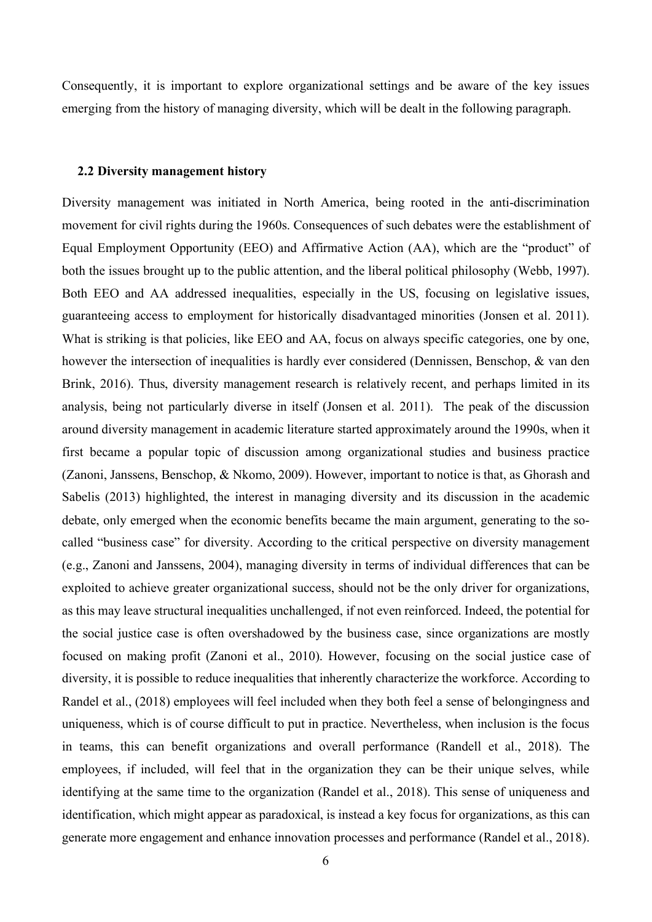Consequently, it is important to explore organizational settings and be aware of the key issues emerging from the history of managing diversity, which will be dealt in the following paragraph.

### 2.2 Diversity management history

Diversity management was initiated in North America, being rooted in the anti-discrimination movement for civil rights during the 1960s. Consequences of such debates were the establishment of Equal Employment Opportunity (EEO) and Affirmative Action (AA), which are the "product" of both the issues brought up to the public attention, and the liberal political philosophy (Webb, 1997). Both EEO and AA addressed inequalities, especially in the US, focusing on legislative issues, guaranteeing access to employment for historically disadvantaged minorities (Jonsen et al. 2011). What is striking is that policies, like EEO and AA, focus on always specific categories, one by one, however the intersection of inequalities is hardly ever considered (Dennissen, Benschop, & van den Brink, 2016). Thus, diversity management research is relatively recent, and perhaps limited in its analysis, being not particularly diverse in itself (Jonsen et al. 2011). The peak of the discussion around diversity management in academic literature started approximately around the 1990s, when it first became a popular topic of discussion among organizational studies and business practice (Zanoni, Janssens, Benschop, & Nkomo, 2009). However, important to notice is that, as Ghorash and Sabelis (2013) highlighted, the interest in managing diversity and its discussion in the academic debate, only emerged when the economic benefits became the main argument, generating to the so-called "business case" for diversity. According to the critical perspective on diversity management (e.g., Zanoni and Janssens, 2004), managing diversity in terms of individual differences that can be exploited to achieve greater organizational success, should not be the only driver for organizations, as this may leave structural inequalities unchallenged, if not even reinforced. Indeed, the potential for the social justice case is often overshadowed by the business case, since organizations are mostly focused on making profit (Zanoni et al., 2010). However, focusing on the social justice case of diversity, it is possible to reduce inequalities that inherently characterize the workforce. According to Randel et al., (2018) employees will feel included when they both feel a sense of belongingness and uniqueness, which is of course difficult to put in practice. Nevertheless, when inclusion is the focus in teams, this can benefit organizations and overall performance (Randell et al., 2018). The employees, if included, will feel that in the organization they can be their unique selves, while identifying at the same time to the organization (Randel et al., 2018). This sense of uniqueness and identification, which might appear as paradoxical, is instead a key focus for organizations, as this can generate more engagement and enhance innovation processes and performance (Randel et al., 2018).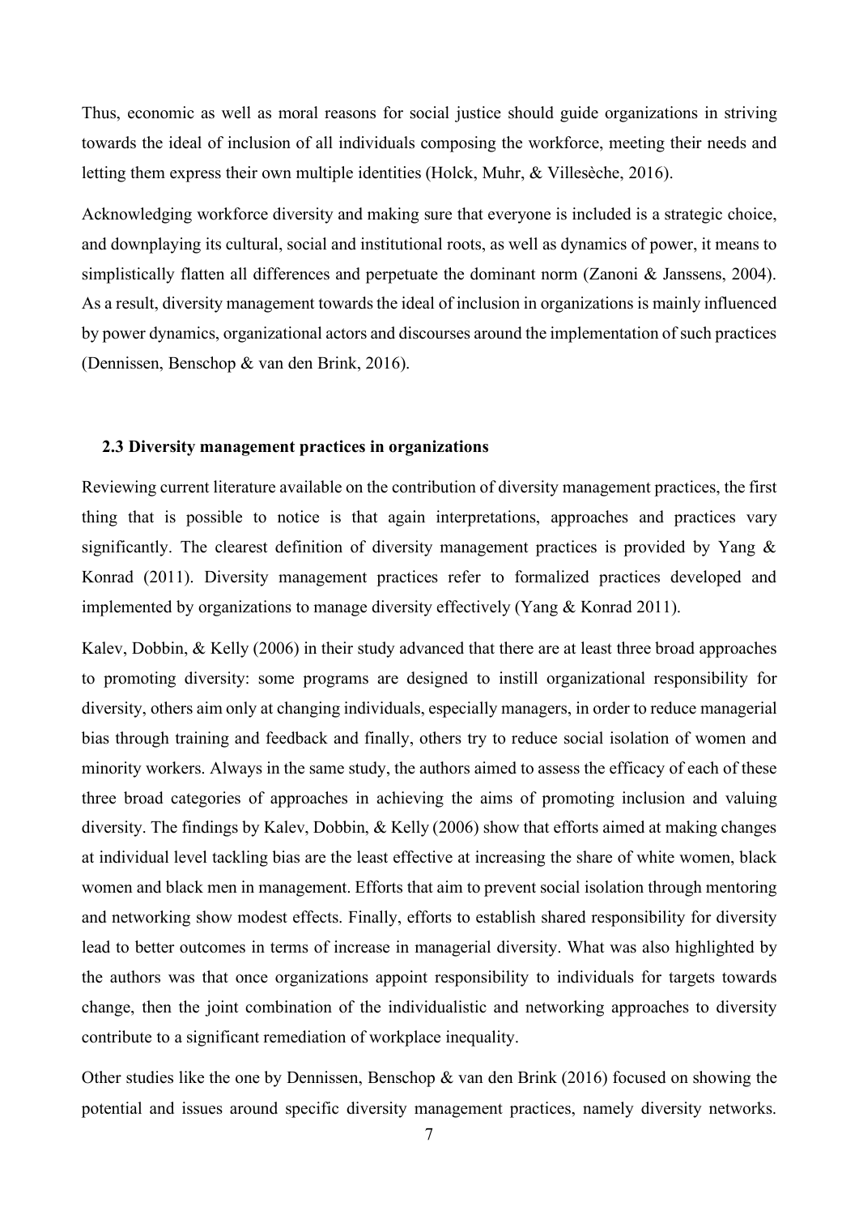Thus, economic as well as moral reasons for social justice should guide organizations in striving towards the ideal of inclusion of all individuals composing the workforce, meeting their needs and letting them express their own multiple identities (Holck, Muhr, & Villesèche, 2016).

Acknowledging workforce diversity and making sure that everyone is included is a strategic choice, and downplaying its cultural, social and institutional roots, as well as dynamics of power, it means to simplistically flatten all differences and perpetuate the dominant norm (Zanoni & Janssens, 2004). As a result, diversity management towards the ideal of inclusion in organizations is mainly influenced by power dynamics, organizational actors and discourses around the implementation of such practices (Dennissen, Benschop & van den Brink, 2016).

### 2.3 Diversity management practices in organizations

Reviewing current literature available on the contribution of diversity management practices, the first thing that is possible to notice is that again interpretations, approaches and practices vary significantly. The clearest definition of diversity management practices is provided by Yang & Konrad (2011). Diversity management practices refer to formalized practices developed and implemented by organizations to manage diversity effectively (Yang & Konrad 2011).

Kalev, Dobbin, & Kelly (2006) in their study advanced that there are at least three broad approaches to promoting diversity: some programs are designed to instill organizational responsibility for diversity, others aim only at changing individuals, especially managers, in order to reduce managerial bias through training and feedback and finally, others try to reduce social isolation of women and minority workers. Always in the same study, the authors aimed to assess the efficacy of each of these three broad categories of approaches in achieving the aims of promoting inclusion and valuing diversity. The findings by Kalev, Dobbin, & Kelly (2006) show that efforts aimed at making changes at individual level tackling bias are the least effective at increasing the share of white women, black women and black men in management. Efforts that aim to prevent social isolation through mentoring and networking show modest effects. Finally, efforts to establish shared responsibility for diversity lead to better outcomes in terms of increase in managerial diversity. What was also highlighted by the authors was that once organizations appoint responsibility to individuals for targets towards change, then the joint combination of the individualistic and networking approaches to diversity contribute to a significant remediation of workplace inequality.

Other studies like the one by Dennissen, Benschop & van den Brink (2016) focused on showing the potential and issues around specific diversity management practices, namely diversity networks.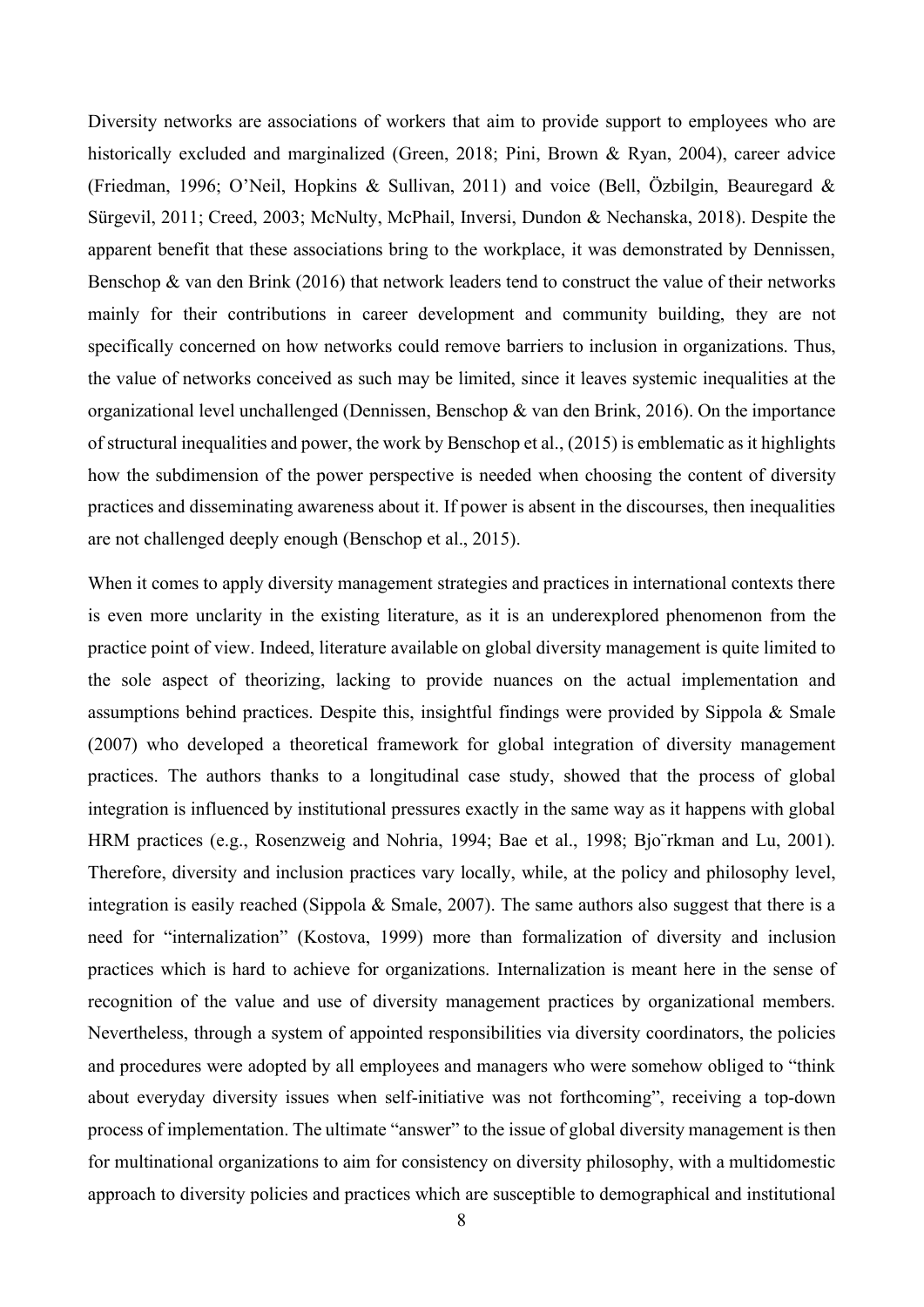Diversity networks are associations of workers that aim to provide support to employees who are historically excluded and marginalized (Green, 2018; Pini, Brown & Ryan, 2004), career advice (Friedman, 1996; O'Neil, Hopkins & Sullivan, 2011) and voice (Bell, Özbilgin, Beauregard & Sürgevil, 2011; Creed, 2003; McNulty, McPhail, Inversi, Dundon & Nechanska, 2018). Despite the apparent benefit that these associations bring to the workplace, it was demonstrated by Dennissen, Benschop & van den Brink (2016) that network leaders tend to construct the value of their networks mainly for their contributions in career development and community building, they are not specifically concerned on how networks could remove barriers to inclusion in organizations. Thus, the value of networks conceived as such may be limited, since it leaves systemic inequalities at the organizational level unchallenged (Dennissen, Benschop & van den Brink, 2016). On the importance of structural inequalities and power, the work by Benschop et al., (2015) is emblematic as it highlights how the subdimension of the power perspective is needed when choosing the content of diversity practices and disseminating awareness about it. If power is absent in the discourses, then inequalities are not challenged deeply enough (Benschop et al., 2015).

When it comes to apply diversity management strategies and practices in international contexts there is even more unclarity in the existing literature, as it is an underexplored phenomenon from the practice point of view. Indeed, literature available on global diversity management is quite limited to the sole aspect of theorizing, lacking to provide nuances on the actual implementation and assumptions behind practices. Despite this, insightful findings were provided by Sippola & Smale (2007) who developed a theoretical framework for global integration of diversity management practices. The authors thanks to a longitudinal case study, showed that the process of global integration is influenced by institutional pressures exactly in the same way as it happens with global HRM practices (e.g., Rosenzweig and Nohria, 1994; Bae et al., 1998; Bjo¨rkman and Lu, 2001). Therefore, diversity and inclusion practices vary locally, while, at the policy and philosophy level, integration is easily reached (Sippola & Smale, 2007). The same authors also suggest that there is a need for "internalization" (Kostova, 1999) more than formalization of diversity and inclusion practices which is hard to achieve for organizations. Internalization is meant here in the sense of recognition of the value and use of diversity management practices by organizational members. Nevertheless, through a system of appointed responsibilities via diversity coordinators, the policies and procedures were adopted by all employees and managers who were somehow obliged to "think about everyday diversity issues when self-initiative was not forthcoming", receiving a top-down process of implementation. The ultimate "answer" to the issue of global diversity management is then for multinational organizations to aim for consistency on diversity philosophy, with a multidomestic approach to diversity policies and practices which are susceptible to demographical and institutional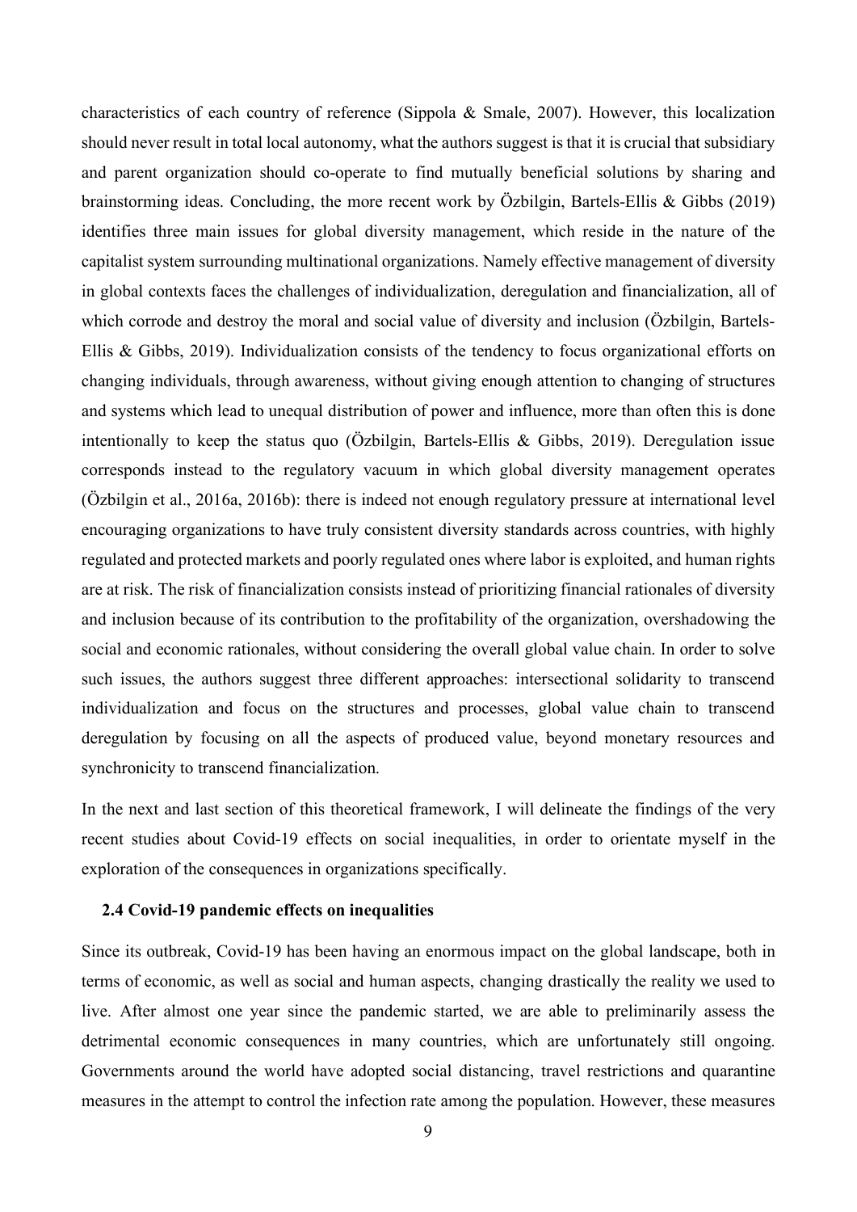characteristics of each country of reference (Sippola & Smale, 2007). However, this localization should never result in total local autonomy, what the authors suggest is that it is crucial that subsidiary and parent organization should co-operate to find mutually beneficial solutions by sharing and brainstorming ideas. Concluding, the more recent work by Özbilgin, Bartels-Ellis & Gibbs (2019) identifies three main issues for global diversity management, which reside in the nature of the capitalist system surrounding multinational organizations. Namely effective management of diversity in global contexts faces the challenges of individualization, deregulation and financialization, all of which corrode and destroy the moral and social value of diversity and inclusion (Özbilgin, Bartels-Ellis & Gibbs, 2019). Individualization consists of the tendency to focus organizational efforts on changing individuals, through awareness, without giving enough attention to changing of structures and systems which lead to unequal distribution of power and influence, more than often this is done intentionally to keep the status quo (Özbilgin, Bartels-Ellis & Gibbs, 2019). Deregulation issue corresponds instead to the regulatory vacuum in which global diversity management operates (Özbilgin et al., 2016a, 2016b): there is indeed not enough regulatory pressure at international level encouraging organizations to have truly consistent diversity standards across countries, with highly regulated and protected markets and poorly regulated ones where labor is exploited, and human rights are at risk. The risk of financialization consists instead of prioritizing financial rationales of diversity and inclusion because of its contribution to the profitability of the organization, overshadowing the social and economic rationales, without considering the overall global value chain. In order to solve such issues, the authors suggest three different approaches: intersectional solidarity to transcend individualization and focus on the structures and processes, global value chain to transcend deregulation by focusing on all the aspects of produced value, beyond monetary resources and synchronicity to transcend financialization.

In the next and last section of this theoretical framework, I will delineate the findings of the very recent studies about Covid-19 effects on social inequalities, in order to orientate myself in the exploration of the consequences in organizations specifically.

### 2.4 Covid-19 pandemic effects on inequalities

Since its outbreak, Covid-19 has been having an enormous impact on the global landscape, both in terms of economic, as well as social and human aspects, changing drastically the reality we used to live. After almost one year since the pandemic started, we are able to preliminarily assess the detrimental economic consequences in many countries, which are unfortunately still ongoing. Governments around the world have adopted social distancing, travel restrictions and quarantine measures in the attempt to control the infection rate among the population. However, these measures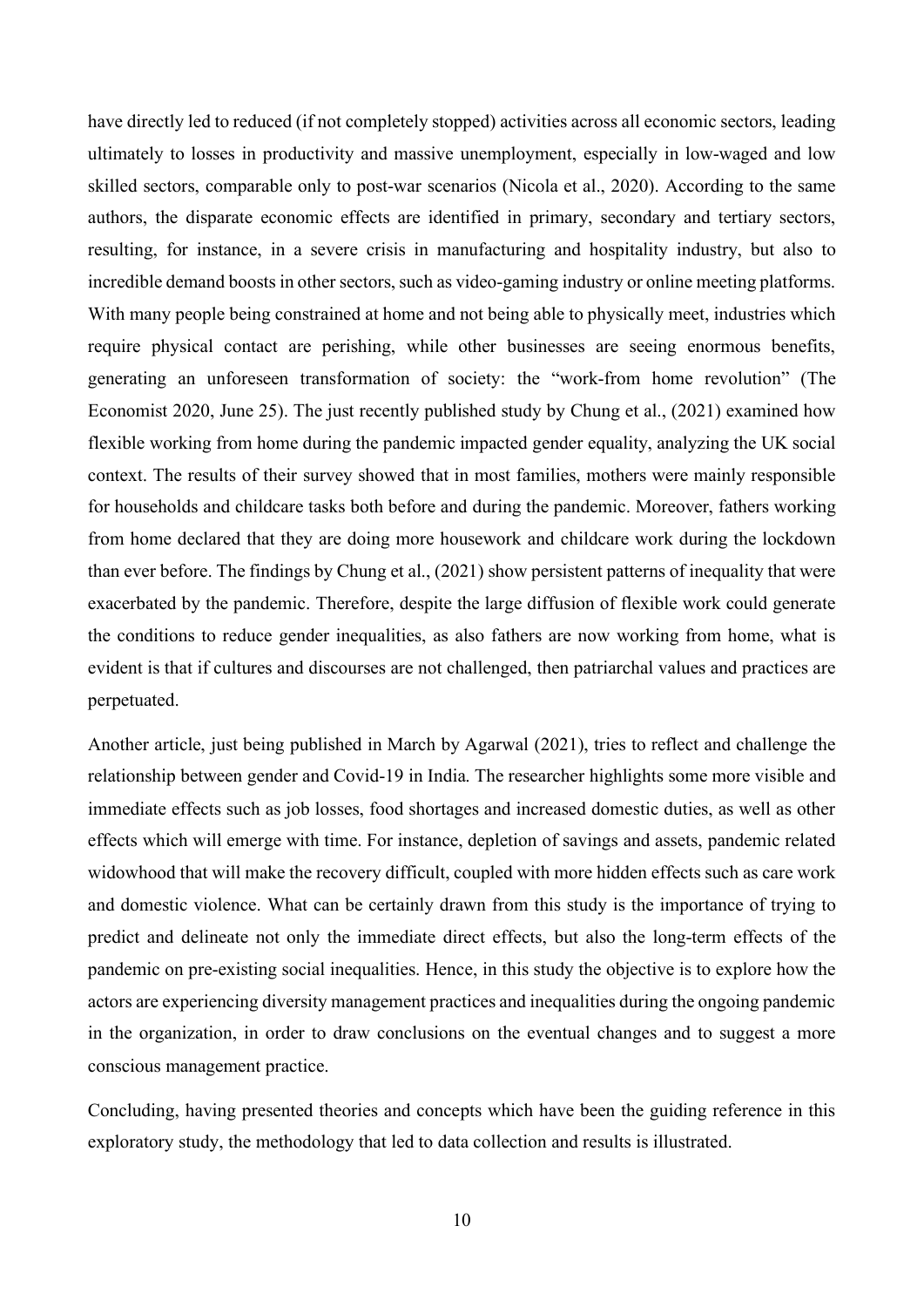have directly led to reduced (if not completely stopped) activities across all economic sectors, leading ultimately to losses in productivity and massive unemployment, especially in low-waged and low skilled sectors, comparable only to post-war scenarios (Nicola et al., 2020). According to the same authors, the disparate economic effects are identified in primary, secondary and tertiary sectors, resulting, for instance, in a severe crisis in manufacturing and hospitality industry, but also to incredible demand boosts in other sectors, such as video-gaming industry or online meeting platforms. With many people being constrained at home and not being able to physically meet, industries which require physical contact are perishing, while other businesses are seeing enormous benefits, generating an unforeseen transformation of society: the "work-from home revolution" (The Economist 2020, June 25). The just recently published study by Chung et al., (2021) examined how flexible working from home during the pandemic impacted gender equality, analyzing the UK social context. The results of their survey showed that in most families, mothers were mainly responsible for households and childcare tasks both before and during the pandemic. Moreover, fathers working from home declared that they are doing more housework and childcare work during the lockdown than ever before. The findings by Chung et al., (2021) show persistent patterns of inequality that were exacerbated by the pandemic. Therefore, despite the large diffusion of flexible work could generate the conditions to reduce gender inequalities, as also fathers are now working from home, what is evident is that if cultures and discourses are not challenged, then patriarchal values and practices are perpetuated.

Another article, just being published in March by Agarwal (2021), tries to reflect and challenge the relationship between gender and Covid-19 in India. The researcher highlights some more visible and immediate effects such as job losses, food shortages and increased domestic duties, as well as other effects which will emerge with time. For instance, depletion of savings and assets, pandemic related widowhood that will make the recovery difficult, coupled with more hidden effects such as care work and domestic violence. What can be certainly drawn from this study is the importance of trying to predict and delineate not only the immediate direct effects, but also the long-term effects of the pandemic on pre-existing social inequalities. Hence, in this study the objective is to explore how the actors are experiencing diversity management practices and inequalities during the ongoing pandemic in the organization, in order to draw conclusions on the eventual changes and to suggest a more conscious management practice.

Concluding, having presented theories and concepts which have been the guiding reference in this exploratory study, the methodology that led to data collection and results is illustrated.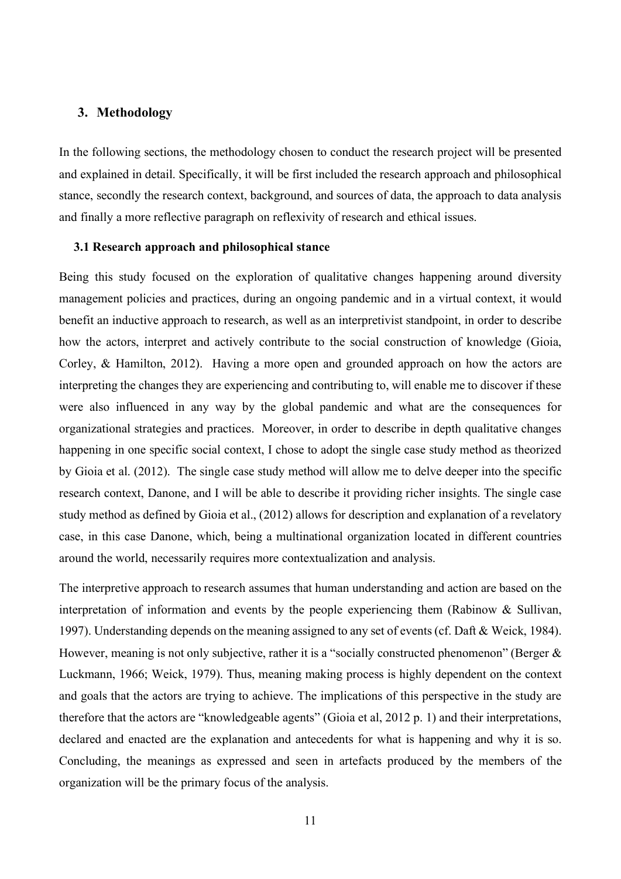## 3. Methodology

In the following sections, the methodology chosen to conduct the research project will be presented and explained in detail. Specifically, it will be first included the research approach and philosophical stance, secondly the research context, background, and sources of data, the approach to data analysis and finally a more reflective paragraph on reflexivity of research and ethical issues.

### 3.1 Research approach and philosophical stance

Being this study focused on the exploration of qualitative changes happening around diversity management policies and practices, during an ongoing pandemic and in a virtual context, it would benefit an inductive approach to research, as well as an interpretivist standpoint, in order to describe how the actors, interpret and actively contribute to the social construction of knowledge (Gioia, Corley, & Hamilton, 2012). Having a more open and grounded approach on how the actors are interpreting the changes they are experiencing and contributing to, will enable me to discover if these were also influenced in any way by the global pandemic and what are the consequences for organizational strategies and practices. Moreover, in order to describe in depth qualitative changes happening in one specific social context, I chose to adopt the single case study method as theorized by Gioia et al. (2012). The single case study method will allow me to delve deeper into the specific research context, Danone, and I will be able to describe it providing richer insights. The single case study method as defined by Gioia et al., (2012) allows for description and explanation of a revelatory case, in this case Danone, which, being a multinational organization located in different countries around the world, necessarily requires more contextualization and analysis.

The interpretive approach to research assumes that human understanding and action are based on the interpretation of information and events by the people experiencing them (Rabinow & Sullivan, 1997). Understanding depends on the meaning assigned to any set of events (cf. Daft & Weick, 1984). However, meaning is not only subjective, rather it is a "socially constructed phenomenon" (Berger & Luckmann, 1966; Weick, 1979). Thus, meaning making process is highly dependent on the context and goals that the actors are trying to achieve. The implications of this perspective in the study are therefore that the actors are "knowledgeable agents" (Gioia et al, 2012 p. 1) and their interpretations, declared and enacted are the explanation and antecedents for what is happening and why it is so. Concluding, the meanings as expressed and seen in artefacts produced by the members of the organization will be the primary focus of the analysis.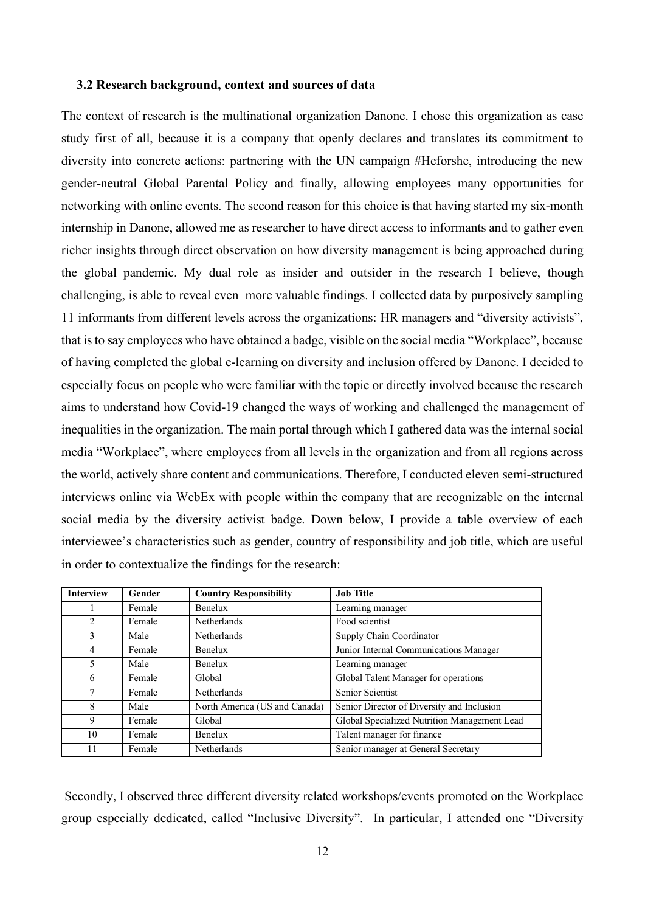### 3.2 Research background, context and sources of data

The context of research is the multinational organization Danone. I chose this organization as case study first of all, because it is a company that openly declares and translates its commitment to diversity into concrete actions: partnering with the UN campaign #Heforshe, introducing the new gender-neutral Global Parental Policy and finally, allowing employees many opportunities for networking with online events. The second reason for this choice is that having started my six-month internship in Danone, allowed me as researcher to have direct access to informants and to gather even richer insights through direct observation on how diversity management is being approached during the global pandemic. My dual role as insider and outsider in the research I believe, though challenging, is able to reveal even more valuable findings. I collected data by purposively sampling 11 informants from different levels across the organizations: HR managers and "diversity activists", that is to say employees who have obtained a badge, visible on the social media "Workplace", because of having completed the global e-learning on diversity and inclusion offered by Danone. I decided to especially focus on people who were familiar with the topic or directly involved because the research aims to understand how Covid-19 changed the ways of working and challenged the management of inequalities in the organization. The main portal through which I gathered data was the internal social media "Workplace", where employees from all levels in the organization and from all regions across the world, actively share content and communications. Therefore, I conducted eleven semi-structured interviews online via WebEx with people within the company that are recognizable on the internal social media by the diversity activist badge. Down below, I provide a table overview of each interviewee's characteristics such as gender, country of responsibility and job title, which are useful in order to contextualize the findings for the research:

| Interview | Gender | Country Responsibility | Job Title |
|---|---|---|---|
| 1 | Female | Benelux | Learning manager |
| 2 | Female | Netherlands | Food scientist |
| 3 | Male | Netherlands | Supply Chain Coordinator |
| 4 | Female | Benelux | Junior Internal Communications Manager |
| 5 | Male | Benelux | Learning manager |
| 6 | Female | Global | Global Talent Manager for operations |
| 7 | Female | Netherlands | Senior Scientist |
| 8 | Male | North America (US and Canada) | Senior Director of Diversity and Inclusion |
| 9 | Female | Global | Global Specialized Nutrition Management Lead |
| 10 | Female | Benelux | Talent manager for finance |
| 11 | Female | Netherlands | Senior manager at General Secretary |

Secondly, I observed three different diversity related workshops/events promoted on the Workplace group especially dedicated, called "Inclusive Diversity". In particular, I attended one "Diversity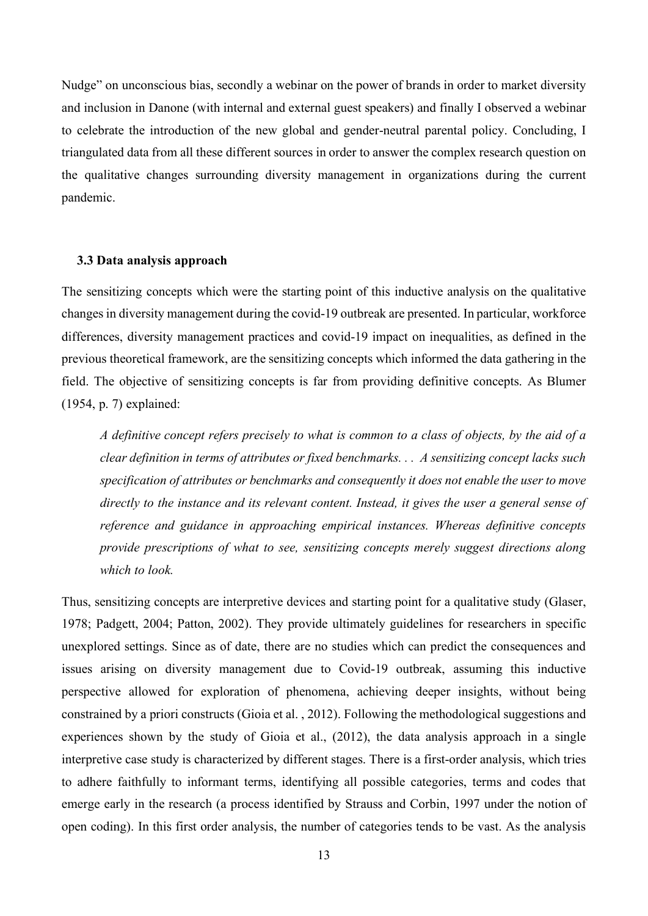Nudge" on unconscious bias, secondly a webinar on the power of brands in order to market diversity and inclusion in Danone (with internal and external guest speakers) and finally I observed a webinar to celebrate the introduction of the new global and gender-neutral parental policy. Concluding, I triangulated data from all these different sources in order to answer the complex research question on the qualitative changes surrounding diversity management in organizations during the current pandemic.

### 3.3 Data analysis approach

The sensitizing concepts which were the starting point of this inductive analysis on the qualitative changes in diversity management during the covid-19 outbreak are presented. In particular, workforce differences, diversity management practices and covid-19 impact on inequalities, as defined in the previous theoretical framework, are the sensitizing concepts which informed the data gathering in the field. The objective of sensitizing concepts is far from providing definitive concepts. As Blumer (1954, p. 7) explained:

> *A definitive concept refers precisely to what is common to a class of objects, by the aid of a clear definition in terms of attributes or fixed benchmarks. . . A sensitizing concept lacks such specification of attributes or benchmarks and consequently it does not enable the user to move directly to the instance and its relevant content. Instead, it gives the user a general sense of reference and guidance in approaching empirical instances. Whereas definitive concepts provide prescriptions of what to see, sensitizing concepts merely suggest directions along which to look.*

Thus, sensitizing concepts are interpretive devices and starting point for a qualitative study (Glaser, 1978; Padgett, 2004; Patton, 2002). They provide ultimately guidelines for researchers in specific unexplored settings. Since as of date, there are no studies which can predict the consequences and issues arising on diversity management due to Covid-19 outbreak, assuming this inductive perspective allowed for exploration of phenomena, achieving deeper insights, without being constrained by a priori constructs (Gioia et al. , 2012). Following the methodological suggestions and experiences shown by the study of Gioia et al., (2012), the data analysis approach in a single interpretive case study is characterized by different stages. There is a first-order analysis, which tries to adhere faithfully to informant terms, identifying all possible categories, terms and codes that emerge early in the research (a process identified by Strauss and Corbin, 1997 under the notion of open coding). In this first order analysis, the number of categories tends to be vast. As the analysis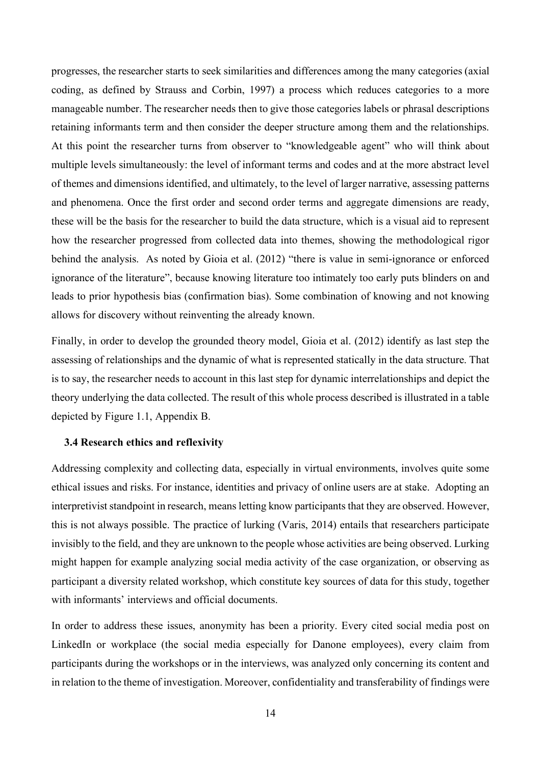progresses, the researcher starts to seek similarities and differences among the many categories (axial coding, as defined by Strauss and Corbin, 1997) a process which reduces categories to a more manageable number. The researcher needs then to give those categories labels or phrasal descriptions retaining informants term and then consider the deeper structure among them and the relationships. At this point the researcher turns from observer to "knowledgeable agent" who will think about multiple levels simultaneously: the level of informant terms and codes and at the more abstract level of themes and dimensions identified, and ultimately, to the level of larger narrative, assessing patterns and phenomena. Once the first order and second order terms and aggregate dimensions are ready, these will be the basis for the researcher to build the data structure, which is a visual aid to represent how the researcher progressed from collected data into themes, showing the methodological rigor behind the analysis. As noted by Gioia et al. (2012) "there is value in semi-ignorance or enforced ignorance of the literature", because knowing literature too intimately too early puts blinders on and leads to prior hypothesis bias (confirmation bias). Some combination of knowing and not knowing allows for discovery without reinventing the already known.

Finally, in order to develop the grounded theory model, Gioia et al. (2012) identify as last step the assessing of relationships and the dynamic of what is represented statically in the data structure. That is to say, the researcher needs to account in this last step for dynamic interrelationships and depict the theory underlying the data collected. The result of this whole process described is illustrated in a table depicted by Figure 1.1, Appendix B.

### 3.4 Research ethics and reflexivity

Addressing complexity and collecting data, especially in virtual environments, involves quite some ethical issues and risks. For instance, identities and privacy of online users are at stake. Adopting an interpretivist standpoint in research, means letting know participants that they are observed. However, this is not always possible. The practice of lurking (Varis, 2014) entails that researchers participate invisibly to the field, and they are unknown to the people whose activities are being observed. Lurking might happen for example analyzing social media activity of the case organization, or observing as participant a diversity related workshop, which constitute key sources of data for this study, together with informants' interviews and official documents.

In order to address these issues, anonymity has been a priority. Every cited social media post on LinkedIn or workplace (the social media especially for Danone employees), every claim from participants during the workshops or in the interviews, was analyzed only concerning its content and in relation to the theme of investigation. Moreover, confidentiality and transferability of findings were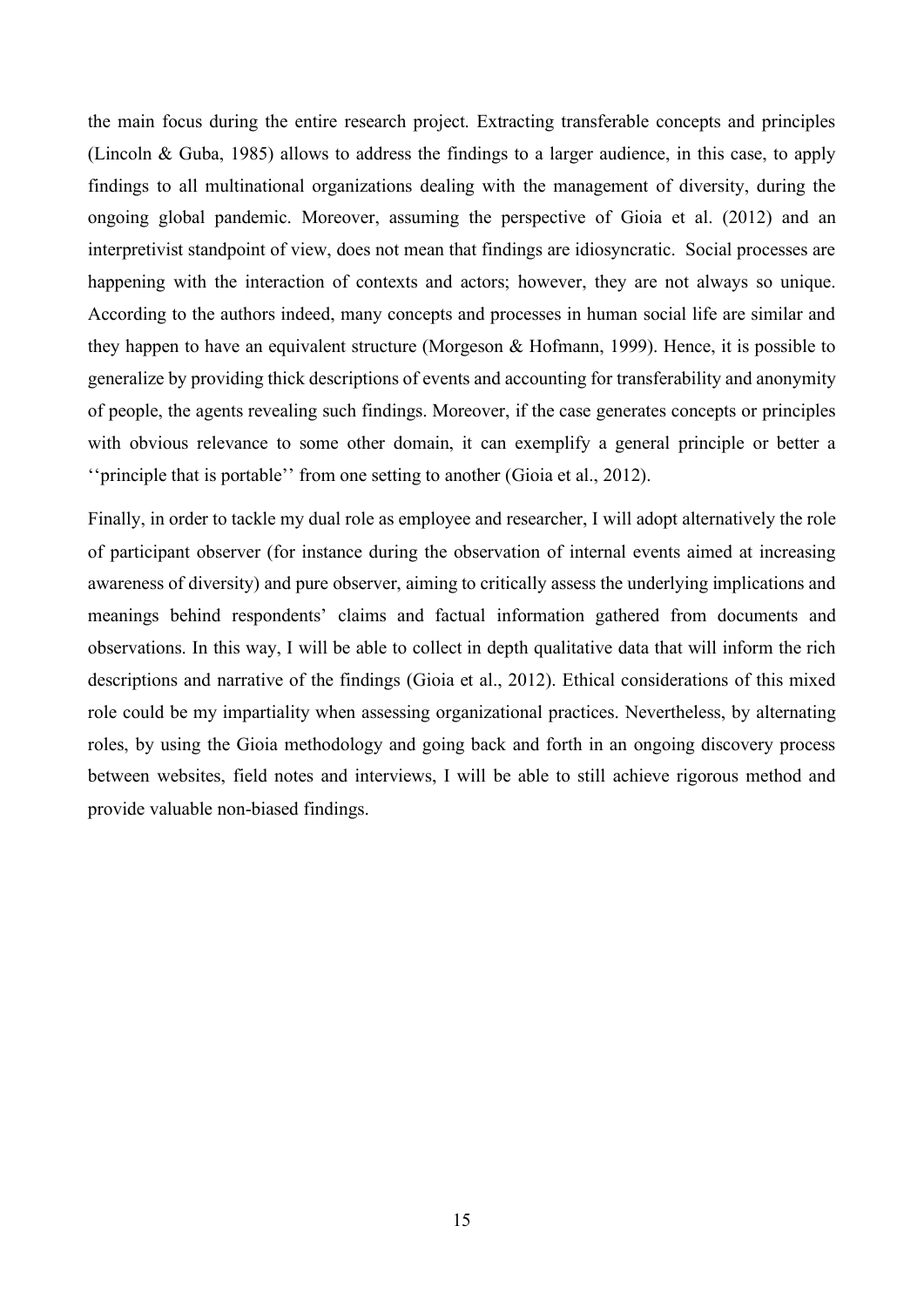the main focus during the entire research project. Extracting transferable concepts and principles (Lincoln & Guba, 1985) allows to address the findings to a larger audience, in this case, to apply findings to all multinational organizations dealing with the management of diversity, during the ongoing global pandemic. Moreover, assuming the perspective of Gioia et al. (2012) and an interpretivist standpoint of view, does not mean that findings are idiosyncratic. Social processes are happening with the interaction of contexts and actors; however, they are not always so unique. According to the authors indeed, many concepts and processes in human social life are similar and they happen to have an equivalent structure (Morgeson & Hofmann, 1999). Hence, it is possible to generalize by providing thick descriptions of events and accounting for transferability and anonymity of people, the agents revealing such findings. Moreover, if the case generates concepts or principles with obvious relevance to some other domain, it can exemplify a general principle or better a ''principle that is portable'' from one setting to another (Gioia et al., 2012).

Finally, in order to tackle my dual role as employee and researcher, I will adopt alternatively the role of participant observer (for instance during the observation of internal events aimed at increasing awareness of diversity) and pure observer, aiming to critically assess the underlying implications and meanings behind respondents' claims and factual information gathered from documents and observations. In this way, I will be able to collect in depth qualitative data that will inform the rich descriptions and narrative of the findings (Gioia et al., 2012). Ethical considerations of this mixed role could be my impartiality when assessing organizational practices. Nevertheless, by alternating roles, by using the Gioia methodology and going back and forth in an ongoing discovery process between websites, field notes and interviews, I will be able to still achieve rigorous method and provide valuable non-biased findings.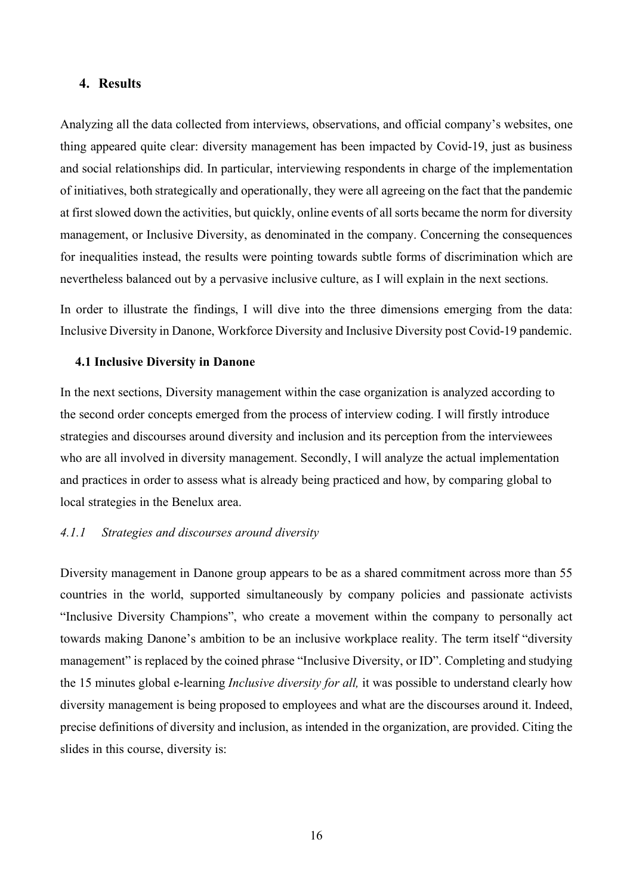## 4. Results

Analyzing all the data collected from interviews, observations, and official company's websites, one thing appeared quite clear: diversity management has been impacted by Covid-19, just as business and social relationships did. In particular, interviewing respondents in charge of the implementation of initiatives, both strategically and operationally, they were all agreeing on the fact that the pandemic at first slowed down the activities, but quickly, online events of all sorts became the norm for diversity management, or Inclusive Diversity, as denominated in the company. Concerning the consequences for inequalities instead, the results were pointing towards subtle forms of discrimination which are nevertheless balanced out by a pervasive inclusive culture, as I will explain in the next sections.

In order to illustrate the findings, I will dive into the three dimensions emerging from the data: Inclusive Diversity in Danone, Workforce Diversity and Inclusive Diversity post Covid-19 pandemic.

### 4.1 Inclusive Diversity in Danone

In the next sections, Diversity management within the case organization is analyzed according to the second order concepts emerged from the process of interview coding. I will firstly introduce strategies and discourses around diversity and inclusion and its perception from the interviewees who are all involved in diversity management. Secondly, I will analyze the actual implementation and practices in order to assess what is already being practiced and how, by comparing global to local strategies in the Benelux area.

#### *4.1.1 Strategies and discourses around diversity*

Diversity management in Danone group appears to be as a shared commitment across more than 55 countries in the world, supported simultaneously by company policies and passionate activists "Inclusive Diversity Champions", who create a movement within the company to personally act towards making Danone's ambition to be an inclusive workplace reality. The term itself "diversity management" is replaced by the coined phrase "Inclusive Diversity, or ID". Completing and studying the 15 minutes global e-learning *Inclusive diversity for all,* it was possible to understand clearly how diversity management is being proposed to employees and what are the discourses around it. Indeed, precise definitions of diversity and inclusion, as intended in the organization, are provided. Citing the slides in this course, diversity is: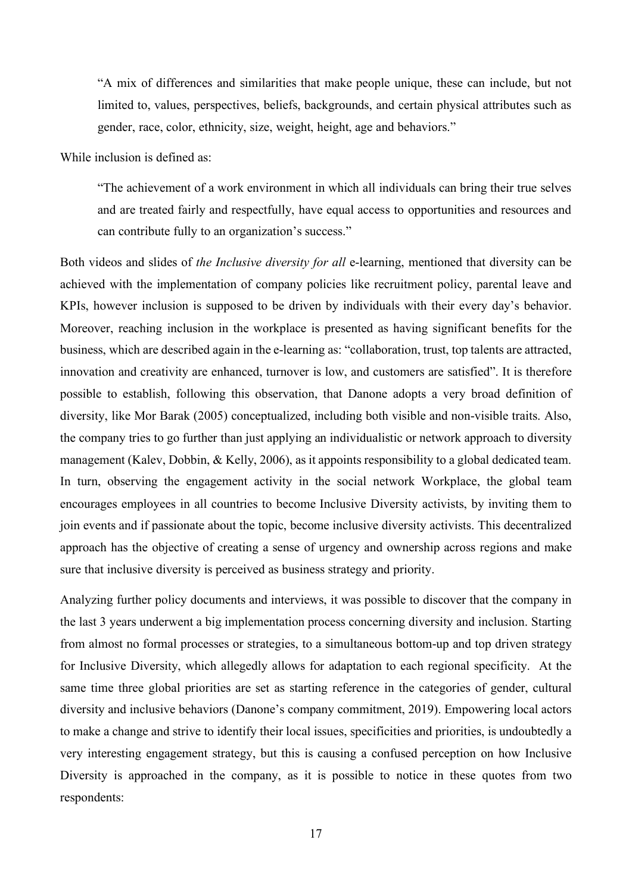> "A mix of differences and similarities that make people unique, these can include, but not limited to, values, perspectives, beliefs, backgrounds, and certain physical attributes such as gender, race, color, ethnicity, size, weight, height, age and behaviors."

While inclusion is defined as:

> "The achievement of a work environment in which all individuals can bring their true selves and are treated fairly and respectfully, have equal access to opportunities and resources and can contribute fully to an organization's success."

Both videos and slides of *the Inclusive diversity for all* e-learning, mentioned that diversity can be achieved with the implementation of company policies like recruitment policy, parental leave and KPIs, however inclusion is supposed to be driven by individuals with their every day's behavior. Moreover, reaching inclusion in the workplace is presented as having significant benefits for the business, which are described again in the e-learning as: "collaboration, trust, top talents are attracted, innovation and creativity are enhanced, turnover is low, and customers are satisfied". It is therefore possible to establish, following this observation, that Danone adopts a very broad definition of diversity, like Mor Barak (2005) conceptualized, including both visible and non-visible traits. Also, the company tries to go further than just applying an individualistic or network approach to diversity management (Kalev, Dobbin, & Kelly, 2006), as it appoints responsibility to a global dedicated team. In turn, observing the engagement activity in the social network Workplace, the global team encourages employees in all countries to become Inclusive Diversity activists, by inviting them to join events and if passionate about the topic, become inclusive diversity activists. This decentralized approach has the objective of creating a sense of urgency and ownership across regions and make sure that inclusive diversity is perceived as business strategy and priority.

Analyzing further policy documents and interviews, it was possible to discover that the company in the last 3 years underwent a big implementation process concerning diversity and inclusion. Starting from almost no formal processes or strategies, to a simultaneous bottom-up and top driven strategy for Inclusive Diversity, which allegedly allows for adaptation to each regional specificity. At the same time three global priorities are set as starting reference in the categories of gender, cultural diversity and inclusive behaviors (Danone's company commitment, 2019). Empowering local actors to make a change and strive to identify their local issues, specificities and priorities, is undoubtedly a very interesting engagement strategy, but this is causing a confused perception on how Inclusive Diversity is approached in the company, as it is possible to notice in these quotes from two respondents: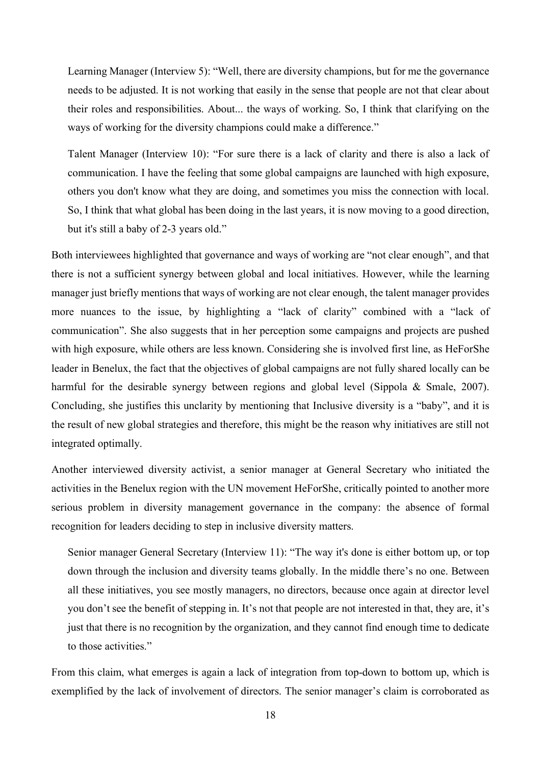> Learning Manager (Interview 5): “Well, there are diversity champions, but for me the governance needs to be adjusted. It is not working that easily in the sense that people are not that clear about their roles and responsibilities. About... the ways of working. So, I think that clarifying on the ways of working for the diversity champions could make a difference.”

> Talent Manager (Interview 10): “For sure there is a lack of clarity and there is also a lack of communication. I have the feeling that some global campaigns are launched with high exposure, others you don't know what they are doing, and sometimes you miss the connection with local. So, I think that what global has been doing in the last years, it is now moving to a good direction, but it's still a baby of 2-3 years old.”

Both interviewees highlighted that governance and ways of working are “not clear enough”, and that there is not a sufficient synergy between global and local initiatives. However, while the learning manager just briefly mentions that ways of working are not clear enough, the talent manager provides more nuances to the issue, by highlighting a “lack of clarity” combined with a “lack of communication”. She also suggests that in her perception some campaigns and projects are pushed with high exposure, while others are less known. Considering she is involved first line, as HeForShe leader in Benelux, the fact that the objectives of global campaigns are not fully shared locally can be harmful for the desirable synergy between regions and global level (Sippola & Smale, 2007). Concluding, she justifies this unclarity by mentioning that Inclusive diversity is a “baby”, and it is the result of new global strategies and therefore, this might be the reason why initiatives are still not integrated optimally.

Another interviewed diversity activist, a senior manager at General Secretary who initiated the activities in the Benelux region with the UN movement HeForShe, critically pointed to another more serious problem in diversity management governance in the company: the absence of formal recognition for leaders deciding to step in inclusive diversity matters.

> Senior manager General Secretary (Interview 11): “The way it's done is either bottom up, or top down through the inclusion and diversity teams globally. In the middle there’s no one. Between all these initiatives, you see mostly managers, no directors, because once again at director level you don’t see the benefit of stepping in. It’s not that people are not interested in that, they are, it’s just that there is no recognition by the organization, and they cannot find enough time to dedicate to those activities.”

From this claim, what emerges is again a lack of integration from top-down to bottom up, which is exemplified by the lack of involvement of directors. The senior manager’s claim is corroborated as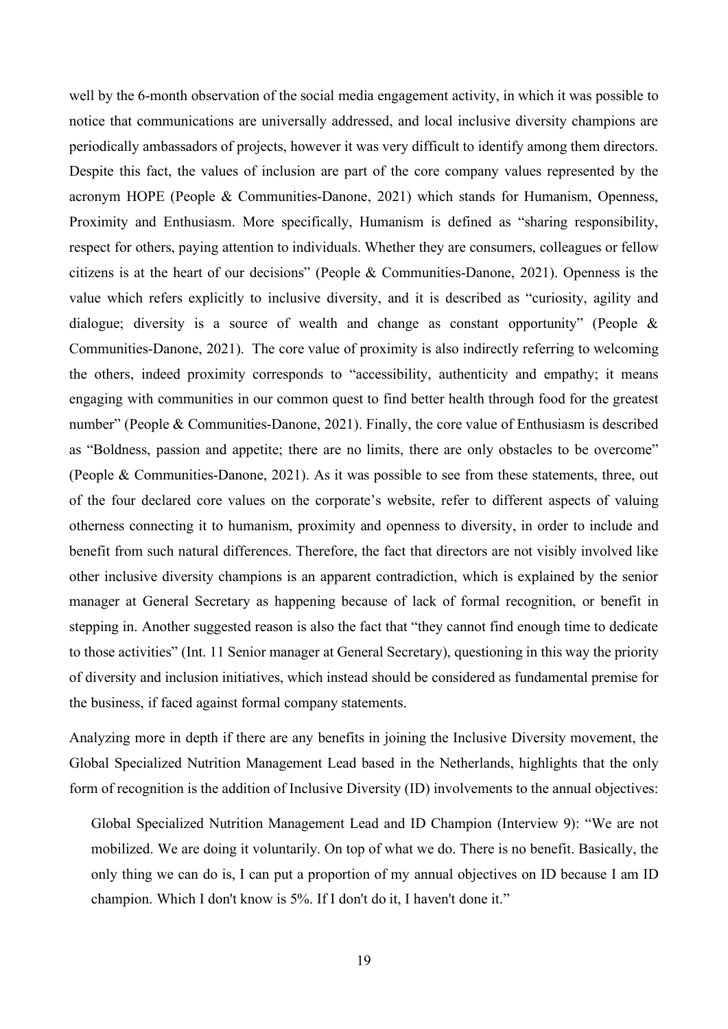well by the 6-month observation of the social media engagement activity, in which it was possible to notice that communications are universally addressed, and local inclusive diversity champions are periodically ambassadors of projects, however it was very difficult to identify among them directors. Despite this fact, the values of inclusion are part of the core company values represented by the acronym HOPE (People & Communities-Danone, 2021) which stands for Humanism, Openness, Proximity and Enthusiasm. More specifically, Humanism is defined as "sharing responsibility, respect for others, paying attention to individuals. Whether they are consumers, colleagues or fellow citizens is at the heart of our decisions" (People & Communities-Danone, 2021). Openness is the value which refers explicitly to inclusive diversity, and it is described as "curiosity, agility and dialogue; diversity is a source of wealth and change as constant opportunity" (People & Communities-Danone, 2021). The core value of proximity is also indirectly referring to welcoming the others, indeed proximity corresponds to "accessibility, authenticity and empathy; it means engaging with communities in our common quest to find better health through food for the greatest number" (People & Communities-Danone, 2021). Finally, the core value of Enthusiasm is described as "Boldness, passion and appetite; there are no limits, there are only obstacles to be overcome" (People & Communities-Danone, 2021). As it was possible to see from these statements, three, out of the four declared core values on the corporate's website, refer to different aspects of valuing otherness connecting it to humanism, proximity and openness to diversity, in order to include and benefit from such natural differences. Therefore, the fact that directors are not visibly involved like other inclusive diversity champions is an apparent contradiction, which is explained by the senior manager at General Secretary as happening because of lack of formal recognition, or benefit in stepping in. Another suggested reason is also the fact that "they cannot find enough time to dedicate to those activities" (Int. 11 Senior manager at General Secretary), questioning in this way the priority of diversity and inclusion initiatives, which instead should be considered as fundamental premise for the business, if faced against formal company statements.

Analyzing more in depth if there are any benefits in joining the Inclusive Diversity movement, the Global Specialized Nutrition Management Lead based in the Netherlands, highlights that the only form of recognition is the addition of Inclusive Diversity (ID) involvements to the annual objectives:

> Global Specialized Nutrition Management Lead and ID Champion (Interview 9): "We are not mobilized. We are doing it voluntarily. On top of what we do. There is no benefit. Basically, the only thing we can do is, I can put a proportion of my annual objectives on ID because I am ID champion. Which I don't know is 5%. If I don't do it, I haven't done it."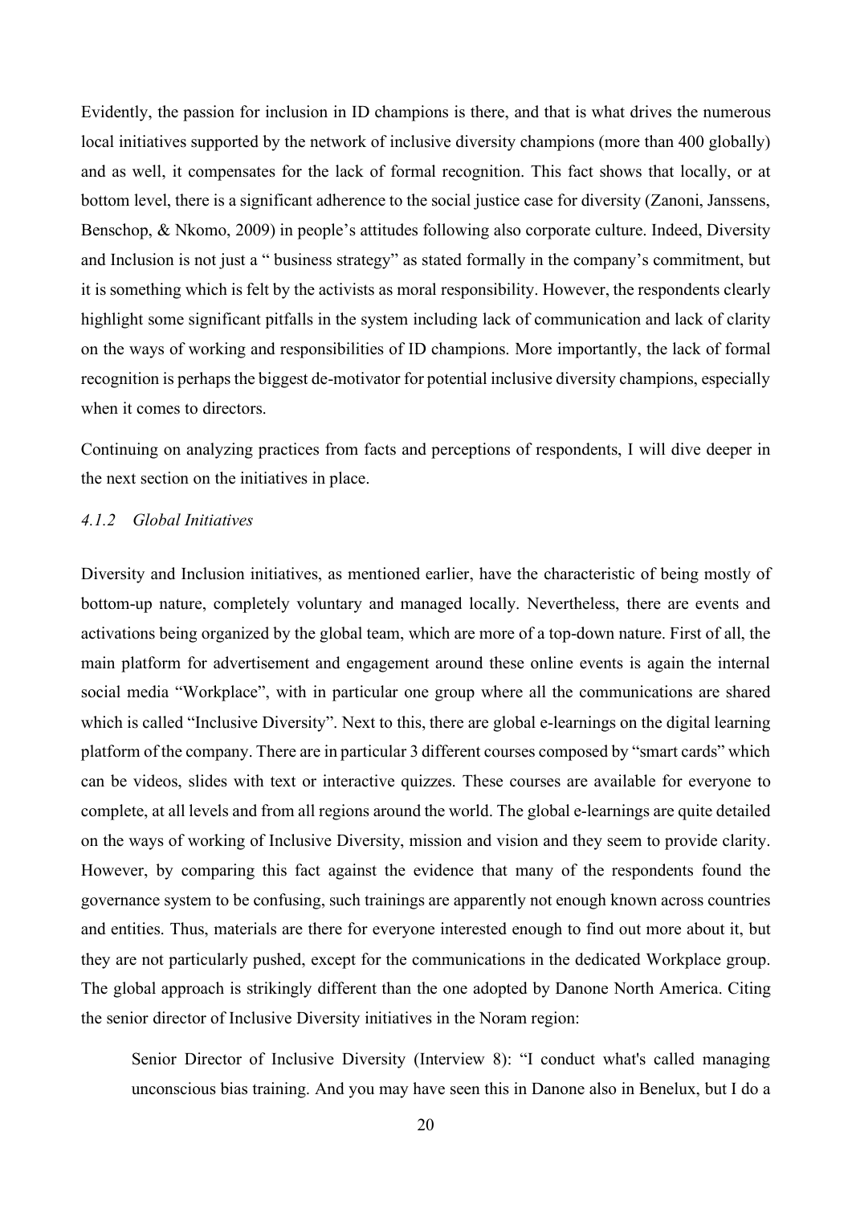Evidently, the passion for inclusion in ID champions is there, and that is what drives the numerous local initiatives supported by the network of inclusive diversity champions (more than 400 globally) and as well, it compensates for the lack of formal recognition. This fact shows that locally, or at bottom level, there is a significant adherence to the social justice case for diversity (Zanoni, Janssens, Benschop, & Nkomo, 2009) in people's attitudes following also corporate culture. Indeed, Diversity and Inclusion is not just a " business strategy" as stated formally in the company's commitment, but it is something which is felt by the activists as moral responsibility. However, the respondents clearly highlight some significant pitfalls in the system including lack of communication and lack of clarity on the ways of working and responsibilities of ID champions. More importantly, the lack of formal recognition is perhaps the biggest de-motivator for potential inclusive diversity champions, especially when it comes to directors.

Continuing on analyzing practices from facts and perceptions of respondents, I will dive deeper in the next section on the initiatives in place.

#### *4.1.2 Global Initiatives*

Diversity and Inclusion initiatives, as mentioned earlier, have the characteristic of being mostly of bottom-up nature, completely voluntary and managed locally. Nevertheless, there are events and activations being organized by the global team, which are more of a top-down nature. First of all, the main platform for advertisement and engagement around these online events is again the internal social media "Workplace", with in particular one group where all the communications are shared which is called "Inclusive Diversity". Next to this, there are global e-learnings on the digital learning platform of the company. There are in particular 3 different courses composed by "smart cards" which can be videos, slides with text or interactive quizzes. These courses are available for everyone to complete, at all levels and from all regions around the world. The global e-learnings are quite detailed on the ways of working of Inclusive Diversity, mission and vision and they seem to provide clarity. However, by comparing this fact against the evidence that many of the respondents found the governance system to be confusing, such trainings are apparently not enough known across countries and entities. Thus, materials are there for everyone interested enough to find out more about it, but they are not particularly pushed, except for the communications in the dedicated Workplace group. The global approach is strikingly different than the one adopted by Danone North America. Citing the senior director of Inclusive Diversity initiatives in the Noram region:

> Senior Director of Inclusive Diversity (Interview 8): "I conduct what's called managing unconscious bias training. And you may have seen this in Danone also in Benelux, but I do a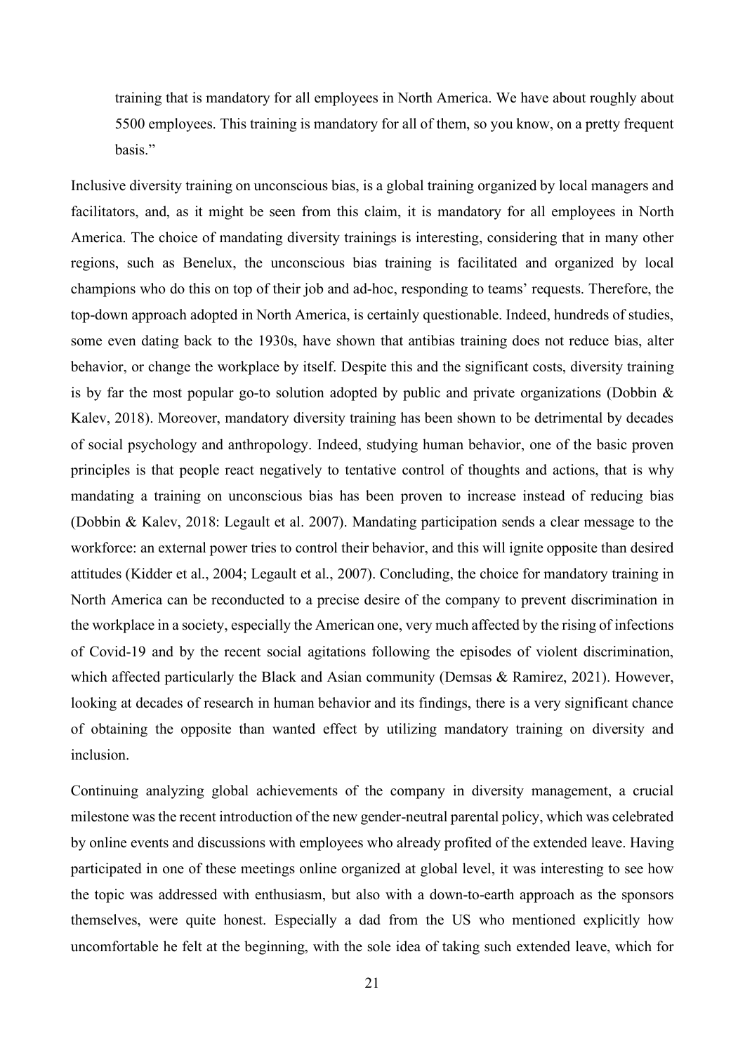> training that is mandatory for all employees in North America. We have about roughly about 5500 employees. This training is mandatory for all of them, so you know, on a pretty frequent basis."

Inclusive diversity training on unconscious bias, is a global training organized by local managers and facilitators, and, as it might be seen from this claim, it is mandatory for all employees in North America. The choice of mandating diversity trainings is interesting, considering that in many other regions, such as Benelux, the unconscious bias training is facilitated and organized by local champions who do this on top of their job and ad-hoc, responding to teams' requests. Therefore, the top-down approach adopted in North America, is certainly questionable. Indeed, hundreds of studies, some even dating back to the 1930s, have shown that antibias training does not reduce bias, alter behavior, or change the workplace by itself. Despite this and the significant costs, diversity training is by far the most popular go-to solution adopted by public and private organizations (Dobbin & Kalev, 2018). Moreover, mandatory diversity training has been shown to be detrimental by decades of social psychology and anthropology. Indeed, studying human behavior, one of the basic proven principles is that people react negatively to tentative control of thoughts and actions, that is why mandating a training on unconscious bias has been proven to increase instead of reducing bias (Dobbin & Kalev, 2018: Legault et al. 2007). Mandating participation sends a clear message to the workforce: an external power tries to control their behavior, and this will ignite opposite than desired attitudes (Kidder et al., 2004; Legault et al., 2007). Concluding, the choice for mandatory training in North America can be reconducted to a precise desire of the company to prevent discrimination in the workplace in a society, especially the American one, very much affected by the rising of infections of Covid-19 and by the recent social agitations following the episodes of violent discrimination, which affected particularly the Black and Asian community (Demsas & Ramirez, 2021). However, looking at decades of research in human behavior and its findings, there is a very significant chance of obtaining the opposite than wanted effect by utilizing mandatory training on diversity and inclusion.

Continuing analyzing global achievements of the company in diversity management, a crucial milestone was the recent introduction of the new gender-neutral parental policy, which was celebrated by online events and discussions with employees who already profited of the extended leave. Having participated in one of these meetings online organized at global level, it was interesting to see how the topic was addressed with enthusiasm, but also with a down-to-earth approach as the sponsors themselves, were quite honest. Especially a dad from the US who mentioned explicitly how uncomfortable he felt at the beginning, with the sole idea of taking such extended leave, which for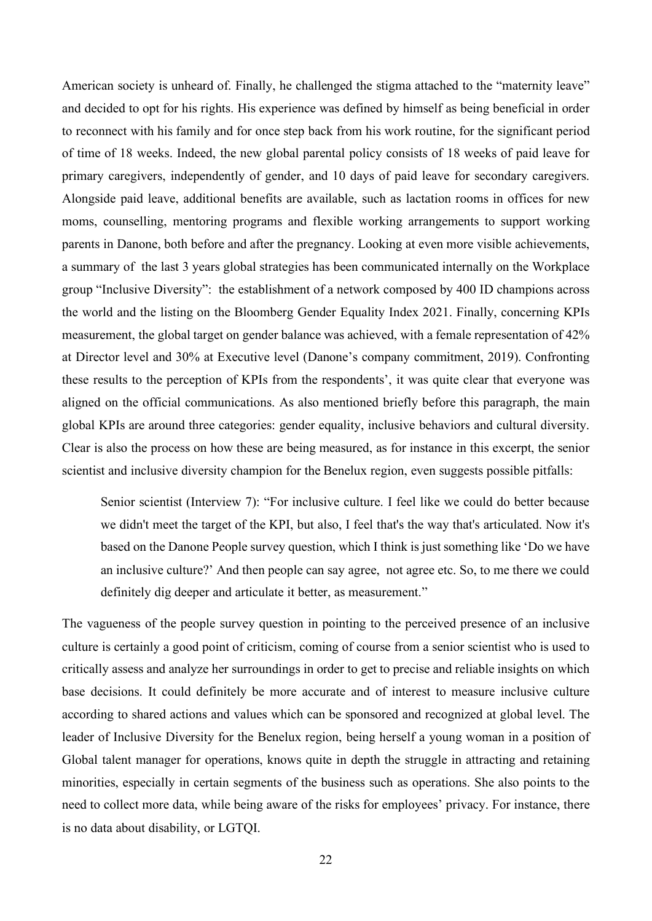American society is unheard of. Finally, he challenged the stigma attached to the "maternity leave" and decided to opt for his rights. His experience was defined by himself as being beneficial in order to reconnect with his family and for once step back from his work routine, for the significant period of time of 18 weeks. Indeed, the new global parental policy consists of 18 weeks of paid leave for primary caregivers, independently of gender, and 10 days of paid leave for secondary caregivers. Alongside paid leave, additional benefits are available, such as lactation rooms in offices for new moms, counselling, mentoring programs and flexible working arrangements to support working parents in Danone, both before and after the pregnancy. Looking at even more visible achievements, a summary of the last 3 years global strategies has been communicated internally on the Workplace group "Inclusive Diversity": the establishment of a network composed by 400 ID champions across the world and the listing on the Bloomberg Gender Equality Index 2021. Finally, concerning KPIs measurement, the global target on gender balance was achieved, with a female representation of 42% at Director level and 30% at Executive level (Danone's company commitment, 2019). Confronting these results to the perception of KPIs from the respondents', it was quite clear that everyone was aligned on the official communications. As also mentioned briefly before this paragraph, the main global KPIs are around three categories: gender equality, inclusive behaviors and cultural diversity. Clear is also the process on how these are being measured, as for instance in this excerpt, the senior scientist and inclusive diversity champion for the Benelux region, even suggests possible pitfalls:

> Senior scientist (Interview 7): "For inclusive culture. I feel like we could do better because we didn't meet the target of the KPI, but also, I feel that's the way that's articulated. Now it's based on the Danone People survey question, which I think is just something like 'Do we have an inclusive culture?' And then people can say agree, not agree etc. So, to me there we could definitely dig deeper and articulate it better, as measurement."

The vagueness of the people survey question in pointing to the perceived presence of an inclusive culture is certainly a good point of criticism, coming of course from a senior scientist who is used to critically assess and analyze her surroundings in order to get to precise and reliable insights on which base decisions. It could definitely be more accurate and of interest to measure inclusive culture according to shared actions and values which can be sponsored and recognized at global level. The leader of Inclusive Diversity for the Benelux region, being herself a young woman in a position of Global talent manager for operations, knows quite in depth the struggle in attracting and retaining minorities, especially in certain segments of the business such as operations. She also points to the need to collect more data, while being aware of the risks for employees' privacy. For instance, there is no data about disability, or LGTQI.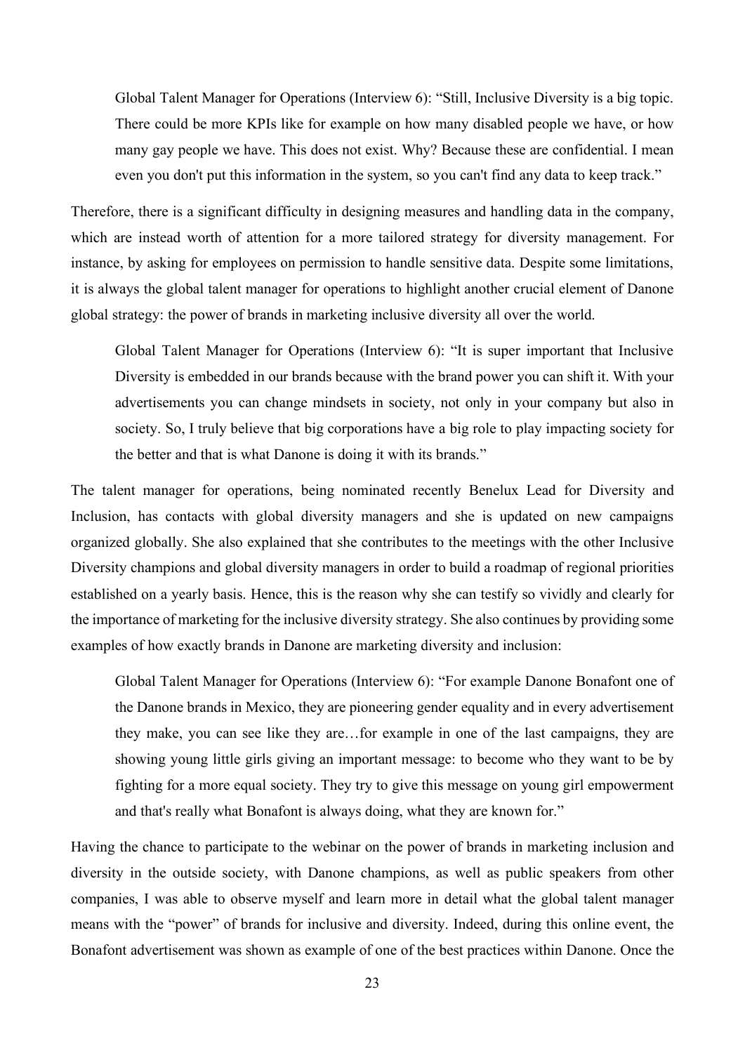> Global Talent Manager for Operations (Interview 6): "Still, Inclusive Diversity is a big topic. There could be more KPIs like for example on how many disabled people we have, or how many gay people we have. This does not exist. Why? Because these are confidential. I mean even you don't put this information in the system, so you can't find any data to keep track."

Therefore, there is a significant difficulty in designing measures and handling data in the company, which are instead worth of attention for a more tailored strategy for diversity management. For instance, by asking for employees on permission to handle sensitive data. Despite some limitations, it is always the global talent manager for operations to highlight another crucial element of Danone global strategy: the power of brands in marketing inclusive diversity all over the world.

> Global Talent Manager for Operations (Interview 6): "It is super important that Inclusive Diversity is embedded in our brands because with the brand power you can shift it. With your advertisements you can change mindsets in society, not only in your company but also in society. So, I truly believe that big corporations have a big role to play impacting society for the better and that is what Danone is doing it with its brands."

The talent manager for operations, being nominated recently Benelux Lead for Diversity and Inclusion, has contacts with global diversity managers and she is updated on new campaigns organized globally. She also explained that she contributes to the meetings with the other Inclusive Diversity champions and global diversity managers in order to build a roadmap of regional priorities established on a yearly basis. Hence, this is the reason why she can testify so vividly and clearly for the importance of marketing for the inclusive diversity strategy. She also continues by providing some examples of how exactly brands in Danone are marketing diversity and inclusion:

> Global Talent Manager for Operations (Interview 6): "For example Danone Bonafont one of the Danone brands in Mexico, they are pioneering gender equality and in every advertisement they make, you can see like they are…for example in one of the last campaigns, they are showing young little girls giving an important message: to become who they want to be by fighting for a more equal society. They try to give this message on young girl empowerment and that's really what Bonafont is always doing, what they are known for."

Having the chance to participate to the webinar on the power of brands in marketing inclusion and diversity in the outside society, with Danone champions, as well as public speakers from other companies, I was able to observe myself and learn more in detail what the global talent manager means with the "power" of brands for inclusive and diversity. Indeed, during this online event, the Bonafont advertisement was shown as example of one of the best practices within Danone. Once the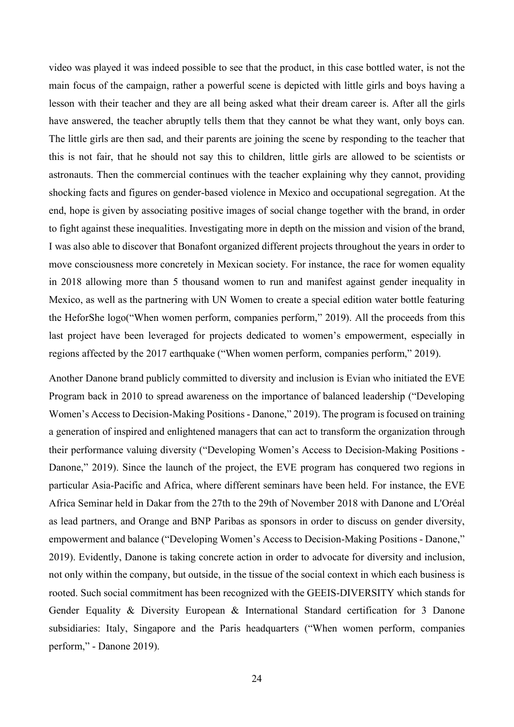video was played it was indeed possible to see that the product, in this case bottled water, is not the main focus of the campaign, rather a powerful scene is depicted with little girls and boys having a lesson with their teacher and they are all being asked what their dream career is. After all the girls have answered, the teacher abruptly tells them that they cannot be what they want, only boys can. The little girls are then sad, and their parents are joining the scene by responding to the teacher that this is not fair, that he should not say this to children, little girls are allowed to be scientists or astronauts. Then the commercial continues with the teacher explaining why they cannot, providing shocking facts and figures on gender-based violence in Mexico and occupational segregation. At the end, hope is given by associating positive images of social change together with the brand, in order to fight against these inequalities. Investigating more in depth on the mission and vision of the brand, I was also able to discover that Bonafont organized different projects throughout the years in order to move consciousness more concretely in Mexican society. For instance, the race for women equality in 2018 allowing more than 5 thousand women to run and manifest against gender inequality in Mexico, as well as the partnering with UN Women to create a special edition water bottle featuring the HeforShe logo("When women perform, companies perform," 2019). All the proceeds from this last project have been leveraged for projects dedicated to women's empowerment, especially in regions affected by the 2017 earthquake ("When women perform, companies perform," 2019).

Another Danone brand publicly committed to diversity and inclusion is Evian who initiated the EVE Program back in 2010 to spread awareness on the importance of balanced leadership ("Developing Women's Access to Decision-Making Positions - Danone," 2019). The program is focused on training a generation of inspired and enlightened managers that can act to transform the organization through their performance valuing diversity ("Developing Women's Access to Decision-Making Positions - Danone," 2019). Since the launch of the project, the EVE program has conquered two regions in particular Asia-Pacific and Africa, where different seminars have been held. For instance, the EVE Africa Seminar held in Dakar from the 27th to the 29th of November 2018 with Danone and L'Oréal as lead partners, and Orange and BNP Paribas as sponsors in order to discuss on gender diversity, empowerment and balance ("Developing Women's Access to Decision-Making Positions - Danone," 2019). Evidently, Danone is taking concrete action in order to advocate for diversity and inclusion, not only within the company, but outside, in the tissue of the social context in which each business is rooted. Such social commitment has been recognized with the GEEIS-DIVERSITY which stands for Gender Equality & Diversity European & International Standard certification for 3 Danone subsidiaries: Italy, Singapore and the Paris headquarters ("When women perform, companies perform," - Danone 2019).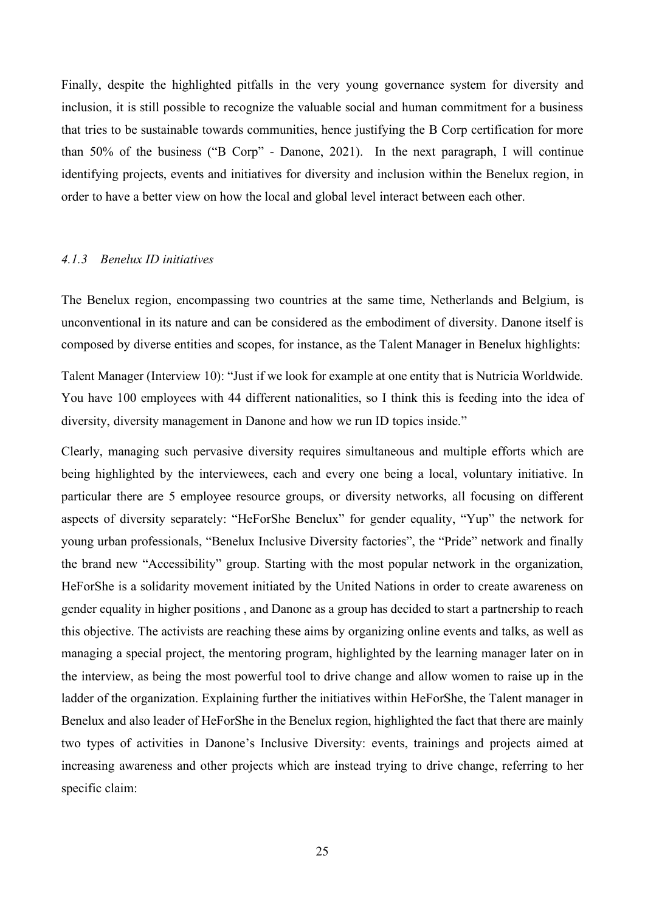Finally, despite the highlighted pitfalls in the very young governance system for diversity and inclusion, it is still possible to recognize the valuable social and human commitment for a business that tries to be sustainable towards communities, hence justifying the B Corp certification for more than 50% of the business ("B Corp" - Danone, 2021). In the next paragraph, I will continue identifying projects, events and initiatives for diversity and inclusion within the Benelux region, in order to have a better view on how the local and global level interact between each other.

### *4.1.3 Benelux ID initiatives*

The Benelux region, encompassing two countries at the same time, Netherlands and Belgium, is unconventional in its nature and can be considered as the embodiment of diversity. Danone itself is composed by diverse entities and scopes, for instance, as the Talent Manager in Benelux highlights:

Talent Manager (Interview 10): "Just if we look for example at one entity that is Nutricia Worldwide. You have 100 employees with 44 different nationalities, so I think this is feeding into the idea of diversity, diversity management in Danone and how we run ID topics inside."

Clearly, managing such pervasive diversity requires simultaneous and multiple efforts which are being highlighted by the interviewees, each and every one being a local, voluntary initiative. In particular there are 5 employee resource groups, or diversity networks, all focusing on different aspects of diversity separately: "HeForShe Benelux" for gender equality, "Yup" the network for young urban professionals, "Benelux Inclusive Diversity factories", the "Pride" network and finally the brand new "Accessibility" group. Starting with the most popular network in the organization, HeForShe is a solidarity movement initiated by the United Nations in order to create awareness on gender equality in higher positions , and Danone as a group has decided to start a partnership to reach this objective. The activists are reaching these aims by organizing online events and talks, as well as managing a special project, the mentoring program, highlighted by the learning manager later on in the interview, as being the most powerful tool to drive change and allow women to raise up in the ladder of the organization. Explaining further the initiatives within HeForShe, the Talent manager in Benelux and also leader of HeForShe in the Benelux region, highlighted the fact that there are mainly two types of activities in Danone's Inclusive Diversity: events, trainings and projects aimed at increasing awareness and other projects which are instead trying to drive change, referring to her specific claim: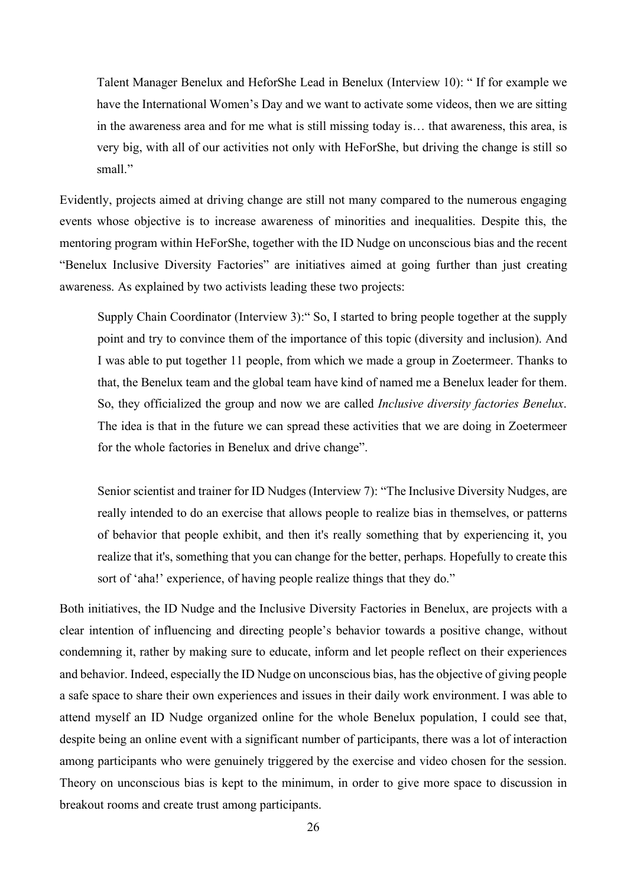> Talent Manager Benelux and HeforShe Lead in Benelux (Interview 10): " If for example we have the International Women's Day and we want to activate some videos, then we are sitting in the awareness area and for me what is still missing today is… that awareness, this area, is very big, with all of our activities not only with HeForShe, but driving the change is still so small."

Evidently, projects aimed at driving change are still not many compared to the numerous engaging events whose objective is to increase awareness of minorities and inequalities. Despite this, the mentoring program within HeForShe, together with the ID Nudge on unconscious bias and the recent "Benelux Inclusive Diversity Factories" are initiatives aimed at going further than just creating awareness. As explained by two activists leading these two projects:

> Supply Chain Coordinator (Interview 3):" So, I started to bring people together at the supply point and try to convince them of the importance of this topic (diversity and inclusion). And I was able to put together 11 people, from which we made a group in Zoetermeer. Thanks to that, the Benelux team and the global team have kind of named me a Benelux leader for them. So, they officialized the group and now we are called *Inclusive diversity factories Benelux*. The idea is that in the future we can spread these activities that we are doing in Zoetermeer for the whole factories in Benelux and drive change".

> Senior scientist and trainer for ID Nudges (Interview 7): "The Inclusive Diversity Nudges, are really intended to do an exercise that allows people to realize bias in themselves, or patterns of behavior that people exhibit, and then it's really something that by experiencing it, you realize that it's, something that you can change for the better, perhaps. Hopefully to create this sort of 'aha!' experience, of having people realize things that they do."

Both initiatives, the ID Nudge and the Inclusive Diversity Factories in Benelux, are projects with a clear intention of influencing and directing people's behavior towards a positive change, without condemning it, rather by making sure to educate, inform and let people reflect on their experiences and behavior. Indeed, especially the ID Nudge on unconscious bias, has the objective of giving people a safe space to share their own experiences and issues in their daily work environment. I was able to attend myself an ID Nudge organized online for the whole Benelux population, I could see that, despite being an online event with a significant number of participants, there was a lot of interaction among participants who were genuinely triggered by the exercise and video chosen for the session. Theory on unconscious bias is kept to the minimum, in order to give more space to discussion in breakout rooms and create trust among participants.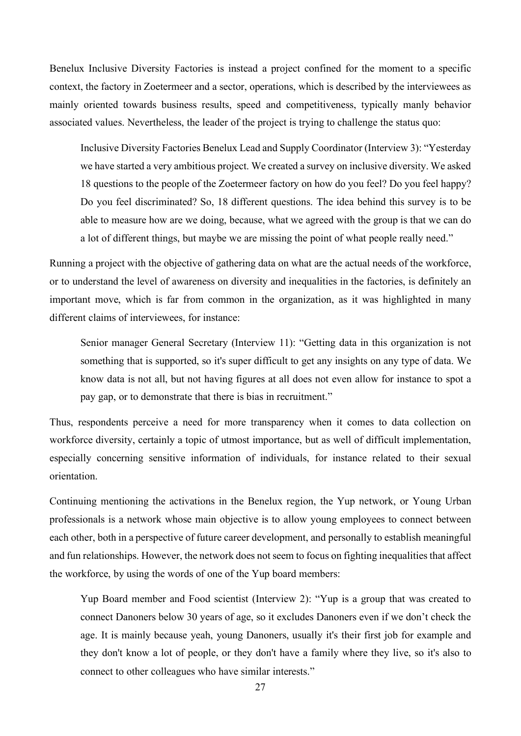Benelux Inclusive Diversity Factories is instead a project confined for the moment to a specific context, the factory in Zoetermeer and a sector, operations, which is described by the interviewees as mainly oriented towards business results, speed and competitiveness, typically manly behavior associated values. Nevertheless, the leader of the project is trying to challenge the status quo:

> Inclusive Diversity Factories Benelux Lead and Supply Coordinator (Interview 3): "Yesterday we have started a very ambitious project. We created a survey on inclusive diversity. We asked 18 questions to the people of the Zoetermeer factory on how do you feel? Do you feel happy? Do you feel discriminated? So, 18 different questions. The idea behind this survey is to be able to measure how are we doing, because, what we agreed with the group is that we can do a lot of different things, but maybe we are missing the point of what people really need."

Running a project with the objective of gathering data on what are the actual needs of the workforce, or to understand the level of awareness on diversity and inequalities in the factories, is definitely an important move, which is far from common in the organization, as it was highlighted in many different claims of interviewees, for instance:

> Senior manager General Secretary (Interview 11): "Getting data in this organization is not something that is supported, so it's super difficult to get any insights on any type of data. We know data is not all, but not having figures at all does not even allow for instance to spot a pay gap, or to demonstrate that there is bias in recruitment."

Thus, respondents perceive a need for more transparency when it comes to data collection on workforce diversity, certainly a topic of utmost importance, but as well of difficult implementation, especially concerning sensitive information of individuals, for instance related to their sexual orientation.

Continuing mentioning the activations in the Benelux region, the Yup network, or Young Urban professionals is a network whose main objective is to allow young employees to connect between each other, both in a perspective of future career development, and personally to establish meaningful and fun relationships. However, the network does not seem to focus on fighting inequalities that affect the workforce, by using the words of one of the Yup board members:

> Yup Board member and Food scientist (Interview 2): "Yup is a group that was created to connect Danoners below 30 years of age, so it excludes Danoners even if we don't check the age. It is mainly because yeah, young Danoners, usually it's their first job for example and they don't know a lot of people, or they don't have a family where they live, so it's also to connect to other colleagues who have similar interests."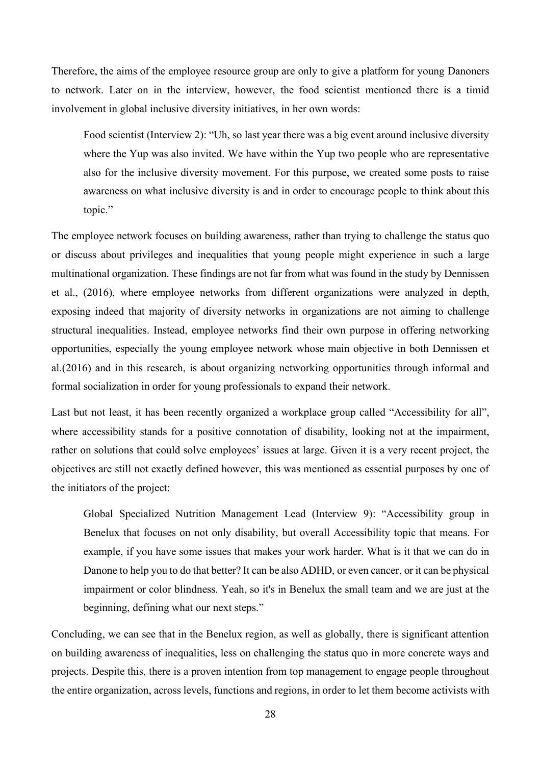Therefore, the aims of the employee resource group are only to give a platform for young Danoners to network. Later on in the interview, however, the food scientist mentioned there is a timid involvement in global inclusive diversity initiatives, in her own words:

> Food scientist (Interview 2): "Uh, so last year there was a big event around inclusive diversity where the Yup was also invited. We have within the Yup two people who are representative also for the inclusive diversity movement. For this purpose, we created some posts to raise awareness on what inclusive diversity is and in order to encourage people to think about this topic."

The employee network focuses on building awareness, rather than trying to challenge the status quo or discuss about privileges and inequalities that young people might experience in such a large multinational organization. These findings are not far from what was found in the study by Dennissen et al., (2016), where employee networks from different organizations were analyzed in depth, exposing indeed that majority of diversity networks in organizations are not aiming to challenge structural inequalities. Instead, employee networks find their own purpose in offering networking opportunities, especially the young employee network whose main objective in both Dennissen et al.(2016) and in this research, is about organizing networking opportunities through informal and formal socialization in order for young professionals to expand their network.

Last but not least, it has been recently organized a workplace group called "Accessibility for all", where accessibility stands for a positive connotation of disability, looking not at the impairment, rather on solutions that could solve employees' issues at large. Given it is a very recent project, the objectives are still not exactly defined however, this was mentioned as essential purposes by one of the initiators of the project:

> Global Specialized Nutrition Management Lead (Interview 9): "Accessibility group in Benelux that focuses on not only disability, but overall Accessibility topic that means. For example, if you have some issues that makes your work harder. What is it that we can do in Danone to help you to do that better? It can be also ADHD, or even cancer, or it can be physical impairment or color blindness. Yeah, so it's in Benelux the small team and we are just at the beginning, defining what our next steps."

Concluding, we can see that in the Benelux region, as well as globally, there is significant attention on building awareness of inequalities, less on challenging the status quo in more concrete ways and projects. Despite this, there is a proven intention from top management to engage people throughout the entire organization, across levels, functions and regions, in order to let them become activists with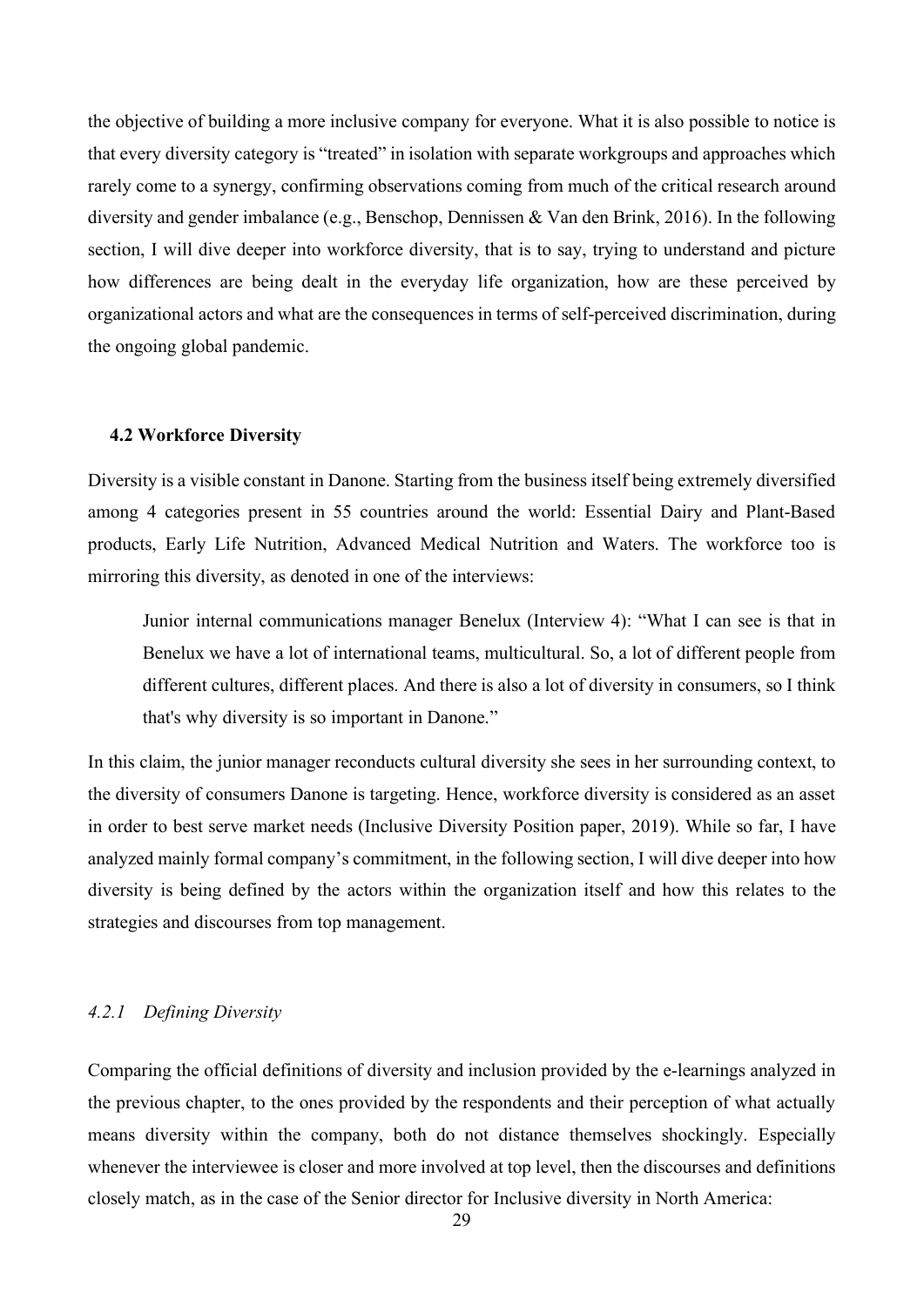the objective of building a more inclusive company for everyone. What it is also possible to notice is that every diversity category is "treated" in isolation with separate workgroups and approaches which rarely come to a synergy, confirming observations coming from much of the critical research around diversity and gender imbalance (e.g., Benschop, Dennissen & Van den Brink, 2016). In the following section, I will dive deeper into workforce diversity, that is to say, trying to understand and picture how differences are being dealt in the everyday life organization, how are these perceived by organizational actors and what are the consequences in terms of self-perceived discrimination, during the ongoing global pandemic.

### 4.2 Workforce Diversity

Diversity is a visible constant in Danone. Starting from the business itself being extremely diversified among 4 categories present in 55 countries around the world: Essential Dairy and Plant-Based products, Early Life Nutrition, Advanced Medical Nutrition and Waters. The workforce too is mirroring this diversity, as denoted in one of the interviews:

> Junior internal communications manager Benelux (Interview 4): "What I can see is that in Benelux we have a lot of international teams, multicultural. So, a lot of different people from different cultures, different places. And there is also a lot of diversity in consumers, so I think that's why diversity is so important in Danone."

In this claim, the junior manager reconducts cultural diversity she sees in her surrounding context, to the diversity of consumers Danone is targeting. Hence, workforce diversity is considered as an asset in order to best serve market needs (Inclusive Diversity Position paper, 2019). While so far, I have analyzed mainly formal company's commitment, in the following section, I will dive deeper into how diversity is being defined by the actors within the organization itself and how this relates to the strategies and discourses from top management.

#### *4.2.1 Defining Diversity*

Comparing the official definitions of diversity and inclusion provided by the e-learnings analyzed in the previous chapter, to the ones provided by the respondents and their perception of what actually means diversity within the company, both do not distance themselves shockingly. Especially whenever the interviewee is closer and more involved at top level, then the discourses and definitions closely match, as in the case of the Senior director for Inclusive diversity in North America: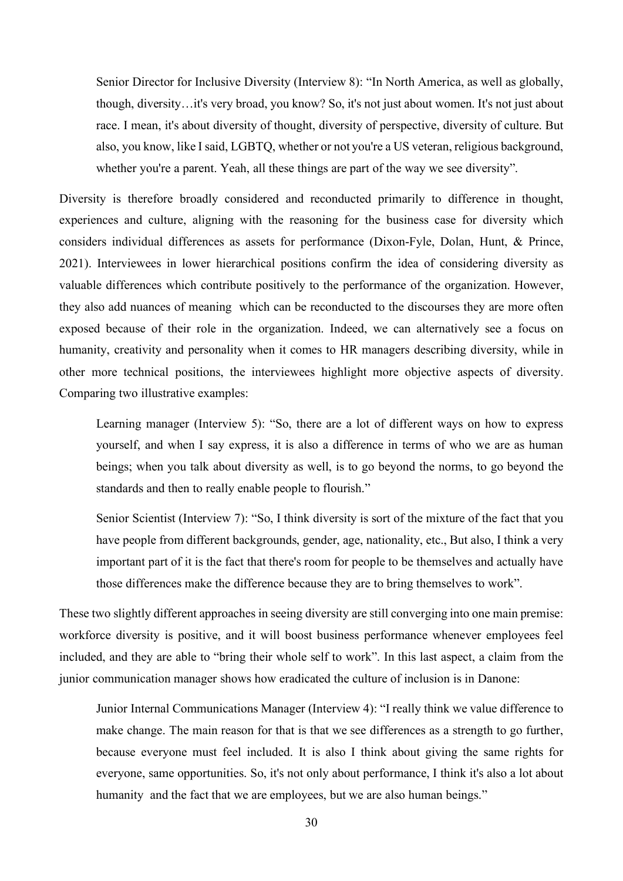> Senior Director for Inclusive Diversity (Interview 8): "In North America, as well as globally, though, diversity…it's very broad, you know? So, it's not just about women. It's not just about race. I mean, it's about diversity of thought, diversity of perspective, diversity of culture. But also, you know, like I said, LGBTQ, whether or not you're a US veteran, religious background, whether you're a parent. Yeah, all these things are part of the way we see diversity".

Diversity is therefore broadly considered and reconducted primarily to difference in thought, experiences and culture, aligning with the reasoning for the business case for diversity which considers individual differences as assets for performance (Dixon-Fyle, Dolan, Hunt, & Prince, 2021). Interviewees in lower hierarchical positions confirm the idea of considering diversity as valuable differences which contribute positively to the performance of the organization. However, they also add nuances of meaning which can be reconducted to the discourses they are more often exposed because of their role in the organization. Indeed, we can alternatively see a focus on humanity, creativity and personality when it comes to HR managers describing diversity, while in other more technical positions, the interviewees highlight more objective aspects of diversity. Comparing two illustrative examples:

> Learning manager (Interview 5): "So, there are a lot of different ways on how to express yourself, and when I say express, it is also a difference in terms of who we are as human beings; when you talk about diversity as well, is to go beyond the norms, to go beyond the standards and then to really enable people to flourish."

> Senior Scientist (Interview 7): "So, I think diversity is sort of the mixture of the fact that you have people from different backgrounds, gender, age, nationality, etc., But also, I think a very important part of it is the fact that there's room for people to be themselves and actually have those differences make the difference because they are to bring themselves to work".

These two slightly different approaches in seeing diversity are still converging into one main premise: workforce diversity is positive, and it will boost business performance whenever employees feel included, and they are able to "bring their whole self to work". In this last aspect, a claim from the junior communication manager shows how eradicated the culture of inclusion is in Danone:

> Junior Internal Communications Manager (Interview 4): "I really think we value difference to make change. The main reason for that is that we see differences as a strength to go further, because everyone must feel included. It is also I think about giving the same rights for everyone, same opportunities. So, it's not only about performance, I think it's also a lot about humanity and the fact that we are employees, but we are also human beings."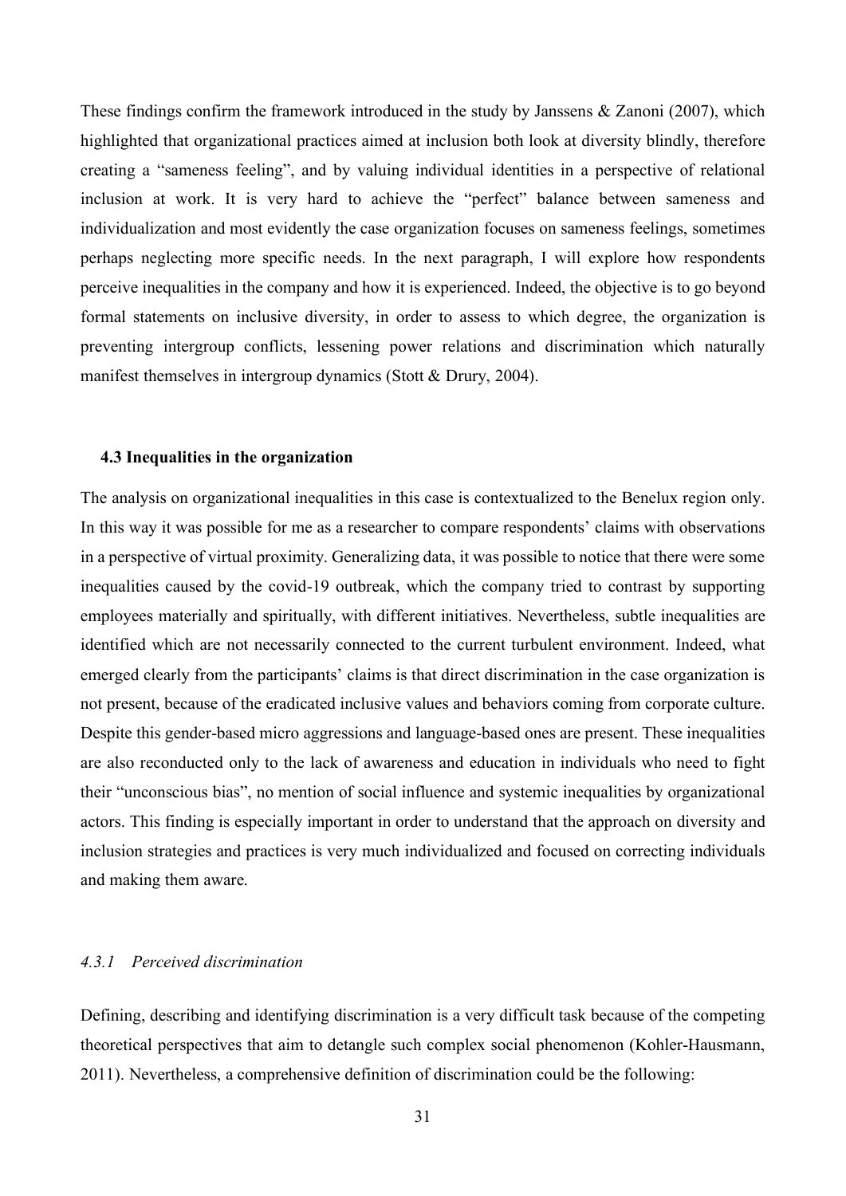These findings confirm the framework introduced in the study by Janssens & Zanoni (2007), which highlighted that organizational practices aimed at inclusion both look at diversity blindly, therefore creating a "sameness feeling", and by valuing individual identities in a perspective of relational inclusion at work. It is very hard to achieve the "perfect" balance between sameness and individualization and most evidently the case organization focuses on sameness feelings, sometimes perhaps neglecting more specific needs. In the next paragraph, I will explore how respondents perceive inequalities in the company and how it is experienced. Indeed, the objective is to go beyond formal statements on inclusive diversity, in order to assess to which degree, the organization is preventing intergroup conflicts, lessening power relations and discrimination which naturally manifest themselves in intergroup dynamics (Stott & Drury, 2004).

### 4.3 Inequalities in the organization

The analysis on organizational inequalities in this case is contextualized to the Benelux region only. In this way it was possible for me as a researcher to compare respondents' claims with observations in a perspective of virtual proximity. Generalizing data, it was possible to notice that there were some inequalities caused by the covid-19 outbreak, which the company tried to contrast by supporting employees materially and spiritually, with different initiatives. Nevertheless, subtle inequalities are identified which are not necessarily connected to the current turbulent environment. Indeed, what emerged clearly from the participants' claims is that direct discrimination in the case organization is not present, because of the eradicated inclusive values and behaviors coming from corporate culture. Despite this gender-based micro aggressions and language-based ones are present. These inequalities are also reconducted only to the lack of awareness and education in individuals who need to fight their "unconscious bias", no mention of social influence and systemic inequalities by organizational actors. This finding is especially important in order to understand that the approach on diversity and inclusion strategies and practices is very much individualized and focused on correcting individuals and making them aware.

#### *4.3.1 Perceived discrimination*

Defining, describing and identifying discrimination is a very difficult task because of the competing theoretical perspectives that aim to detangle such complex social phenomenon (Kohler-Hausmann, 2011). Nevertheless, a comprehensive definition of discrimination could be the following: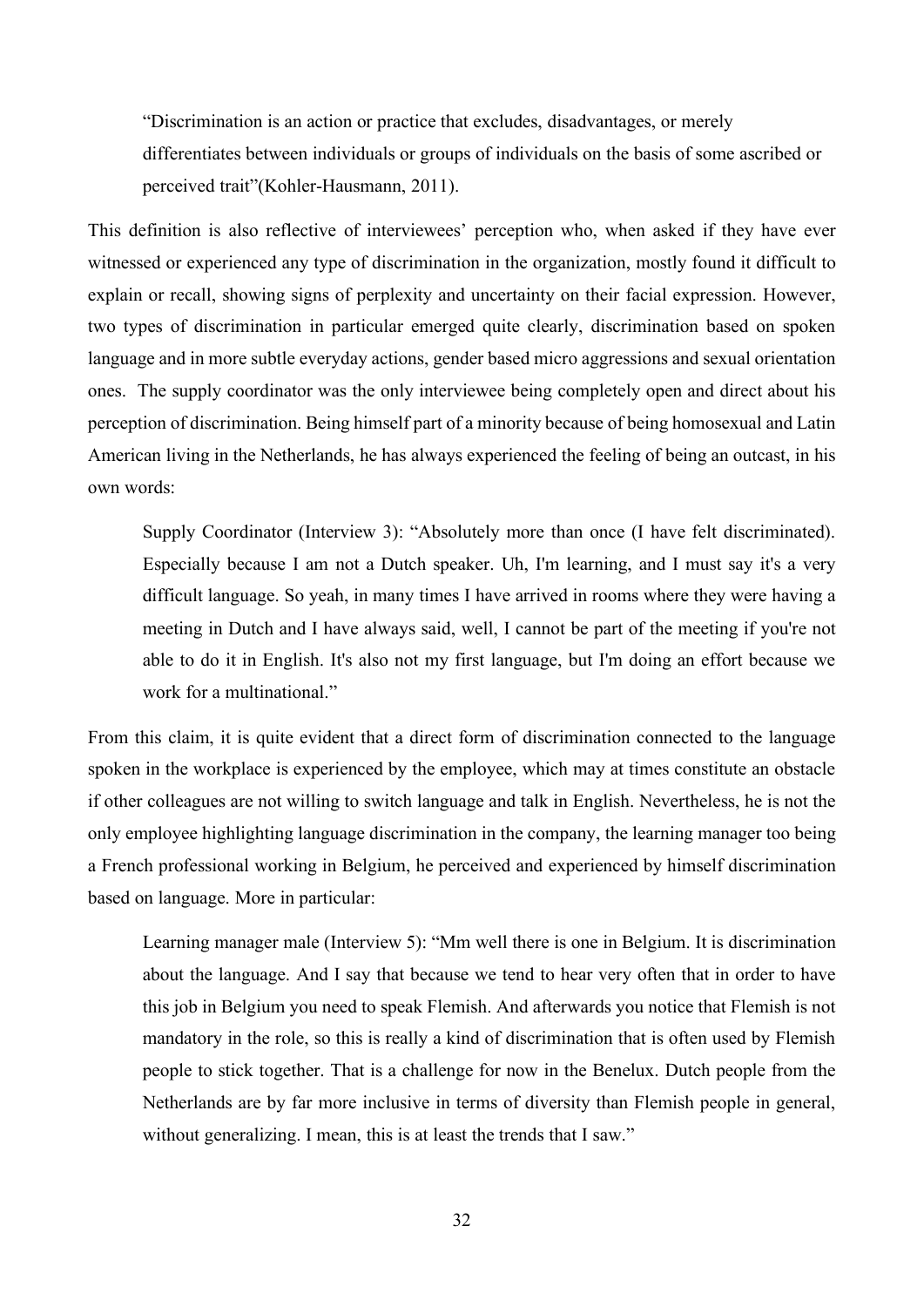> "Discrimination is an action or practice that excludes, disadvantages, or merely differentiates between individuals or groups of individuals on the basis of some ascribed or perceived trait"(Kohler-Hausmann, 2011).

This definition is also reflective of interviewees' perception who, when asked if they have ever witnessed or experienced any type of discrimination in the organization, mostly found it difficult to explain or recall, showing signs of perplexity and uncertainty on their facial expression. However, two types of discrimination in particular emerged quite clearly, discrimination based on spoken language and in more subtle everyday actions, gender based micro aggressions and sexual orientation ones. The supply coordinator was the only interviewee being completely open and direct about his perception of discrimination. Being himself part of a minority because of being homosexual and Latin American living in the Netherlands, he has always experienced the feeling of being an outcast, in his own words:

> Supply Coordinator (Interview 3): "Absolutely more than once (I have felt discriminated). Especially because I am not a Dutch speaker. Uh, I'm learning, and I must say it's a very difficult language. So yeah, in many times I have arrived in rooms where they were having a meeting in Dutch and I have always said, well, I cannot be part of the meeting if you're not able to do it in English. It's also not my first language, but I'm doing an effort because we work for a multinational."

From this claim, it is quite evident that a direct form of discrimination connected to the language spoken in the workplace is experienced by the employee, which may at times constitute an obstacle if other colleagues are not willing to switch language and talk in English. Nevertheless, he is not the only employee highlighting language discrimination in the company, the learning manager too being a French professional working in Belgium, he perceived and experienced by himself discrimination based on language. More in particular:

> Learning manager male (Interview 5): "Mm well there is one in Belgium. It is discrimination about the language. And I say that because we tend to hear very often that in order to have this job in Belgium you need to speak Flemish. And afterwards you notice that Flemish is not mandatory in the role, so this is really a kind of discrimination that is often used by Flemish people to stick together. That is a challenge for now in the Benelux. Dutch people from the Netherlands are by far more inclusive in terms of diversity than Flemish people in general, without generalizing. I mean, this is at least the trends that I saw."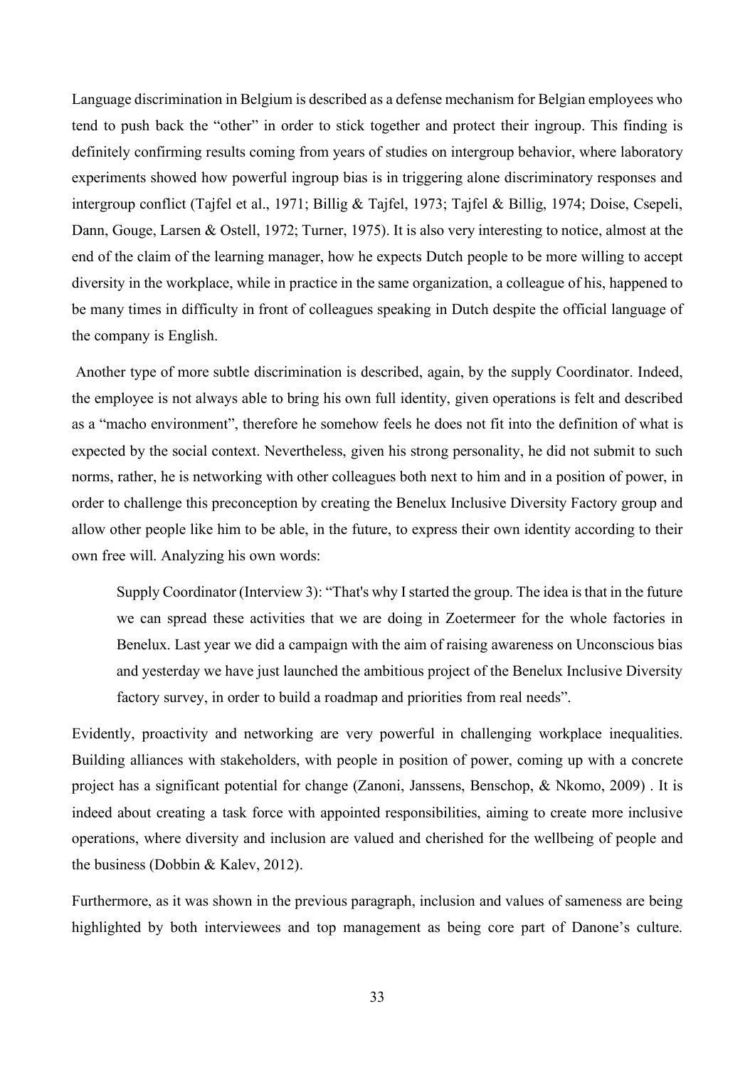Language discrimination in Belgium is described as a defense mechanism for Belgian employees who tend to push back the "other" in order to stick together and protect their ingroup. This finding is definitely confirming results coming from years of studies on intergroup behavior, where laboratory experiments showed how powerful ingroup bias is in triggering alone discriminatory responses and intergroup conflict (Tajfel et al., 1971; Billig & Tajfel, 1973; Tajfel & Billig, 1974; Doise, Csepeli, Dann, Gouge, Larsen & Ostell, 1972; Turner, 1975). It is also very interesting to notice, almost at the end of the claim of the learning manager, how he expects Dutch people to be more willing to accept diversity in the workplace, while in practice in the same organization, a colleague of his, happened to be many times in difficulty in front of colleagues speaking in Dutch despite the official language of the company is English.

Another type of more subtle discrimination is described, again, by the supply Coordinator. Indeed, the employee is not always able to bring his own full identity, given operations is felt and described as a "macho environment", therefore he somehow feels he does not fit into the definition of what is expected by the social context. Nevertheless, given his strong personality, he did not submit to such norms, rather, he is networking with other colleagues both next to him and in a position of power, in order to challenge this preconception by creating the Benelux Inclusive Diversity Factory group and allow other people like him to be able, in the future, to express their own identity according to their own free will. Analyzing his own words:

> Supply Coordinator (Interview 3): "That's why I started the group. The idea is that in the future we can spread these activities that we are doing in Zoetermeer for the whole factories in Benelux. Last year we did a campaign with the aim of raising awareness on Unconscious bias and yesterday we have just launched the ambitious project of the Benelux Inclusive Diversity factory survey, in order to build a roadmap and priorities from real needs".

Evidently, proactivity and networking are very powerful in challenging workplace inequalities. Building alliances with stakeholders, with people in position of power, coming up with a concrete project has a significant potential for change (Zanoni, Janssens, Benschop, & Nkomo, 2009) . It is indeed about creating a task force with appointed responsibilities, aiming to create more inclusive operations, where diversity and inclusion are valued and cherished for the wellbeing of people and the business (Dobbin & Kalev, 2012).

Furthermore, as it was shown in the previous paragraph, inclusion and values of sameness are being highlighted by both interviewees and top management as being core part of Danone's culture.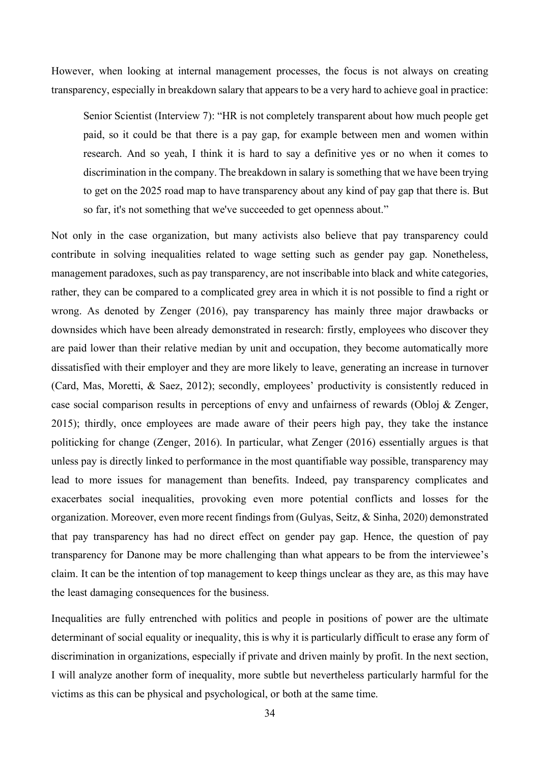However, when looking at internal management processes, the focus is not always on creating transparency, especially in breakdown salary that appears to be a very hard to achieve goal in practice:

> Senior Scientist (Interview 7): "HR is not completely transparent about how much people get paid, so it could be that there is a pay gap, for example between men and women within research. And so yeah, I think it is hard to say a definitive yes or no when it comes to discrimination in the company. The breakdown in salary is something that we have been trying to get on the 2025 road map to have transparency about any kind of pay gap that there is. But so far, it's not something that we've succeeded to get openness about."

Not only in the case organization, but many activists also believe that pay transparency could contribute in solving inequalities related to wage setting such as gender pay gap. Nonetheless, management paradoxes, such as pay transparency, are not inscribable into black and white categories, rather, they can be compared to a complicated grey area in which it is not possible to find a right or wrong. As denoted by Zenger (2016), pay transparency has mainly three major drawbacks or downsides which have been already demonstrated in research: firstly, employees who discover they are paid lower than their relative median by unit and occupation, they become automatically more dissatisfied with their employer and they are more likely to leave, generating an increase in turnover (Card, Mas, Moretti, & Saez, 2012); secondly, employees' productivity is consistently reduced in case social comparison results in perceptions of envy and unfairness of rewards (Obloj & Zenger, 2015); thirdly, once employees are made aware of their peers high pay, they take the instance politicking for change (Zenger, 2016). In particular, what Zenger (2016) essentially argues is that unless pay is directly linked to performance in the most quantifiable way possible, transparency may lead to more issues for management than benefits. Indeed, pay transparency complicates and exacerbates social inequalities, provoking even more potential conflicts and losses for the organization. Moreover, even more recent findings from (Gulyas, Seitz, & Sinha, 2020) demonstrated that pay transparency has had no direct effect on gender pay gap. Hence, the question of pay transparency for Danone may be more challenging than what appears to be from the interviewee's claim. It can be the intention of top management to keep things unclear as they are, as this may have the least damaging consequences for the business.

Inequalities are fully entrenched with politics and people in positions of power are the ultimate determinant of social equality or inequality, this is why it is particularly difficult to erase any form of discrimination in organizations, especially if private and driven mainly by profit. In the next section, I will analyze another form of inequality, more subtle but nevertheless particularly harmful for the victims as this can be physical and psychological, or both at the same time.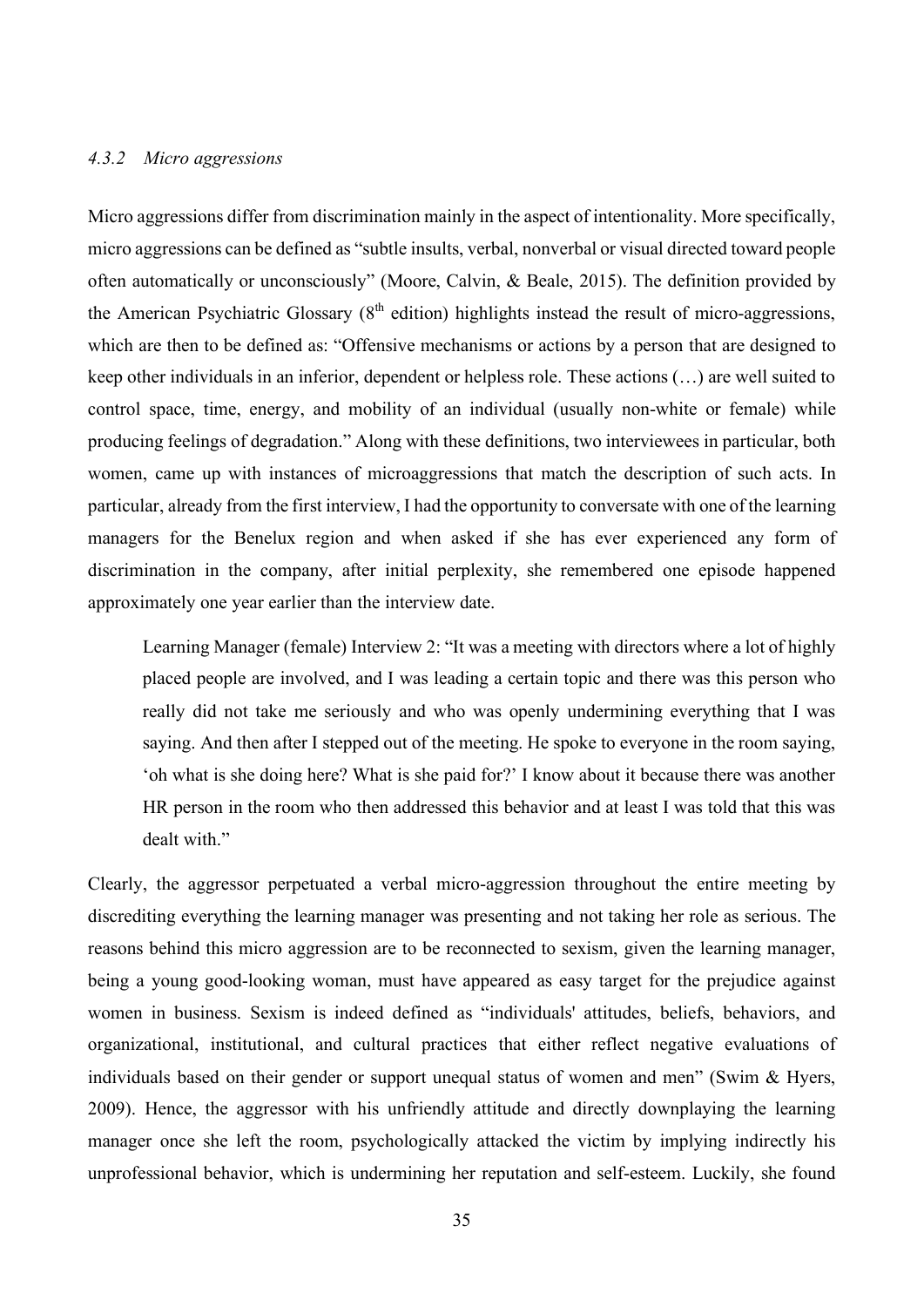#### *4.3.2 Micro aggressions*

Micro aggressions differ from discrimination mainly in the aspect of intentionality. More specifically, micro aggressions can be defined as "subtle insults, verbal, nonverbal or visual directed toward people often automatically or unconsciously" (Moore, Calvin, & Beale, 2015). The definition provided by the American Psychiatric Glossary (8th edition) highlights instead the result of micro-aggressions, which are then to be defined as: "Offensive mechanisms or actions by a person that are designed to keep other individuals in an inferior, dependent or helpless role. These actions (…) are well suited to control space, time, energy, and mobility of an individual (usually non-white or female) while producing feelings of degradation." Along with these definitions, two interviewees in particular, both women, came up with instances of microaggressions that match the description of such acts. In particular, already from the first interview, I had the opportunity to conversate with one of the learning managers for the Benelux region and when asked if she has ever experienced any form of discrimination in the company, after initial perplexity, she remembered one episode happened approximately one year earlier than the interview date.

> Learning Manager (female) Interview 2: "It was a meeting with directors where a lot of highly placed people are involved, and I was leading a certain topic and there was this person who really did not take me seriously and who was openly undermining everything that I was saying. And then after I stepped out of the meeting. He spoke to everyone in the room saying, 'oh what is she doing here? What is she paid for?' I know about it because there was another HR person in the room who then addressed this behavior and at least I was told that this was dealt with."

Clearly, the aggressor perpetuated a verbal micro-aggression throughout the entire meeting by discrediting everything the learning manager was presenting and not taking her role as serious. The reasons behind this micro aggression are to be reconnected to sexism, given the learning manager, being a young good-looking woman, must have appeared as easy target for the prejudice against women in business. Sexism is indeed defined as "individuals' attitudes, beliefs, behaviors, and organizational, institutional, and cultural practices that either reflect negative evaluations of individuals based on their gender or support unequal status of women and men" (Swim & Hyers, 2009). Hence, the aggressor with his unfriendly attitude and directly downplaying the learning manager once she left the room, psychologically attacked the victim by implying indirectly his unprofessional behavior, which is undermining her reputation and self-esteem. Luckily, she found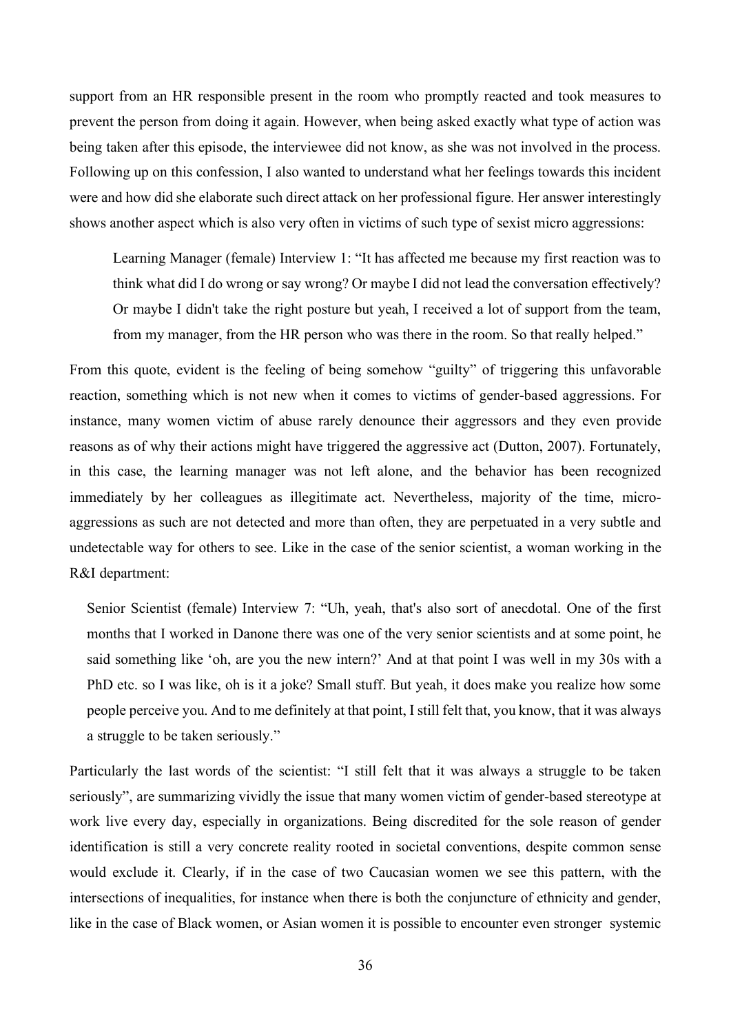support from an HR responsible present in the room who promptly reacted and took measures to prevent the person from doing it again. However, when being asked exactly what type of action was being taken after this episode, the interviewee did not know, as she was not involved in the process. Following up on this confession, I also wanted to understand what her feelings towards this incident were and how did she elaborate such direct attack on her professional figure. Her answer interestingly shows another aspect which is also very often in victims of such type of sexist micro aggressions:

> Learning Manager (female) Interview 1: "It has affected me because my first reaction was to think what did I do wrong or say wrong? Or maybe I did not lead the conversation effectively? Or maybe I didn't take the right posture but yeah, I received a lot of support from the team, from my manager, from the HR person who was there in the room. So that really helped."

From this quote, evident is the feeling of being somehow "guilty" of triggering this unfavorable reaction, something which is not new when it comes to victims of gender-based aggressions. For instance, many women victim of abuse rarely denounce their aggressors and they even provide reasons as of why their actions might have triggered the aggressive act (Dutton, 2007). Fortunately, in this case, the learning manager was not left alone, and the behavior has been recognized immediately by her colleagues as illegitimate act. Nevertheless, majority of the time, micro-aggressions as such are not detected and more than often, they are perpetuated in a very subtle and undetectable way for others to see. Like in the case of the senior scientist, a woman working in the R&I department:

> Senior Scientist (female) Interview 7: "Uh, yeah, that's also sort of anecdotal. One of the first months that I worked in Danone there was one of the very senior scientists and at some point, he said something like 'oh, are you the new intern?' And at that point I was well in my 30s with a PhD etc. so I was like, oh is it a joke? Small stuff. But yeah, it does make you realize how some people perceive you. And to me definitely at that point, I still felt that, you know, that it was always a struggle to be taken seriously."

Particularly the last words of the scientist: "I still felt that it was always a struggle to be taken seriously", are summarizing vividly the issue that many women victim of gender-based stereotype at work live every day, especially in organizations. Being discredited for the sole reason of gender identification is still a very concrete reality rooted in societal conventions, despite common sense would exclude it. Clearly, if in the case of two Caucasian women we see this pattern, with the intersections of inequalities, for instance when there is both the conjuncture of ethnicity and gender, like in the case of Black women, or Asian women it is possible to encounter even stronger systemic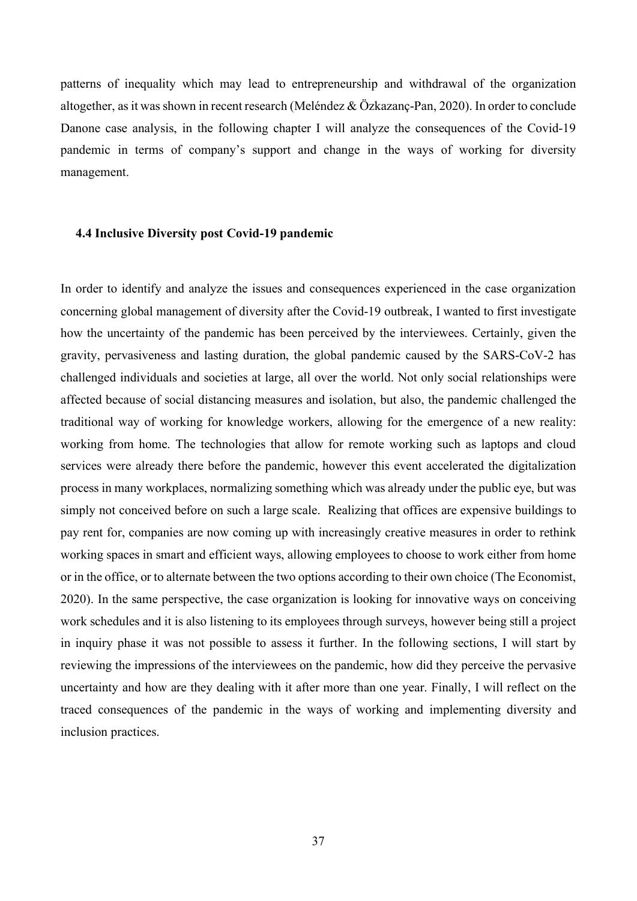patterns of inequality which may lead to entrepreneurship and withdrawal of the organization altogether, as it was shown in recent research (Meléndez & Özkazanç-Pan, 2020). In order to conclude Danone case analysis, in the following chapter I will analyze the consequences of the Covid-19 pandemic in terms of company's support and change in the ways of working for diversity management.

### 4.4 Inclusive Diversity post Covid-19 pandemic

In order to identify and analyze the issues and consequences experienced in the case organization concerning global management of diversity after the Covid-19 outbreak, I wanted to first investigate how the uncertainty of the pandemic has been perceived by the interviewees. Certainly, given the gravity, pervasiveness and lasting duration, the global pandemic caused by the SARS-CoV-2 has challenged individuals and societies at large, all over the world. Not only social relationships were affected because of social distancing measures and isolation, but also, the pandemic challenged the traditional way of working for knowledge workers, allowing for the emergence of a new reality: working from home. The technologies that allow for remote working such as laptops and cloud services were already there before the pandemic, however this event accelerated the digitalization process in many workplaces, normalizing something which was already under the public eye, but was simply not conceived before on such a large scale. Realizing that offices are expensive buildings to pay rent for, companies are now coming up with increasingly creative measures in order to rethink working spaces in smart and efficient ways, allowing employees to choose to work either from home or in the office, or to alternate between the two options according to their own choice (The Economist, 2020). In the same perspective, the case organization is looking for innovative ways on conceiving work schedules and it is also listening to its employees through surveys, however being still a project in inquiry phase it was not possible to assess it further. In the following sections, I will start by reviewing the impressions of the interviewees on the pandemic, how did they perceive the pervasive uncertainty and how are they dealing with it after more than one year. Finally, I will reflect on the traced consequences of the pandemic in the ways of working and implementing diversity and inclusion practices.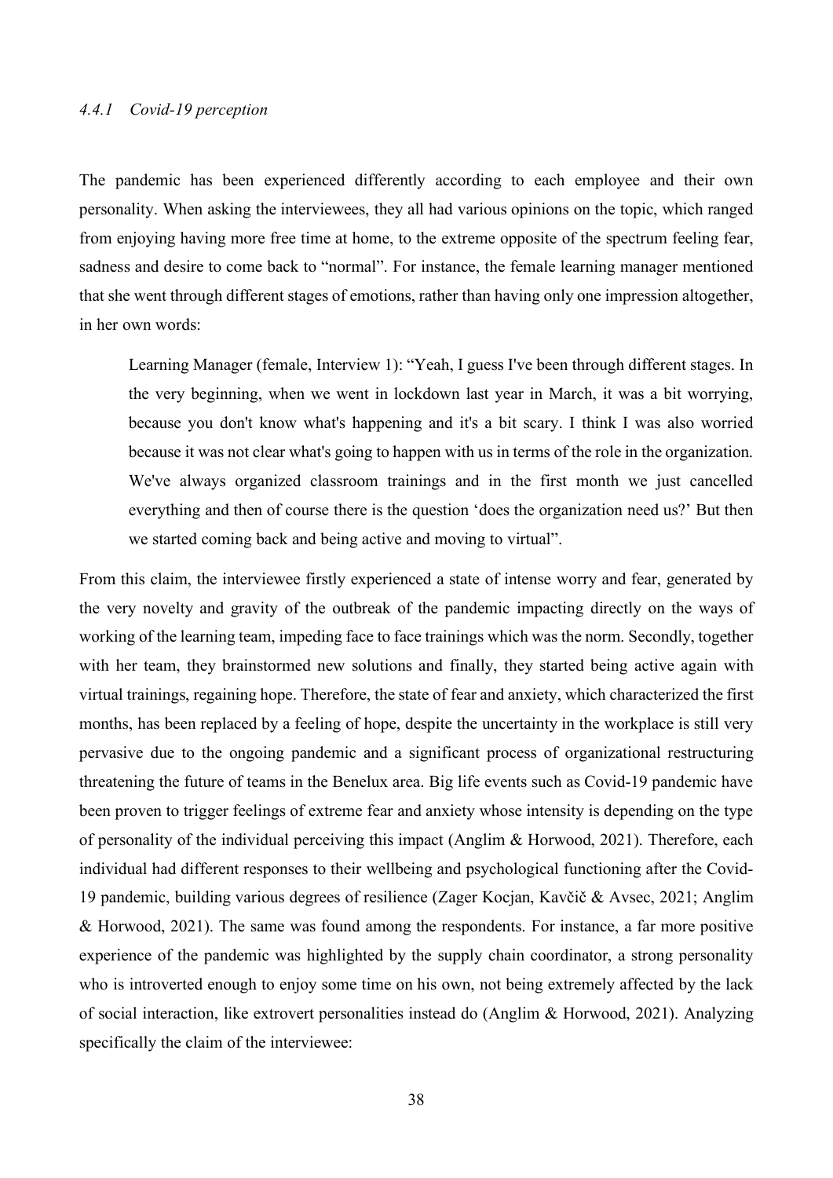#### *4.4.1 Covid-19 perception*

The pandemic has been experienced differently according to each employee and their own personality. When asking the interviewees, they all had various opinions on the topic, which ranged from enjoying having more free time at home, to the extreme opposite of the spectrum feeling fear, sadness and desire to come back to "normal". For instance, the female learning manager mentioned that she went through different stages of emotions, rather than having only one impression altogether, in her own words:

> Learning Manager (female, Interview 1): "Yeah, I guess I've been through different stages. In the very beginning, when we went in lockdown last year in March, it was a bit worrying, because you don't know what's happening and it's a bit scary. I think I was also worried because it was not clear what's going to happen with us in terms of the role in the organization. We've always organized classroom trainings and in the first month we just cancelled everything and then of course there is the question 'does the organization need us?' But then we started coming back and being active and moving to virtual".

From this claim, the interviewee firstly experienced a state of intense worry and fear, generated by the very novelty and gravity of the outbreak of the pandemic impacting directly on the ways of working of the learning team, impeding face to face trainings which was the norm. Secondly, together with her team, they brainstormed new solutions and finally, they started being active again with virtual trainings, regaining hope. Therefore, the state of fear and anxiety, which characterized the first months, has been replaced by a feeling of hope, despite the uncertainty in the workplace is still very pervasive due to the ongoing pandemic and a significant process of organizational restructuring threatening the future of teams in the Benelux area. Big life events such as Covid-19 pandemic have been proven to trigger feelings of extreme fear and anxiety whose intensity is depending on the type of personality of the individual perceiving this impact (Anglim & Horwood, 2021). Therefore, each individual had different responses to their wellbeing and psychological functioning after the Covid-19 pandemic, building various degrees of resilience (Zager Kocjan, Kavčič & Avsec, 2021; Anglim & Horwood, 2021). The same was found among the respondents. For instance, a far more positive experience of the pandemic was highlighted by the supply chain coordinator, a strong personality who is introverted enough to enjoy some time on his own, not being extremely affected by the lack of social interaction, like extrovert personalities instead do (Anglim & Horwood, 2021). Analyzing specifically the claim of the interviewee: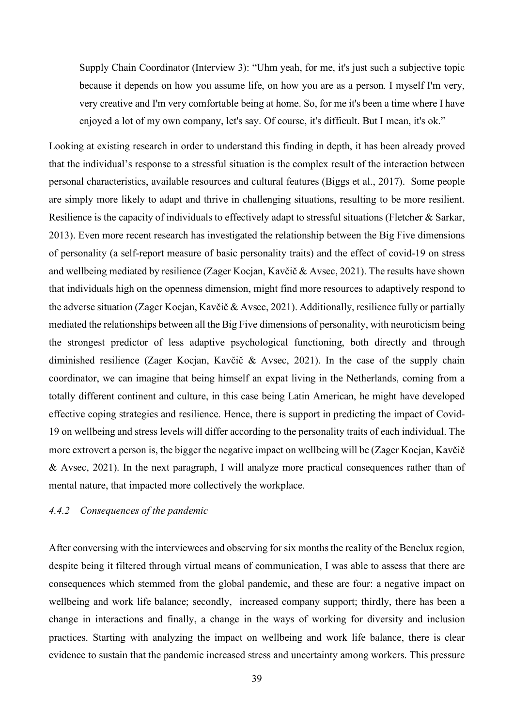> Supply Chain Coordinator (Interview 3): "Uhm yeah, for me, it's just such a subjective topic because it depends on how you assume life, on how you are as a person. I myself I'm very, very creative and I'm very comfortable being at home. So, for me it's been a time where I have enjoyed a lot of my own company, let's say. Of course, it's difficult. But I mean, it's ok."

Looking at existing research in order to understand this finding in depth, it has been already proved that the individual's response to a stressful situation is the complex result of the interaction between personal characteristics, available resources and cultural features (Biggs et al., 2017). Some people are simply more likely to adapt and thrive in challenging situations, resulting to be more resilient. Resilience is the capacity of individuals to effectively adapt to stressful situations (Fletcher & Sarkar, 2013). Even more recent research has investigated the relationship between the Big Five dimensions of personality (a self-report measure of basic personality traits) and the effect of covid-19 on stress and wellbeing mediated by resilience (Zager Kocjan, Kavčič & Avsec, 2021). The results have shown that individuals high on the openness dimension, might find more resources to adaptively respond to the adverse situation (Zager Kocjan, Kavčič & Avsec, 2021). Additionally, resilience fully or partially mediated the relationships between all the Big Five dimensions of personality, with neuroticism being the strongest predictor of less adaptive psychological functioning, both directly and through diminished resilience (Zager Kocjan, Kavčič & Avsec, 2021). In the case of the supply chain coordinator, we can imagine that being himself an expat living in the Netherlands, coming from a totally different continent and culture, in this case being Latin American, he might have developed effective coping strategies and resilience. Hence, there is support in predicting the impact of Covid-19 on wellbeing and stress levels will differ according to the personality traits of each individual. The more extrovert a person is, the bigger the negative impact on wellbeing will be (Zager Kocjan, Kavčič & Avsec, 2021). In the next paragraph, I will analyze more practical consequences rather than of mental nature, that impacted more collectively the workplace.

#### *4.4.2 Consequences of the pandemic*

After conversing with the interviewees and observing for six months the reality of the Benelux region, despite being it filtered through virtual means of communication, I was able to assess that there are consequences which stemmed from the global pandemic, and these are four: a negative impact on wellbeing and work life balance; secondly, increased company support; thirdly, there has been a change in interactions and finally, a change in the ways of working for diversity and inclusion practices. Starting with analyzing the impact on wellbeing and work life balance, there is clear evidence to sustain that the pandemic increased stress and uncertainty among workers. This pressure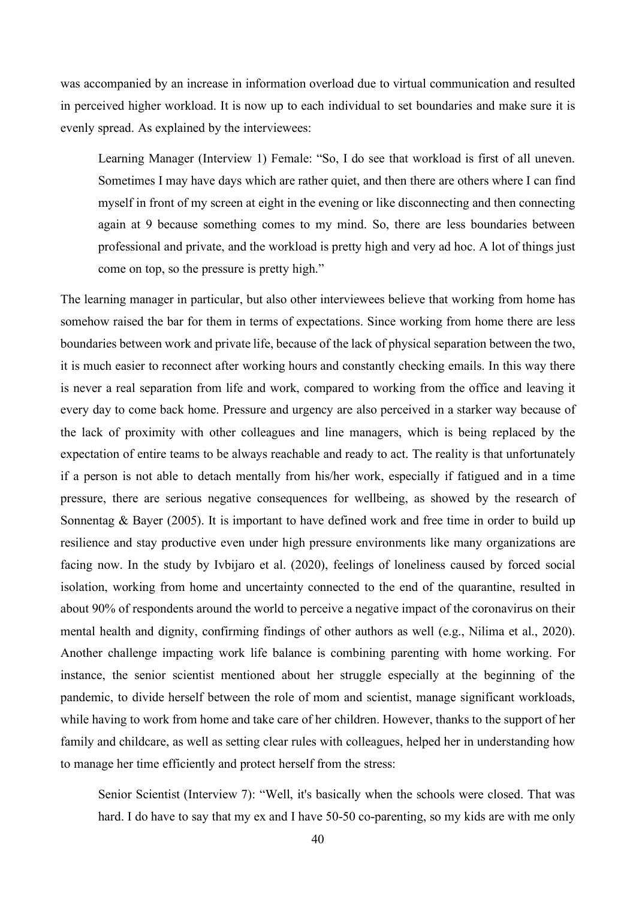was accompanied by an increase in information overload due to virtual communication and resulted in perceived higher workload. It is now up to each individual to set boundaries and make sure it is evenly spread. As explained by the interviewees:

> Learning Manager (Interview 1) Female: "So, I do see that workload is first of all uneven. Sometimes I may have days which are rather quiet, and then there are others where I can find myself in front of my screen at eight in the evening or like disconnecting and then connecting again at 9 because something comes to my mind. So, there are less boundaries between professional and private, and the workload is pretty high and very ad hoc. A lot of things just come on top, so the pressure is pretty high."

The learning manager in particular, but also other interviewees believe that working from home has somehow raised the bar for them in terms of expectations. Since working from home there are less boundaries between work and private life, because of the lack of physical separation between the two, it is much easier to reconnect after working hours and constantly checking emails. In this way there is never a real separation from life and work, compared to working from the office and leaving it every day to come back home. Pressure and urgency are also perceived in a starker way because of the lack of proximity with other colleagues and line managers, which is being replaced by the expectation of entire teams to be always reachable and ready to act. The reality is that unfortunately if a person is not able to detach mentally from his/her work, especially if fatigued and in a time pressure, there are serious negative consequences for wellbeing, as showed by the research of Sonnentag & Bayer (2005). It is important to have defined work and free time in order to build up resilience and stay productive even under high pressure environments like many organizations are facing now. In the study by Ivbijaro et al. (2020), feelings of loneliness caused by forced social isolation, working from home and uncertainty connected to the end of the quarantine, resulted in about 90% of respondents around the world to perceive a negative impact of the coronavirus on their mental health and dignity, confirming findings of other authors as well (e.g., Nilima et al., 2020). Another challenge impacting work life balance is combining parenting with home working. For instance, the senior scientist mentioned about her struggle especially at the beginning of the pandemic, to divide herself between the role of mom and scientist, manage significant workloads, while having to work from home and take care of her children. However, thanks to the support of her family and childcare, as well as setting clear rules with colleagues, helped her in understanding how to manage her time efficiently and protect herself from the stress:

> Senior Scientist (Interview 7): "Well, it's basically when the schools were closed. That was hard. I do have to say that my ex and I have 50-50 co-parenting, so my kids are with me only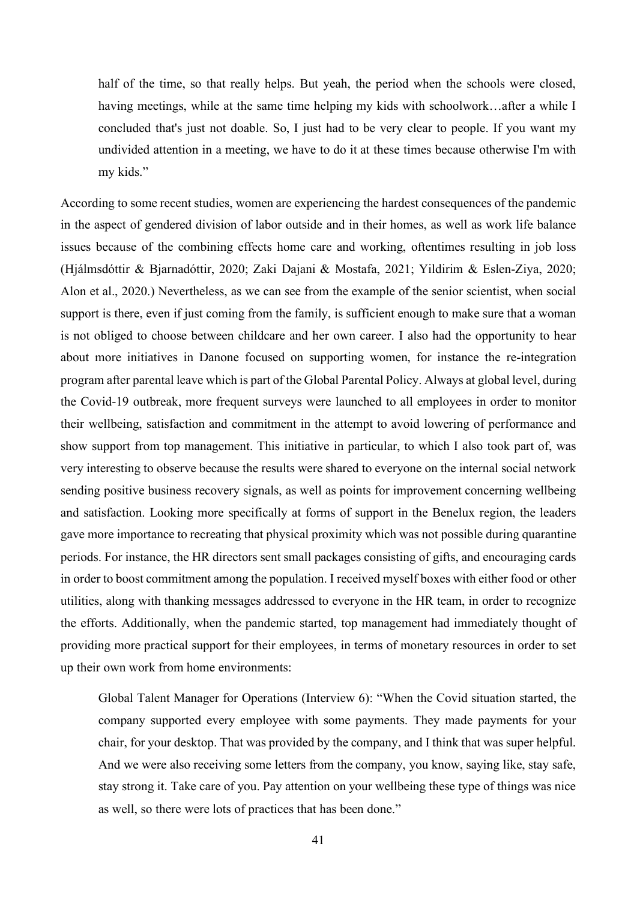> half of the time, so that really helps. But yeah, the period when the schools were closed, having meetings, while at the same time helping my kids with schoolwork…after a while I concluded that's just not doable. So, I just had to be very clear to people. If you want my undivided attention in a meeting, we have to do it at these times because otherwise I'm with my kids."

According to some recent studies, women are experiencing the hardest consequences of the pandemic in the aspect of gendered division of labor outside and in their homes, as well as work life balance issues because of the combining effects home care and working, oftentimes resulting in job loss (Hjálmsdóttir & Bjarnadóttir, 2020; Zaki Dajani & Mostafa, 2021; Yildirim & Eslen-Ziya, 2020; Alon et al., 2020.) Nevertheless, as we can see from the example of the senior scientist, when social support is there, even if just coming from the family, is sufficient enough to make sure that a woman is not obliged to choose between childcare and her own career. I also had the opportunity to hear about more initiatives in Danone focused on supporting women, for instance the re-integration program after parental leave which is part of the Global Parental Policy. Always at global level, during the Covid-19 outbreak, more frequent surveys were launched to all employees in order to monitor their wellbeing, satisfaction and commitment in the attempt to avoid lowering of performance and show support from top management. This initiative in particular, to which I also took part of, was very interesting to observe because the results were shared to everyone on the internal social network sending positive business recovery signals, as well as points for improvement concerning wellbeing and satisfaction. Looking more specifically at forms of support in the Benelux region, the leaders gave more importance to recreating that physical proximity which was not possible during quarantine periods. For instance, the HR directors sent small packages consisting of gifts, and encouraging cards in order to boost commitment among the population. I received myself boxes with either food or other utilities, along with thanking messages addressed to everyone in the HR team, in order to recognize the efforts. Additionally, when the pandemic started, top management had immediately thought of providing more practical support for their employees, in terms of monetary resources in order to set up their own work from home environments:

> Global Talent Manager for Operations (Interview 6): "When the Covid situation started, the company supported every employee with some payments. They made payments for your chair, for your desktop. That was provided by the company, and I think that was super helpful. And we were also receiving some letters from the company, you know, saying like, stay safe, stay strong it. Take care of you. Pay attention on your wellbeing these type of things was nice as well, so there were lots of practices that has been done."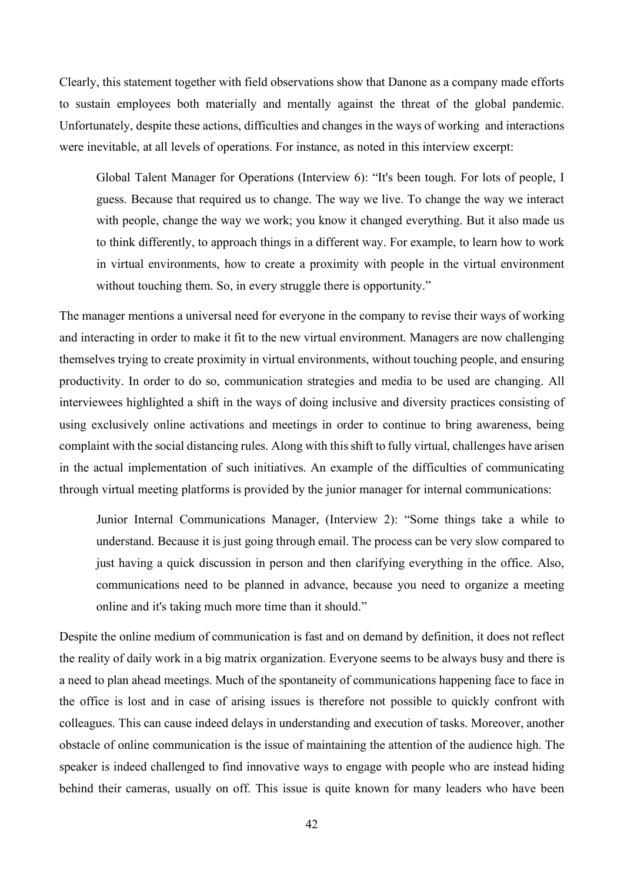Clearly, this statement together with field observations show that Danone as a company made efforts to sustain employees both materially and mentally against the threat of the global pandemic. Unfortunately, despite these actions, difficulties and changes in the ways of working and interactions were inevitable, at all levels of operations. For instance, as noted in this interview excerpt:

> Global Talent Manager for Operations (Interview 6): "It's been tough. For lots of people, I guess. Because that required us to change. The way we live. To change the way we interact with people, change the way we work; you know it changed everything. But it also made us to think differently, to approach things in a different way. For example, to learn how to work in virtual environments, how to create a proximity with people in the virtual environment without touching them. So, in every struggle there is opportunity."

The manager mentions a universal need for everyone in the company to revise their ways of working and interacting in order to make it fit to the new virtual environment. Managers are now challenging themselves trying to create proximity in virtual environments, without touching people, and ensuring productivity. In order to do so, communication strategies and media to be used are changing. All interviewees highlighted a shift in the ways of doing inclusive and diversity practices consisting of using exclusively online activations and meetings in order to continue to bring awareness, being complaint with the social distancing rules. Along with this shift to fully virtual, challenges have arisen in the actual implementation of such initiatives. An example of the difficulties of communicating through virtual meeting platforms is provided by the junior manager for internal communications:

> Junior Internal Communications Manager, (Interview 2): "Some things take a while to understand. Because it is just going through email. The process can be very slow compared to just having a quick discussion in person and then clarifying everything in the office. Also, communications need to be planned in advance, because you need to organize a meeting online and it's taking much more time than it should."

Despite the online medium of communication is fast and on demand by definition, it does not reflect the reality of daily work in a big matrix organization. Everyone seems to be always busy and there is a need to plan ahead meetings. Much of the spontaneity of communications happening face to face in the office is lost and in case of arising issues is therefore not possible to quickly confront with colleagues. This can cause indeed delays in understanding and execution of tasks. Moreover, another obstacle of online communication is the issue of maintaining the attention of the audience high. The speaker is indeed challenged to find innovative ways to engage with people who are instead hiding behind their cameras, usually on off. This issue is quite known for many leaders who have been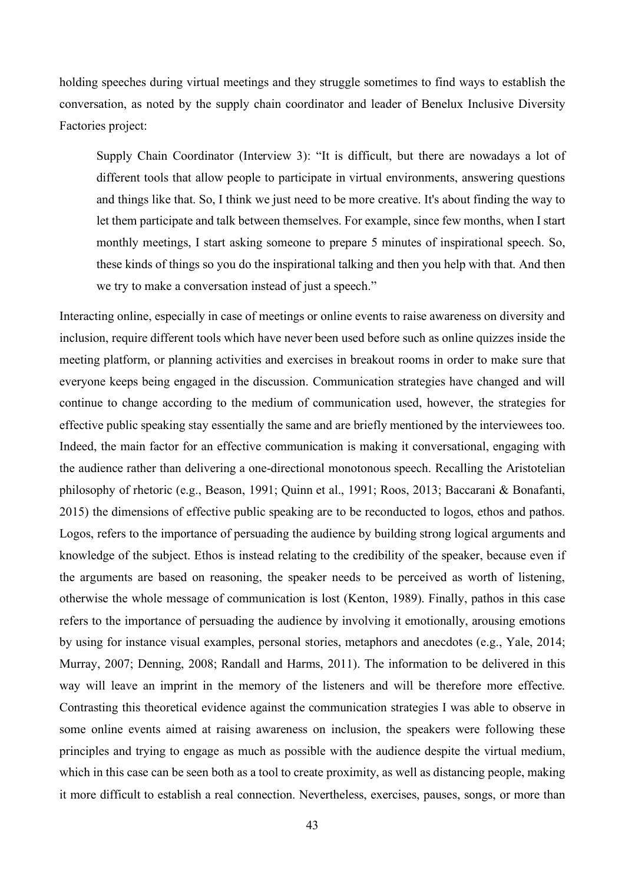holding speeches during virtual meetings and they struggle sometimes to find ways to establish the conversation, as noted by the supply chain coordinator and leader of Benelux Inclusive Diversity Factories project:

> Supply Chain Coordinator (Interview 3): "It is difficult, but there are nowadays a lot of different tools that allow people to participate in virtual environments, answering questions and things like that. So, I think we just need to be more creative. It's about finding the way to let them participate and talk between themselves. For example, since few months, when I start monthly meetings, I start asking someone to prepare 5 minutes of inspirational speech. So, these kinds of things so you do the inspirational talking and then you help with that. And then we try to make a conversation instead of just a speech."

Interacting online, especially in case of meetings or online events to raise awareness on diversity and inclusion, require different tools which have never been used before such as online quizzes inside the meeting platform, or planning activities and exercises in breakout rooms in order to make sure that everyone keeps being engaged in the discussion. Communication strategies have changed and will continue to change according to the medium of communication used, however, the strategies for effective public speaking stay essentially the same and are briefly mentioned by the interviewees too. Indeed, the main factor for an effective communication is making it conversational, engaging with the audience rather than delivering a one-directional monotonous speech. Recalling the Aristotelian philosophy of rhetoric (e.g., Beason, 1991; Quinn et al., 1991; Roos, 2013; Baccarani & Bonafanti, 2015) the dimensions of effective public speaking are to be reconducted to logos, ethos and pathos. Logos, refers to the importance of persuading the audience by building strong logical arguments and knowledge of the subject. Ethos is instead relating to the credibility of the speaker, because even if the arguments are based on reasoning, the speaker needs to be perceived as worth of listening, otherwise the whole message of communication is lost (Kenton, 1989). Finally, pathos in this case refers to the importance of persuading the audience by involving it emotionally, arousing emotions by using for instance visual examples, personal stories, metaphors and anecdotes (e.g., Yale, 2014; Murray, 2007; Denning, 2008; Randall and Harms, 2011). The information to be delivered in this way will leave an imprint in the memory of the listeners and will be therefore more effective. Contrasting this theoretical evidence against the communication strategies I was able to observe in some online events aimed raising awareness on inclusion, the speakers were following these principles and trying to engage as much as possible with the audience despite the virtual medium, which in this case can be seen both as a tool to create proximity, as well as distancing people, making it more difficult to establish a real connection. Nevertheless, exercises, pauses, songs, or more than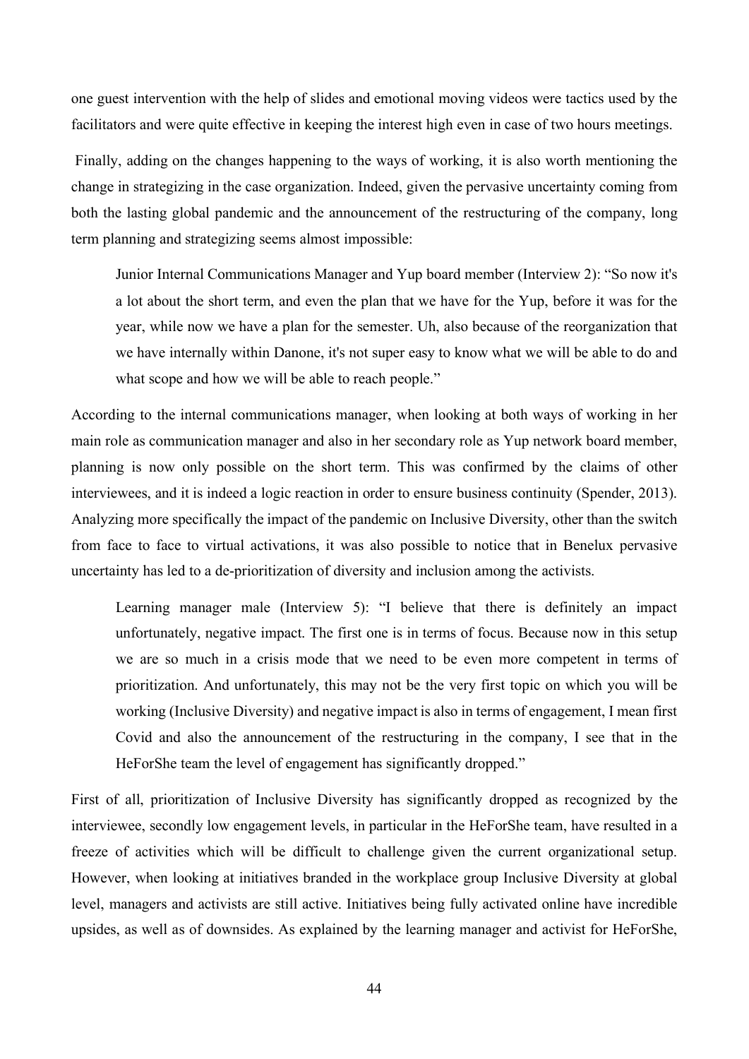one guest intervention with the help of slides and emotional moving videos were tactics used by the facilitators and were quite effective in keeping the interest high even in case of two hours meetings.

Finally, adding on the changes happening to the ways of working, it is also worth mentioning the change in strategizing in the case organization. Indeed, given the pervasive uncertainty coming from both the lasting global pandemic and the announcement of the restructuring of the company, long term planning and strategizing seems almost impossible:

> Junior Internal Communications Manager and Yup board member (Interview 2): "So now it's a lot about the short term, and even the plan that we have for the Yup, before it was for the year, while now we have a plan for the semester. Uh, also because of the reorganization that we have internally within Danone, it's not super easy to know what we will be able to do and what scope and how we will be able to reach people."

According to the internal communications manager, when looking at both ways of working in her main role as communication manager and also in her secondary role as Yup network board member, planning is now only possible on the short term. This was confirmed by the claims of other interviewees, and it is indeed a logic reaction in order to ensure business continuity (Spender, 2013). Analyzing more specifically the impact of the pandemic on Inclusive Diversity, other than the switch from face to face to virtual activations, it was also possible to notice that in Benelux pervasive uncertainty has led to a de-prioritization of diversity and inclusion among the activists.

> Learning manager male (Interview 5): "I believe that there is definitely an impact unfortunately, negative impact. The first one is in terms of focus. Because now in this setup we are so much in a crisis mode that we need to be even more competent in terms of prioritization. And unfortunately, this may not be the very first topic on which you will be working (Inclusive Diversity) and negative impact is also in terms of engagement, I mean first Covid and also the announcement of the restructuring in the company, I see that in the HeForShe team the level of engagement has significantly dropped."

First of all, prioritization of Inclusive Diversity has significantly dropped as recognized by the interviewee, secondly low engagement levels, in particular in the HeForShe team, have resulted in a freeze of activities which will be difficult to challenge given the current organizational setup. However, when looking at initiatives branded in the workplace group Inclusive Diversity at global level, managers and activists are still active. Initiatives being fully activated online have incredible upsides, as well as of downsides. As explained by the learning manager and activist for HeForShe,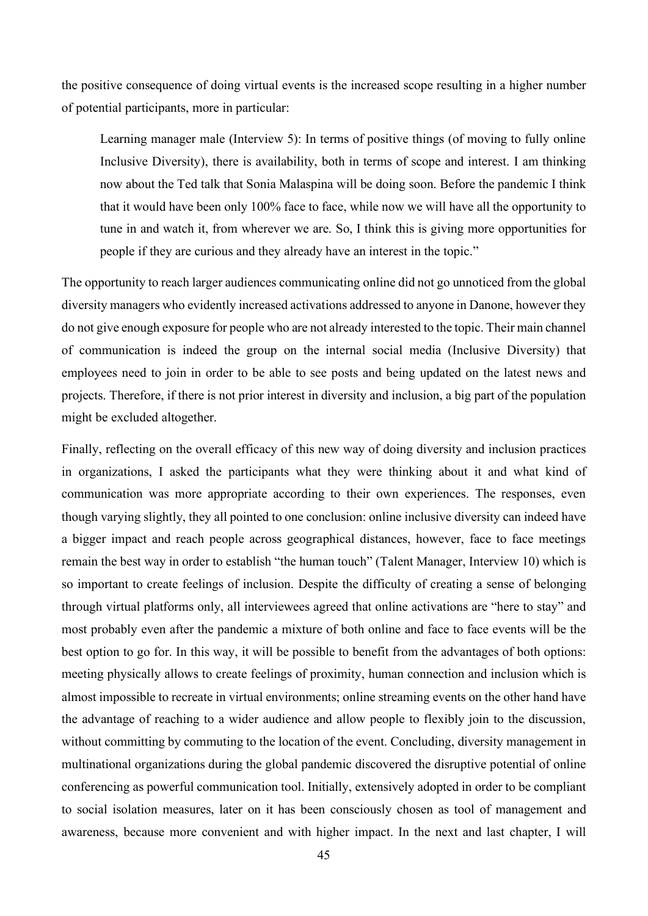the positive consequence of doing virtual events is the increased scope resulting in a higher number of potential participants, more in particular:

> Learning manager male (Interview 5): In terms of positive things (of moving to fully online Inclusive Diversity), there is availability, both in terms of scope and interest. I am thinking now about the Ted talk that Sonia Malaspina will be doing soon. Before the pandemic I think that it would have been only 100% face to face, while now we will have all the opportunity to tune in and watch it, from wherever we are. So, I think this is giving more opportunities for people if they are curious and they already have an interest in the topic."

The opportunity to reach larger audiences communicating online did not go unnoticed from the global diversity managers who evidently increased activations addressed to anyone in Danone, however they do not give enough exposure for people who are not already interested to the topic. Their main channel of communication is indeed the group on the internal social media (Inclusive Diversity) that employees need to join in order to be able to see posts and being updated on the latest news and projects. Therefore, if there is not prior interest in diversity and inclusion, a big part of the population might be excluded altogether.

Finally, reflecting on the overall efficacy of this new way of doing diversity and inclusion practices in organizations, I asked the participants what they were thinking about it and what kind of communication was more appropriate according to their own experiences. The responses, even though varying slightly, they all pointed to one conclusion: online inclusive diversity can indeed have a bigger impact and reach people across geographical distances, however, face to face meetings remain the best way in order to establish "the human touch" (Talent Manager, Interview 10) which is so important to create feelings of inclusion. Despite the difficulty of creating a sense of belonging through virtual platforms only, all interviewees agreed that online activations are "here to stay" and most probably even after the pandemic a mixture of both online and face to face events will be the best option to go for. In this way, it will be possible to benefit from the advantages of both options: meeting physically allows to create feelings of proximity, human connection and inclusion which is almost impossible to recreate in virtual environments; online streaming events on the other hand have the advantage of reaching to a wider audience and allow people to flexibly join to the discussion, without committing by commuting to the location of the event. Concluding, diversity management in multinational organizations during the global pandemic discovered the disruptive potential of online conferencing as powerful communication tool. Initially, extensively adopted in order to be compliant to social isolation measures, later on it has been consciously chosen as tool of management and awareness, because more convenient and with higher impact. In the next and last chapter, I will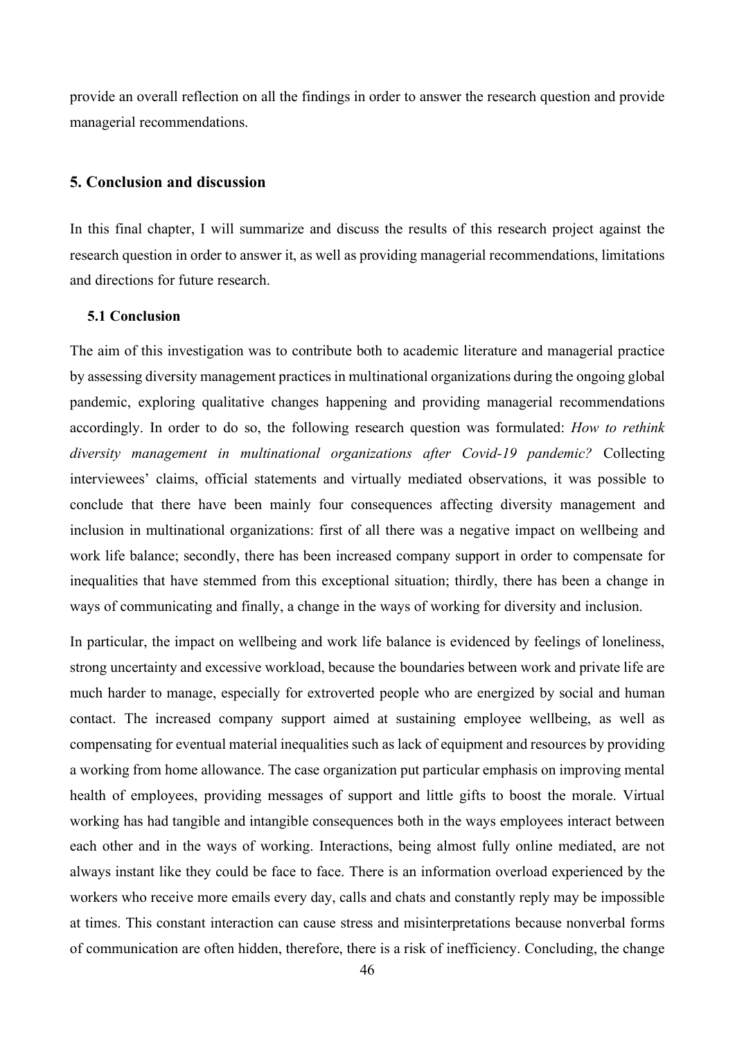provide an overall reflection on all the findings in order to answer the research question and provide managerial recommendations.

## 5. Conclusion and discussion

In this final chapter, I will summarize and discuss the results of this research project against the research question in order to answer it, as well as providing managerial recommendations, limitations and directions for future research.

### 5.1 Conclusion

The aim of this investigation was to contribute both to academic literature and managerial practice by assessing diversity management practices in multinational organizations during the ongoing global pandemic, exploring qualitative changes happening and providing managerial recommendations accordingly. In order to do so, the following research question was formulated: *How to rethink diversity management in multinational organizations after Covid-19 pandemic?* Collecting interviewees' claims, official statements and virtually mediated observations, it was possible to conclude that there have been mainly four consequences affecting diversity management and inclusion in multinational organizations: first of all there was a negative impact on wellbeing and work life balance; secondly, there has been increased company support in order to compensate for inequalities that have stemmed from this exceptional situation; thirdly, there has been a change in ways of communicating and finally, a change in the ways of working for diversity and inclusion.

In particular, the impact on wellbeing and work life balance is evidenced by feelings of loneliness, strong uncertainty and excessive workload, because the boundaries between work and private life are much harder to manage, especially for extroverted people who are energized by social and human contact. The increased company support aimed at sustaining employee wellbeing, as well as compensating for eventual material inequalities such as lack of equipment and resources by providing a working from home allowance. The case organization put particular emphasis on improving mental health of employees, providing messages of support and little gifts to boost the morale. Virtual working has had tangible and intangible consequences both in the ways employees interact between each other and in the ways of working. Interactions, being almost fully online mediated, are not always instant like they could be face to face. There is an information overload experienced by the workers who receive more emails every day, calls and chats and constantly reply may be impossible at times. This constant interaction can cause stress and misinterpretations because nonverbal forms of communication are often hidden, therefore, there is a risk of inefficiency. Concluding, the change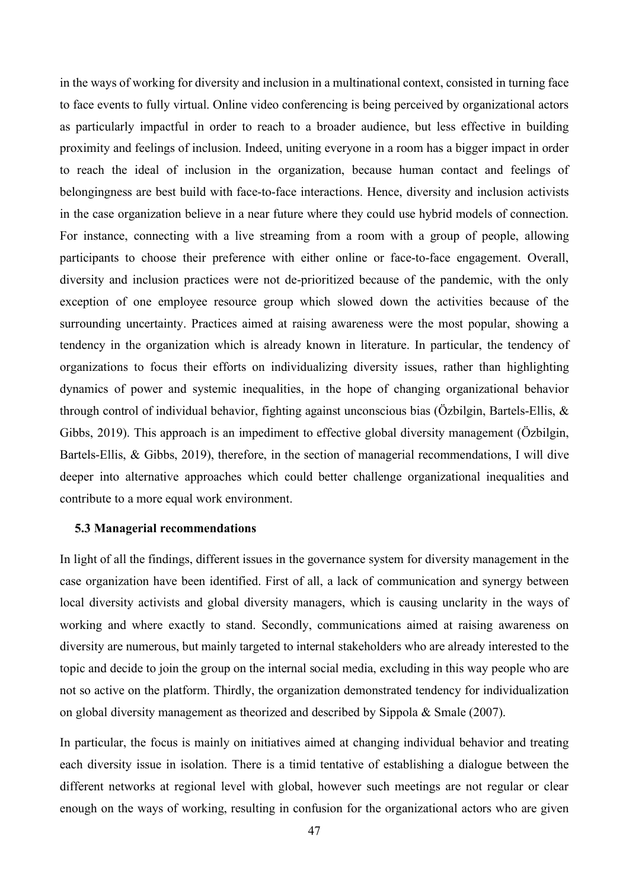in the ways of working for diversity and inclusion in a multinational context, consisted in turning face to face events to fully virtual. Online video conferencing is being perceived by organizational actors as particularly impactful in order to reach to a broader audience, but less effective in building proximity and feelings of inclusion. Indeed, uniting everyone in a room has a bigger impact in order to reach the ideal of inclusion in the organization, because human contact and feelings of belongingness are best build with face-to-face interactions. Hence, diversity and inclusion activists in the case organization believe in a near future where they could use hybrid models of connection. For instance, connecting with a live streaming from a room with a group of people, allowing participants to choose their preference with either online or face-to-face engagement. Overall, diversity and inclusion practices were not de-prioritized because of the pandemic, with the only exception of one employee resource group which slowed down the activities because of the surrounding uncertainty. Practices aimed at raising awareness were the most popular, showing a tendency in the organization which is already known in literature. In particular, the tendency of organizations to focus their efforts on individualizing diversity issues, rather than highlighting dynamics of power and systemic inequalities, in the hope of changing organizational behavior through control of individual behavior, fighting against unconscious bias (Özbilgin, Bartels-Ellis, & Gibbs, 2019). This approach is an impediment to effective global diversity management (Özbilgin, Bartels-Ellis, & Gibbs, 2019), therefore, in the section of managerial recommendations, I will dive deeper into alternative approaches which could better challenge organizational inequalities and contribute to a more equal work environment.

### 5.3 Managerial recommendations

In light of all the findings, different issues in the governance system for diversity management in the case organization have been identified. First of all, a lack of communication and synergy between local diversity activists and global diversity managers, which is causing unclarity in the ways of working and where exactly to stand. Secondly, communications aimed at raising awareness on diversity are numerous, but mainly targeted to internal stakeholders who are already interested to the topic and decide to join the group on the internal social media, excluding in this way people who are not so active on the platform. Thirdly, the organization demonstrated tendency for individualization on global diversity management as theorized and described by Sippola & Smale (2007).

In particular, the focus is mainly on initiatives aimed at changing individual behavior and treating each diversity issue in isolation. There is a timid tentative of establishing a dialogue between the different networks at regional level with global, however such meetings are not regular or clear enough on the ways of working, resulting in confusion for the organizational actors who are given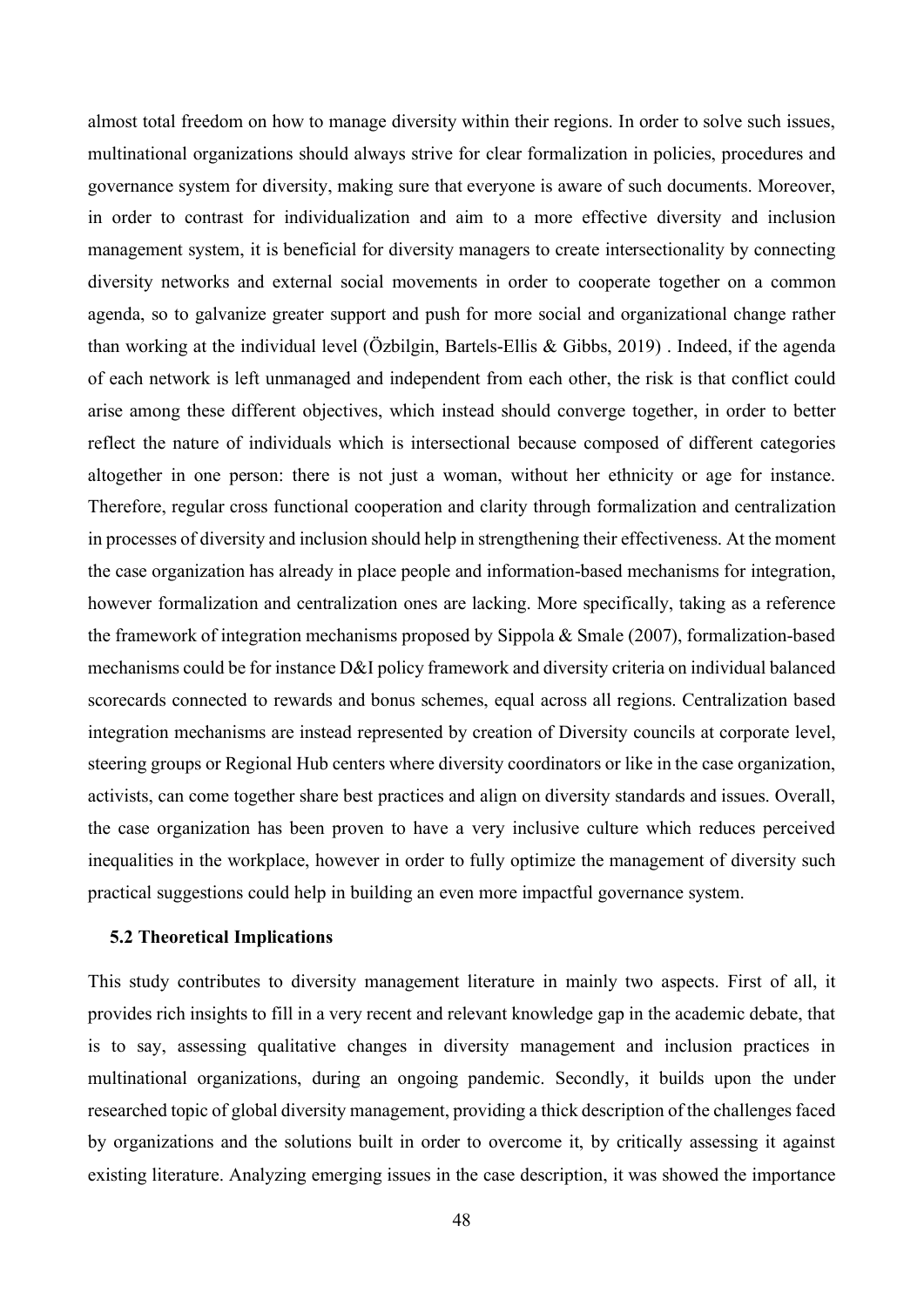almost total freedom on how to manage diversity within their regions. In order to solve such issues, multinational organizations should always strive for clear formalization in policies, procedures and governance system for diversity, making sure that everyone is aware of such documents. Moreover, in order to contrast for individualization and aim to a more effective diversity and inclusion management system, it is beneficial for diversity managers to create intersectionality by connecting diversity networks and external social movements in order to cooperate together on a common agenda, so to galvanize greater support and push for more social and organizational change rather than working at the individual level (Özbilgin, Bartels-Ellis & Gibbs, 2019) . Indeed, if the agenda of each network is left unmanaged and independent from each other, the risk is that conflict could arise among these different objectives, which instead should converge together, in order to better reflect the nature of individuals which is intersectional because composed of different categories altogether in one person: there is not just a woman, without her ethnicity or age for instance. Therefore, regular cross functional cooperation and clarity through formalization and centralization in processes of diversity and inclusion should help in strengthening their effectiveness. At the moment the case organization has already in place people and information-based mechanisms for integration, however formalization and centralization ones are lacking. More specifically, taking as a reference the framework of integration mechanisms proposed by Sippola & Smale (2007), formalization-based mechanisms could be for instance D&I policy framework and diversity criteria on individual balanced scorecards connected to rewards and bonus schemes, equal across all regions. Centralization based integration mechanisms are instead represented by creation of Diversity councils at corporate level, steering groups or Regional Hub centers where diversity coordinators or like in the case organization, activists, can come together share best practices and align on diversity standards and issues. Overall, the case organization has been proven to have a very inclusive culture which reduces perceived inequalities in the workplace, however in order to fully optimize the management of diversity such practical suggestions could help in building an even more impactful governance system.

### 5.2 Theoretical Implications

This study contributes to diversity management literature in mainly two aspects. First of all, it provides rich insights to fill in a very recent and relevant knowledge gap in the academic debate, that is to say, assessing qualitative changes in diversity management and inclusion practices in multinational organizations, during an ongoing pandemic. Secondly, it builds upon the under researched topic of global diversity management, providing a thick description of the challenges faced by organizations and the solutions built in order to overcome it, by critically assessing it against existing literature. Analyzing emerging issues in the case description, it was showed the importance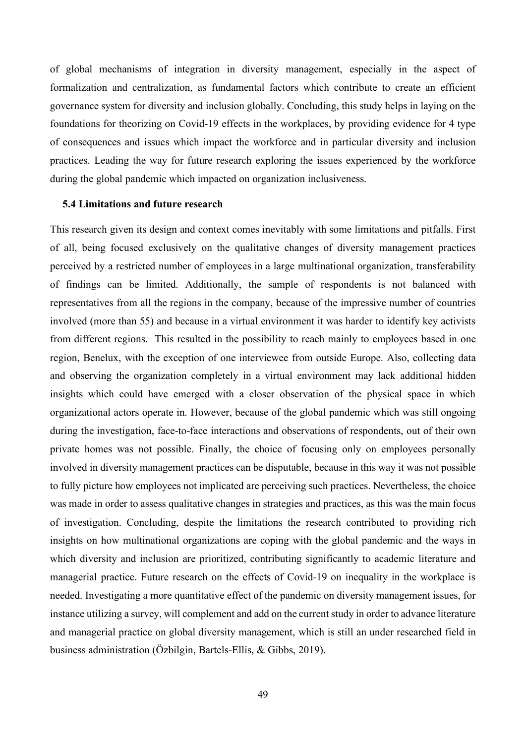of global mechanisms of integration in diversity management, especially in the aspect of formalization and centralization, as fundamental factors which contribute to create an efficient governance system for diversity and inclusion globally. Concluding, this study helps in laying on the foundations for theorizing on Covid-19 effects in the workplaces, by providing evidence for 4 type of consequences and issues which impact the workforce and in particular diversity and inclusion practices. Leading the way for future research exploring the issues experienced by the workforce during the global pandemic which impacted on organization inclusiveness.

### 5.4 Limitations and future research

This research given its design and context comes inevitably with some limitations and pitfalls. First of all, being focused exclusively on the qualitative changes of diversity management practices perceived by a restricted number of employees in a large multinational organization, transferability of findings can be limited. Additionally, the sample of respondents is not balanced with representatives from all the regions in the company, because of the impressive number of countries involved (more than 55) and because in a virtual environment it was harder to identify key activists from different regions. This resulted in the possibility to reach mainly to employees based in one region, Benelux, with the exception of one interviewee from outside Europe. Also, collecting data and observing the organization completely in a virtual environment may lack additional hidden insights which could have emerged with a closer observation of the physical space in which organizational actors operate in. However, because of the global pandemic which was still ongoing during the investigation, face-to-face interactions and observations of respondents, out of their own private homes was not possible. Finally, the choice of focusing only on employees personally involved in diversity management practices can be disputable, because in this way it was not possible to fully picture how employees not implicated are perceiving such practices. Nevertheless, the choice was made in order to assess qualitative changes in strategies and practices, as this was the main focus of investigation. Concluding, despite the limitations the research contributed to providing rich insights on how multinational organizations are coping with the global pandemic and the ways in which diversity and inclusion are prioritized, contributing significantly to academic literature and managerial practice. Future research on the effects of Covid-19 on inequality in the workplace is needed. Investigating a more quantitative effect of the pandemic on diversity management issues, for instance utilizing a survey, will complement and add on the current study in order to advance literature and managerial practice on global diversity management, which is still an under researched field in business administration (Özbilgin, Bartels-Ellis, & Gibbs, 2019).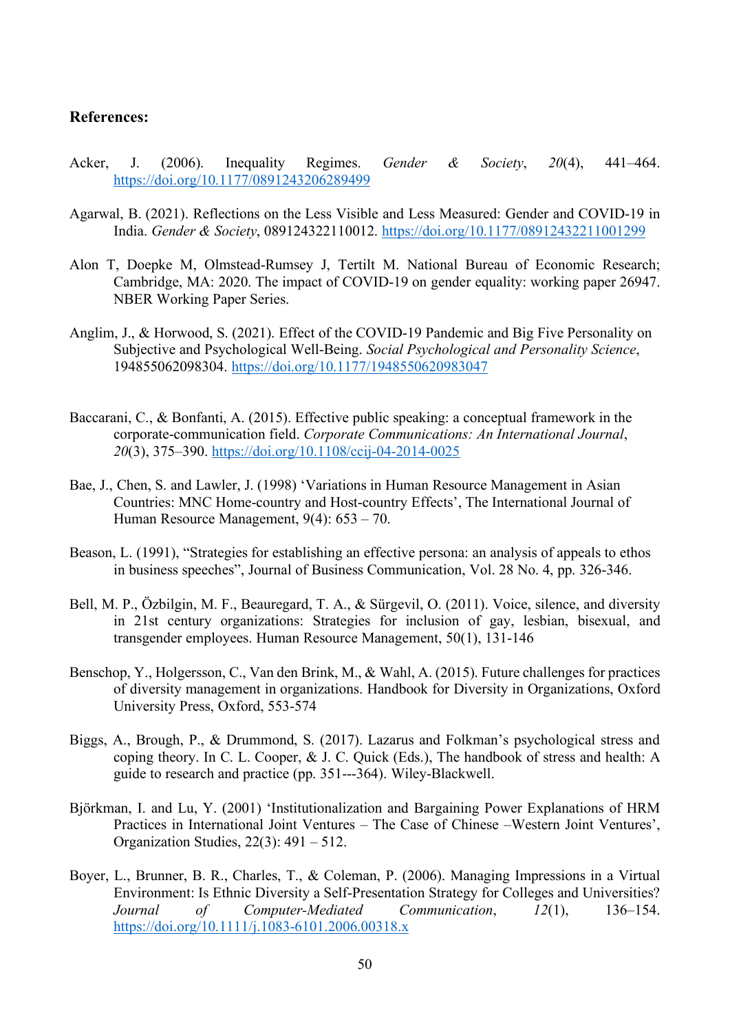**References:**

Acker, J. (2006). Inequality Regimes. *Gender & Society*, *20*(4), 441–464. https://doi.org/10.1177/0891243206289499

Agarwal, B. (2021). Reflections on the Less Visible and Less Measured: Gender and COVID-19 in India. *Gender & Society*, 089124322110012. https://doi.org/10.1177/08912432211001299

Alon T, Doepke M, Olmstead-Rumsey J, Tertilt M. National Bureau of Economic Research; Cambridge, MA: 2020. The impact of COVID-19 on gender equality: working paper 26947. NBER Working Paper Series.

Anglim, J., & Horwood, S. (2021). Effect of the COVID-19 Pandemic and Big Five Personality on Subjective and Psychological Well-Being. *Social Psychological and Personality Science*, 194855062098304. https://doi.org/10.1177/1948550620983047

Baccarani, C., & Bonfanti, A. (2015). Effective public speaking: a conceptual framework in the corporate-communication field. *Corporate Communications: An International Journal*, *20*(3), 375–390. https://doi.org/10.1108/ccij-04-2014-0025

Bae, J., Chen, S. and Lawler, J. (1998) 'Variations in Human Resource Management in Asian Countries: MNC Home-country and Host-country Effects', The International Journal of Human Resource Management, 9(4): 653 – 70.

Beason, L. (1991), "Strategies for establishing an effective persona: an analysis of appeals to ethos in business speeches", Journal of Business Communication, Vol. 28 No. 4, pp. 326-346.

Bell, M. P., Özbilgin, M. F., Beauregard, T. A., & Sürgevil, O. (2011). Voice, silence, and diversity in 21st century organizations: Strategies for inclusion of gay, lesbian, bisexual, and transgender employees. Human Resource Management, 50(1), 131-146

Benschop, Y., Holgersson, C., Van den Brink, M., & Wahl, A. (2015). Future challenges for practices of diversity management in organizations. Handbook for Diversity in Organizations, Oxford University Press, Oxford, 553-574

Biggs, A., Brough, P., & Drummond, S. (2017). Lazarus and Folkman's psychological stress and coping theory. In C. L. Cooper, & J. C. Quick (Eds.), The handbook of stress and health: A guide to research and practice (pp. 351---364). Wiley-Blackwell.

Björkman, I. and Lu, Y. (2001) 'Institutionalization and Bargaining Power Explanations of HRM Practices in International Joint Ventures – The Case of Chinese –Western Joint Ventures', Organization Studies, 22(3): 491 – 512.

Boyer, L., Brunner, B. R., Charles, T., & Coleman, P. (2006). Managing Impressions in a Virtual Environment: Is Ethnic Diversity a Self-Presentation Strategy for Colleges and Universities? *Journal of Computer-Mediated Communication*, *12*(1), 136–154. https://doi.org/10.1111/j.1083-6101.2006.00318.x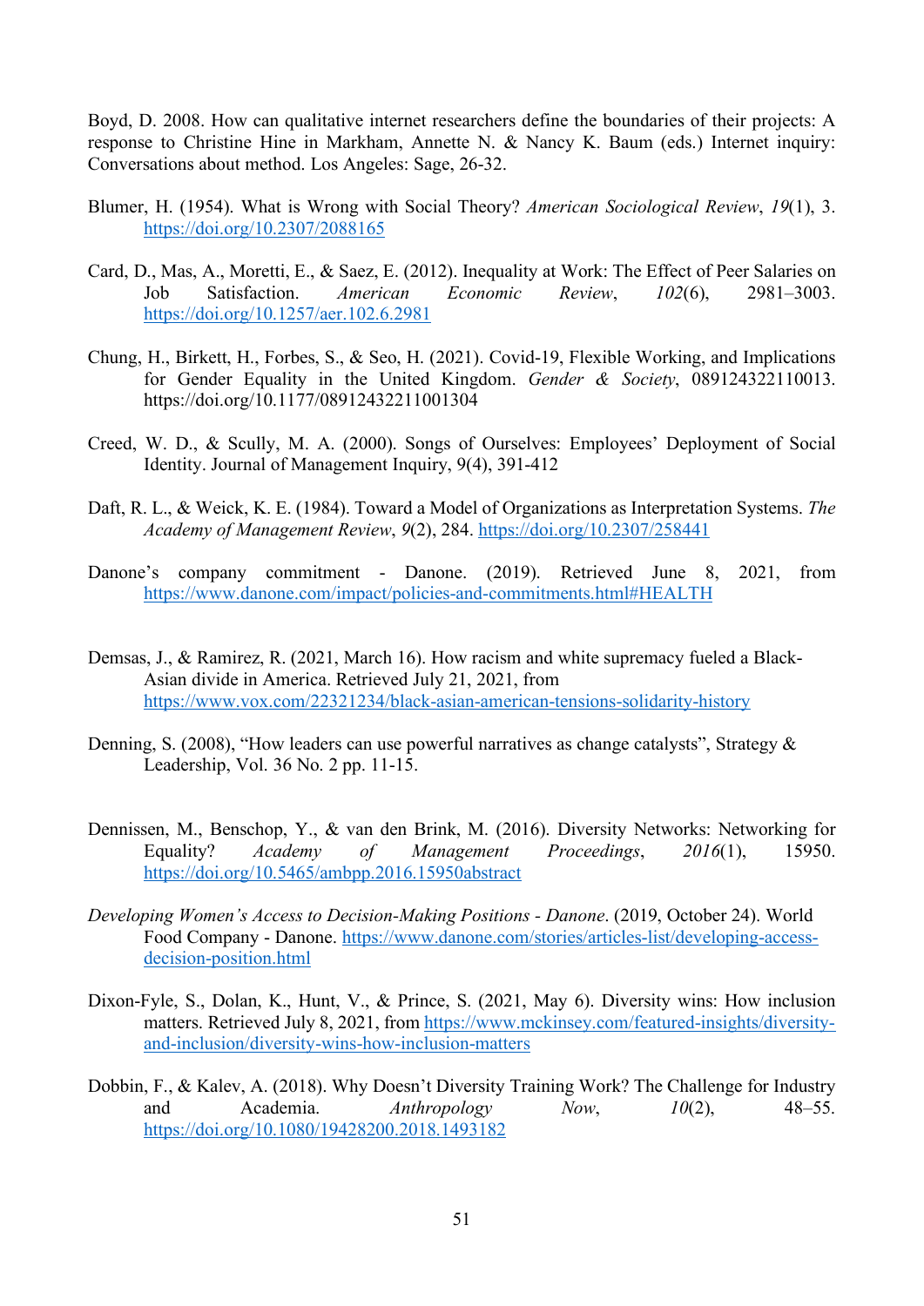Boyd, D. 2008. How can qualitative internet researchers define the boundaries of their projects: A response to Christine Hine in Markham, Annette N. & Nancy K. Baum (eds.) Internet inquiry: Conversations about method. Los Angeles: Sage, 26-32.

Blumer, H. (1954). What is Wrong with Social Theory? *American Sociological Review*, *19*(1), 3. https://doi.org/10.2307/2088165

Card, D., Mas, A., Moretti, E., & Saez, E. (2012). Inequality at Work: The Effect of Peer Salaries on Job Satisfaction. *American Economic Review*, *102*(6), 2981–3003. https://doi.org/10.1257/aer.102.6.2981

Chung, H., Birkett, H., Forbes, S., & Seo, H. (2021). Covid-19, Flexible Working, and Implications for Gender Equality in the United Kingdom. *Gender & Society*, 089124322110013. https://doi.org/10.1177/08912432211001304

Creed, W. D., & Scully, M. A. (2000). Songs of Ourselves: Employees' Deployment of Social Identity. Journal of Management Inquiry, 9(4), 391-412

Daft, R. L., & Weick, K. E. (1984). Toward a Model of Organizations as Interpretation Systems. *The Academy of Management Review*, *9*(2), 284. https://doi.org/10.2307/258441

Danone's company commitment - Danone. (2019). Retrieved June 8, 2021, from https://www.danone.com/impact/policies-and-commitments.html#HEALTH

Demsas, J., & Ramirez, R. (2021, March 16). How racism and white supremacy fueled a Black-Asian divide in America. Retrieved July 21, 2021, from https://www.vox.com/22321234/black-asian-american-tensions-solidarity-history

Denning, S. (2008), "How leaders can use powerful narratives as change catalysts", Strategy & Leadership, Vol. 36 No. 2 pp. 11-15.

Dennissen, M., Benschop, Y., & van den Brink, M. (2016). Diversity Networks: Networking for Equality? *Academy of Management Proceedings*, *2016*(1), 15950. https://doi.org/10.5465/ambpp.2016.15950abstract

*Developing Women's Access to Decision-Making Positions - Danone*. (2019, October 24). World Food Company - Danone. https://www.danone.com/stories/articles-list/developing-access-decision-position.html

Dixon-Fyle, S., Dolan, K., Hunt, V., & Prince, S. (2021, May 6). Diversity wins: How inclusion matters. Retrieved July 8, 2021, from https://www.mckinsey.com/featured-insights/diversity-and-inclusion/diversity-wins-how-inclusion-matters

Dobbin, F., & Kalev, A. (2018). Why Doesn't Diversity Training Work? The Challenge for Industry and Academia. *Anthropology Now*, *10*(2), 48–55. https://doi.org/10.1080/19428200.2018.1493182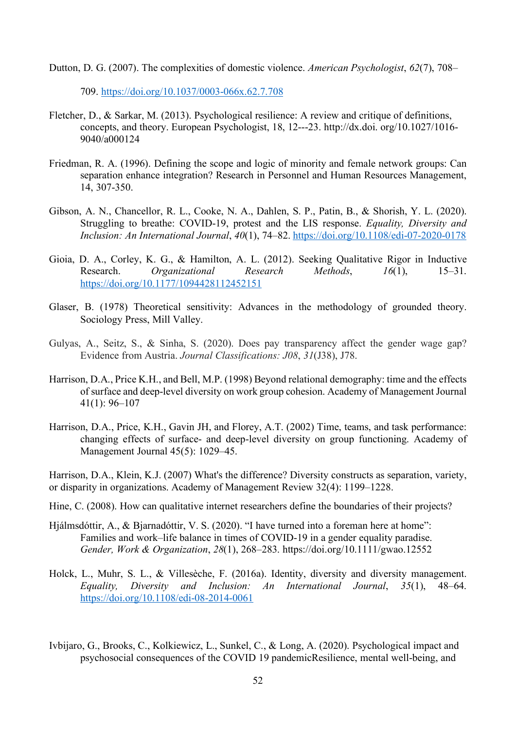Dutton, D. G. (2007). The complexities of domestic violence. *American Psychologist*, *62*(7), 708–709. https://doi.org/10.1037/0003-066x.62.7.708

Fletcher, D., & Sarkar, M. (2013). Psychological resilience: A review and critique of definitions, concepts, and theory. European Psychologist, 18, 12---23. http://dx.doi. org/10.1027/1016-9040/a000124

Friedman, R. A. (1996). Defining the scope and logic of minority and female network groups: Can separation enhance integration? Research in Personnel and Human Resources Management, 14, 307-350.

Gibson, A. N., Chancellor, R. L., Cooke, N. A., Dahlen, S. P., Patin, B., & Shorish, Y. L. (2020). Struggling to breathe: COVID-19, protest and the LIS response. *Equality, Diversity and Inclusion: An International Journal*, *40*(1), 74–82. https://doi.org/10.1108/edi-07-2020-0178

Gioia, D. A., Corley, K. G., & Hamilton, A. L. (2012). Seeking Qualitative Rigor in Inductive Research. *Organizational Research Methods*, *16*(1), 15–31. https://doi.org/10.1177/1094428112452151

Glaser, B. (1978) Theoretical sensitivity: Advances in the methodology of grounded theory. Sociology Press, Mill Valley.

Gulyas, A., Seitz, S., & Sinha, S. (2020). Does pay transparency affect the gender wage gap? Evidence from Austria. *Journal Classifications: J08*, *31*(J38), J78.

Harrison, D.A., Price K.H., and Bell, M.P. (1998) Beyond relational demography: time and the effects of surface and deep-level diversity on work group cohesion. Academy of Management Journal 41(1): 96–107

Harrison, D.A., Price, K.H., Gavin JH, and Florey, A.T. (2002) Time, teams, and task performance: changing effects of surface- and deep-level diversity on group functioning. Academy of Management Journal 45(5): 1029–45.

Harrison, D.A., Klein, K.J. (2007) What's the difference? Diversity constructs as separation, variety, or disparity in organizations. Academy of Management Review 32(4): 1199–1228.

Hine, C. (2008). How can qualitative internet researchers define the boundaries of their projects?

Hjálmsdóttir, A., & Bjarnadóttir, V. S. (2020). "I have turned into a foreman here at home": Families and work–life balance in times of COVID-19 in a gender equality paradise. *Gender, Work & Organization*, *28*(1), 268–283. https://doi.org/10.1111/gwao.12552

Holck, L., Muhr, S. L., & Villesèche, F. (2016a). Identity, diversity and diversity management. *Equality, Diversity and Inclusion: An International Journal*, *35*(1), 48–64. https://doi.org/10.1108/edi-08-2014-0061

Ivbijaro, G., Brooks, C., Kolkiewicz, L., Sunkel, C., & Long, A. (2020). Psychological impact and psychosocial consequences of the COVID 19 pandemicResilience, mental well-being, and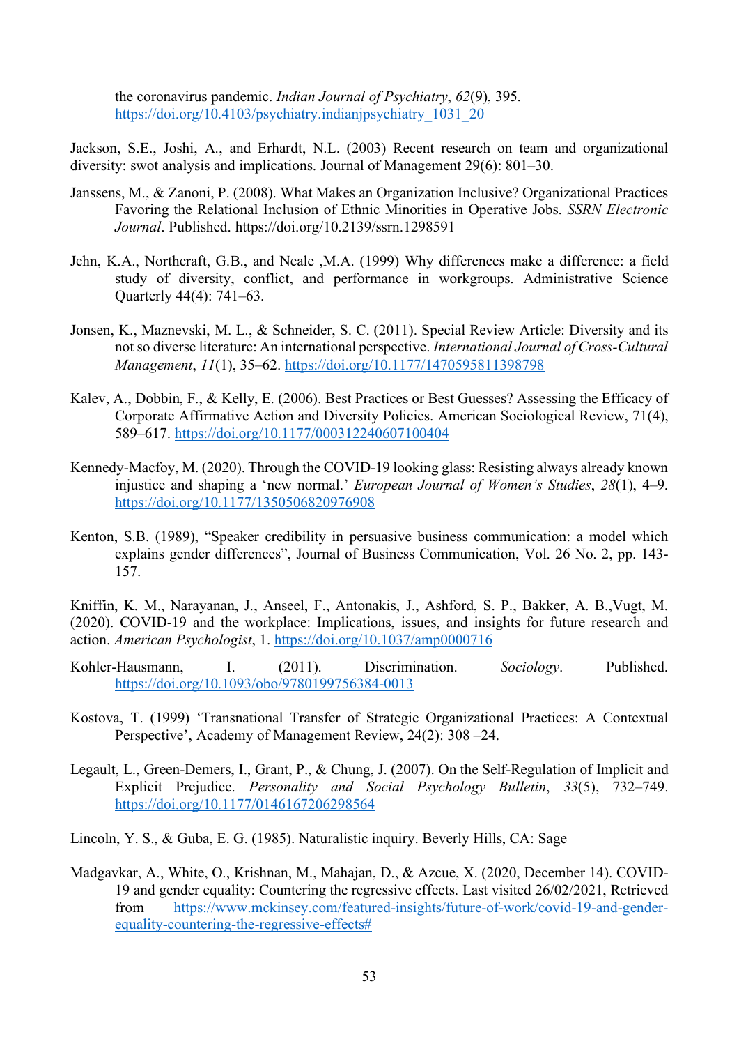the coronavirus pandemic. *Indian Journal of Psychiatry*, *62*(9), 395. https://doi.org/10.4103/psychiatry.indianjpsychiatry_1031_20

Jackson, S.E., Joshi, A., and Erhardt, N.L. (2003) Recent research on team and organizational diversity: swot analysis and implications. Journal of Management 29(6): 801–30.

Janssens, M., & Zanoni, P. (2008). What Makes an Organization Inclusive? Organizational Practices Favoring the Relational Inclusion of Ethnic Minorities in Operative Jobs. *SSRN Electronic Journal*. Published. https://doi.org/10.2139/ssrn.1298591

Jehn, K.A., Northcraft, G.B., and Neale ,M.A. (1999) Why differences make a difference: a field study of diversity, conflict, and performance in workgroups. Administrative Science Quarterly 44(4): 741–63.

Jonsen, K., Maznevski, M. L., & Schneider, S. C. (2011). Special Review Article: Diversity and its not so diverse literature: An international perspective. *International Journal of Cross-Cultural Management*, *11*(1), 35–62. https://doi.org/10.1177/1470595811398798

Kalev, A., Dobbin, F., & Kelly, E. (2006). Best Practices or Best Guesses? Assessing the Efficacy of Corporate Affirmative Action and Diversity Policies. American Sociological Review, 71(4), 589–617. https://doi.org/10.1177/000312240607100404

Kennedy-Macfoy, M. (2020). Through the COVID-19 looking glass: Resisting always already known injustice and shaping a 'new normal.' *European Journal of Women's Studies*, *28*(1), 4–9. https://doi.org/10.1177/1350506820976908

Kenton, S.B. (1989), "Speaker credibility in persuasive business communication: a model which explains gender differences", Journal of Business Communication, Vol. 26 No. 2, pp. 143-157.

Kniffin, K. M., Narayanan, J., Anseel, F., Antonakis, J., Ashford, S. P., Bakker, A. B.,Vugt, M. (2020). COVID-19 and the workplace: Implications, issues, and insights for future research and action. *American Psychologist*, 1. https://doi.org/10.1037/amp0000716

Kohler-Hausmann, I. (2011). Discrimination. *Sociology*. Published. https://doi.org/10.1093/obo/9780199756384-0013

Kostova, T. (1999) 'Transnational Transfer of Strategic Organizational Practices: A Contextual Perspective', Academy of Management Review, 24(2): 308 –24.

Legault, L., Green-Demers, I., Grant, P., & Chung, J. (2007). On the Self-Regulation of Implicit and Explicit Prejudice. *Personality and Social Psychology Bulletin*, *33*(5), 732–749. https://doi.org/10.1177/0146167206298564

Lincoln, Y. S., & Guba, E. G. (1985). Naturalistic inquiry. Beverly Hills, CA: Sage

Madgavkar, A., White, O., Krishnan, M., Mahajan, D., & Azcue, X. (2020, December 14). COVID-19 and gender equality: Countering the regressive effects. Last visited 26/02/2021, Retrieved from https://www.mckinsey.com/featured-insights/future-of-work/covid-19-and-gender-equality-countering-the-regressive-effects#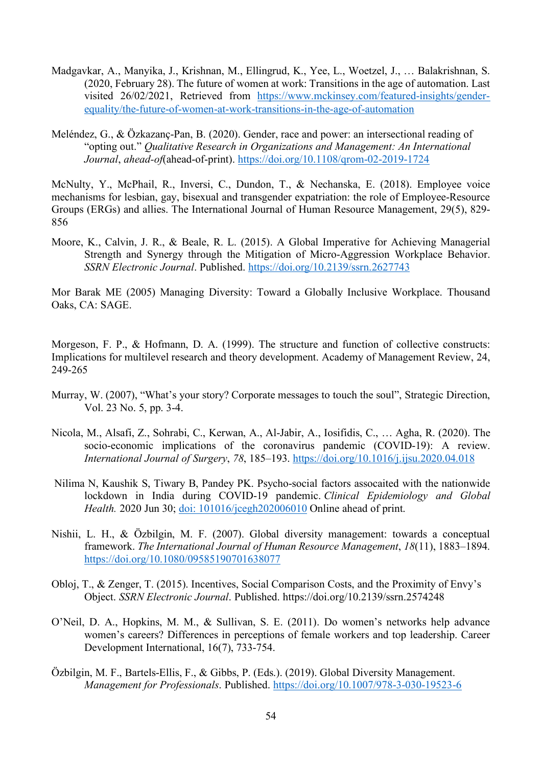Madgavkar, A., Manyika, J., Krishnan, M., Ellingrud, K., Yee, L., Woetzel, J., … Balakrishnan, S. (2020, February 28). The future of women at work: Transitions in the age of automation. Last visited 26/02/2021, Retrieved from https://www.mckinsey.com/featured-insights/gender-equality/the-future-of-women-at-work-transitions-in-the-age-of-automation

Meléndez, G., & Özkazanç-Pan, B. (2020). Gender, race and power: an intersectional reading of "opting out." *Qualitative Research in Organizations and Management: An International Journal*, *ahead-of*(ahead-of-print). https://doi.org/10.1108/qrom-02-2019-1724

McNulty, Y., McPhail, R., Inversi, C., Dundon, T., & Nechanska, E. (2018). Employee voice mechanisms for lesbian, gay, bisexual and transgender expatriation: the role of Employee-Resource Groups (ERGs) and allies. The International Journal of Human Resource Management, 29(5), 829-856

Moore, K., Calvin, J. R., & Beale, R. L. (2015). A Global Imperative for Achieving Managerial Strength and Synergy through the Mitigation of Micro-Aggression Workplace Behavior. *SSRN Electronic Journal*. Published. https://doi.org/10.2139/ssrn.2627743

Mor Barak ME (2005) Managing Diversity: Toward a Globally Inclusive Workplace. Thousand Oaks, CA: SAGE.

Morgeson, F. P., & Hofmann, D. A. (1999). The structure and function of collective constructs: Implications for multilevel research and theory development. Academy of Management Review, 24, 249-265

Murray, W. (2007), "What's your story? Corporate messages to touch the soul", Strategic Direction, Vol. 23 No. 5, pp. 3-4.

Nicola, M., Alsafi, Z., Sohrabi, C., Kerwan, A., Al-Jabir, A., Iosifidis, C., … Agha, R. (2020). The socio-economic implications of the coronavirus pandemic (COVID-19): A review. *International Journal of Surgery*, *78*, 185–193. https://doi.org/10.1016/j.ijsu.2020.04.018

Nilima N, Kaushik S, Tiwary B, Pandey PK. Psycho-social factors assocaited with the nationwide lockdown in India during COVID-19 pandemic. *Clinical Epidemiology and Global Health.* 2020 Jun 30; doi: 101016/jcegh202006010 Online ahead of print.

Nishii, L. H., & Özbilgin, M. F. (2007). Global diversity management: towards a conceptual framework. *The International Journal of Human Resource Management*, *18*(11), 1883–1894. https://doi.org/10.1080/09585190701638077

Obloj, T., & Zenger, T. (2015). Incentives, Social Comparison Costs, and the Proximity of Envy's Object. *SSRN Electronic Journal*. Published. https://doi.org/10.2139/ssrn.2574248

O'Neil, D. A., Hopkins, M. M., & Sullivan, S. E. (2011). Do women's networks help advance women's careers? Differences in perceptions of female workers and top leadership. Career Development International, 16(7), 733-754.

Özbilgin, M. F., Bartels-Ellis, F., & Gibbs, P. (Eds.). (2019). Global Diversity Management. *Management for Professionals*. Published. https://doi.org/10.1007/978-3-030-19523-6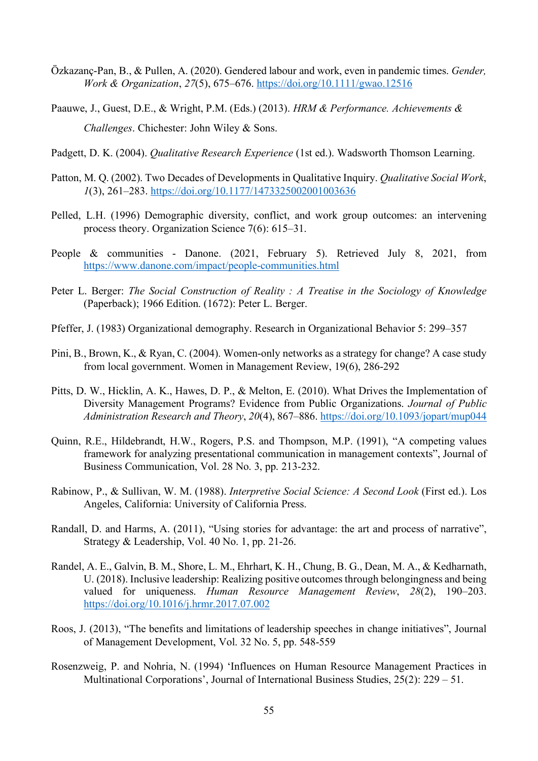Özkazanç-Pan, B., & Pullen, A. (2020). Gendered labour and work, even in pandemic times. *Gender, Work & Organization*, *27*(5), 675–676. https://doi.org/10.1111/gwao.12516

Paauwe, J., Guest, D.E., & Wright, P.M. (Eds.) (2013). *HRM & Performance. Achievements & Challenges*. Chichester: John Wiley & Sons.

Padgett, D. K. (2004). *Qualitative Research Experience* (1st ed.). Wadsworth Thomson Learning.

Patton, M. Q. (2002). Two Decades of Developments in Qualitative Inquiry. *Qualitative Social Work*, *1*(3), 261–283. https://doi.org/10.1177/1473325002001003636

Pelled, L.H. (1996) Demographic diversity, conflict, and work group outcomes: an intervening process theory. Organization Science 7(6): 615–31.

People & communities - Danone. (2021, February 5). Retrieved July 8, 2021, from https://www.danone.com/impact/people-communities.html

Peter L. Berger: *The Social Construction of Reality : A Treatise in the Sociology of Knowledge* (Paperback); 1966 Edition. (1672): Peter L. Berger.

Pfeffer, J. (1983) Organizational demography. Research in Organizational Behavior 5: 299–357

Pini, B., Brown, K., & Ryan, C. (2004). Women-only networks as a strategy for change? A case study from local government. Women in Management Review, 19(6), 286-292

Pitts, D. W., Hicklin, A. K., Hawes, D. P., & Melton, E. (2010). What Drives the Implementation of Diversity Management Programs? Evidence from Public Organizations. *Journal of Public Administration Research and Theory*, *20*(4), 867–886. https://doi.org/10.1093/jopart/mup044

Quinn, R.E., Hildebrandt, H.W., Rogers, P.S. and Thompson, M.P. (1991), "A competing values framework for analyzing presentational communication in management contexts", Journal of Business Communication, Vol. 28 No. 3, pp. 213-232.

Rabinow, P., & Sullivan, W. M. (1988). *Interpretive Social Science: A Second Look* (First ed.). Los Angeles, California: University of California Press.

Randall, D. and Harms, A. (2011), "Using stories for advantage: the art and process of narrative", Strategy & Leadership, Vol. 40 No. 1, pp. 21-26.

Randel, A. E., Galvin, B. M., Shore, L. M., Ehrhart, K. H., Chung, B. G., Dean, M. A., & Kedharnath, U. (2018). Inclusive leadership: Realizing positive outcomes through belongingness and being valued for uniqueness. *Human Resource Management Review*, *28*(2), 190–203. https://doi.org/10.1016/j.hrmr.2017.07.002

Roos, J. (2013), "The benefits and limitations of leadership speeches in change initiatives", Journal of Management Development, Vol. 32 No. 5, pp. 548-559

Rosenzweig, P. and Nohria, N. (1994) 'Influences on Human Resource Management Practices in Multinational Corporations', Journal of International Business Studies, 25(2): 229 – 51.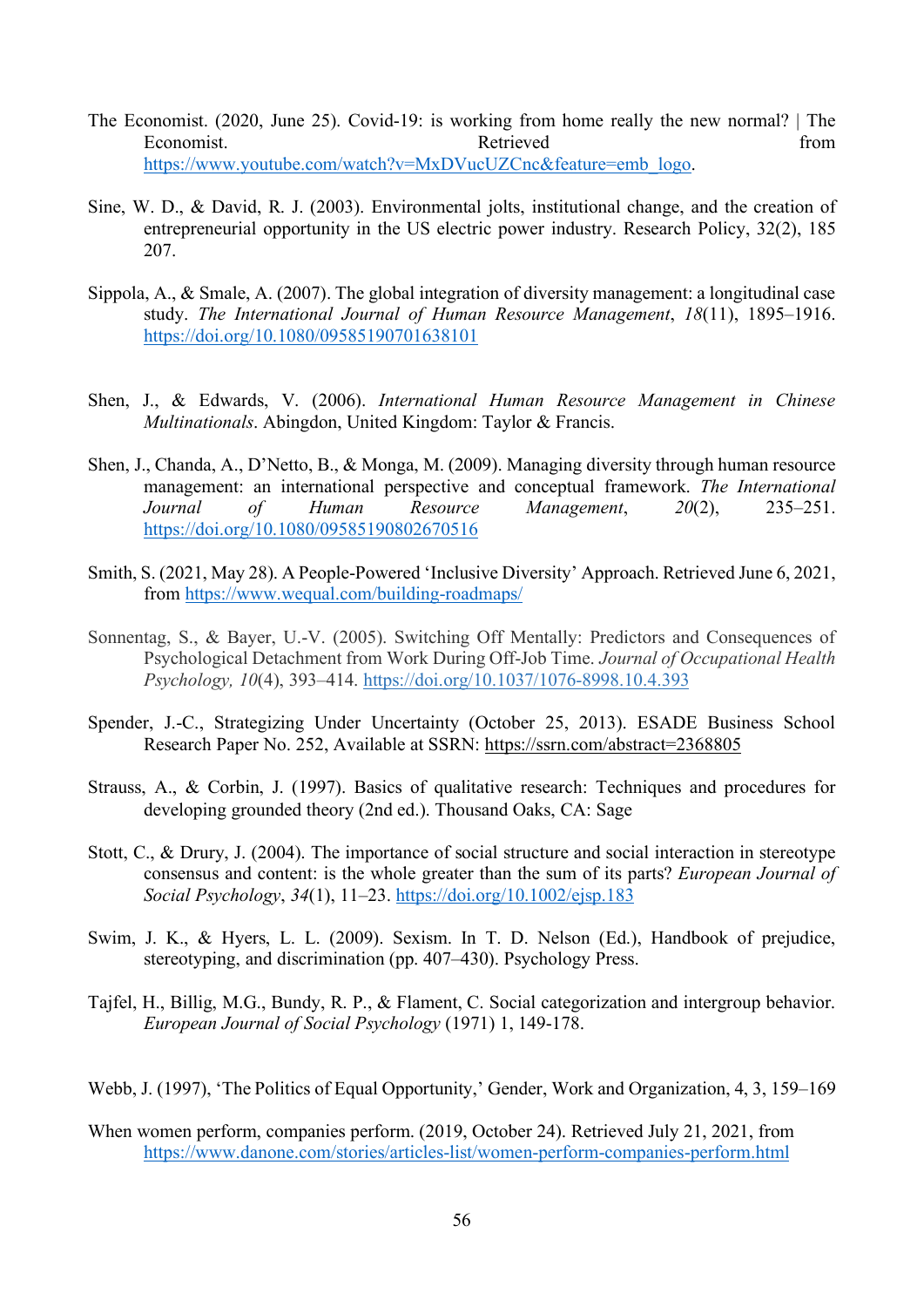The Economist. (2020, June 25). Covid-19: is working from home really the new normal? | The Economist. Retrieved from https://www.youtube.com/watch?v=MxDVucUZCnc&feature=emb_logo.

Sine, W. D., & David, R. J. (2003). Environmental jolts, institutional change, and the creation of entrepreneurial opportunity in the US electric power industry. Research Policy, 32(2), 185 207.

Sippola, A., & Smale, A. (2007). The global integration of diversity management: a longitudinal case study. *The International Journal of Human Resource Management*, *18*(11), 1895–1916. https://doi.org/10.1080/09585190701638101

Shen, J., & Edwards, V. (2006). *International Human Resource Management in Chinese Multinationals*. Abingdon, United Kingdom: Taylor & Francis.

Shen, J., Chanda, A., D'Netto, B., & Monga, M. (2009). Managing diversity through human resource management: an international perspective and conceptual framework. *The International Journal of Human Resource Management*, *20*(2), 235–251. https://doi.org/10.1080/09585190802670516

Smith, S. (2021, May 28). A People-Powered 'Inclusive Diversity' Approach. Retrieved June 6, 2021, from https://www.wequal.com/building-roadmaps/

Sonnentag, S., & Bayer, U.-V. (2005). Switching Off Mentally: Predictors and Consequences of Psychological Detachment from Work During Off-Job Time. *Journal of Occupational Health Psychology, 10*(4), 393–414. https://doi.org/10.1037/1076-8998.10.4.393

Spender, J.-C., Strategizing Under Uncertainty (October 25, 2013). ESADE Business School Research Paper No. 252, Available at SSRN: https://ssrn.com/abstract=2368805

Strauss, A., & Corbin, J. (1997). Basics of qualitative research: Techniques and procedures for developing grounded theory (2nd ed.). Thousand Oaks, CA: Sage

Stott, C., & Drury, J. (2004). The importance of social structure and social interaction in stereotype consensus and content: is the whole greater than the sum of its parts? *European Journal of Social Psychology*, *34*(1), 11–23. https://doi.org/10.1002/ejsp.183

Swim, J. K., & Hyers, L. L. (2009). Sexism. In T. D. Nelson (Ed.), Handbook of prejudice, stereotyping, and discrimination (pp. 407–430). Psychology Press.

Tajfel, H., Billig, M.G., Bundy, R. P., & Flament, C. Social categorization and intergroup behavior. *European Journal of Social Psychology* (1971) 1, 149-178.

Webb, J. (1997), 'The Politics of Equal Opportunity,' Gender, Work and Organization, 4, 3, 159–169

When women perform, companies perform. (2019, October 24). Retrieved July 21, 2021, from https://www.danone.com/stories/articles-list/women-perform-companies-perform.html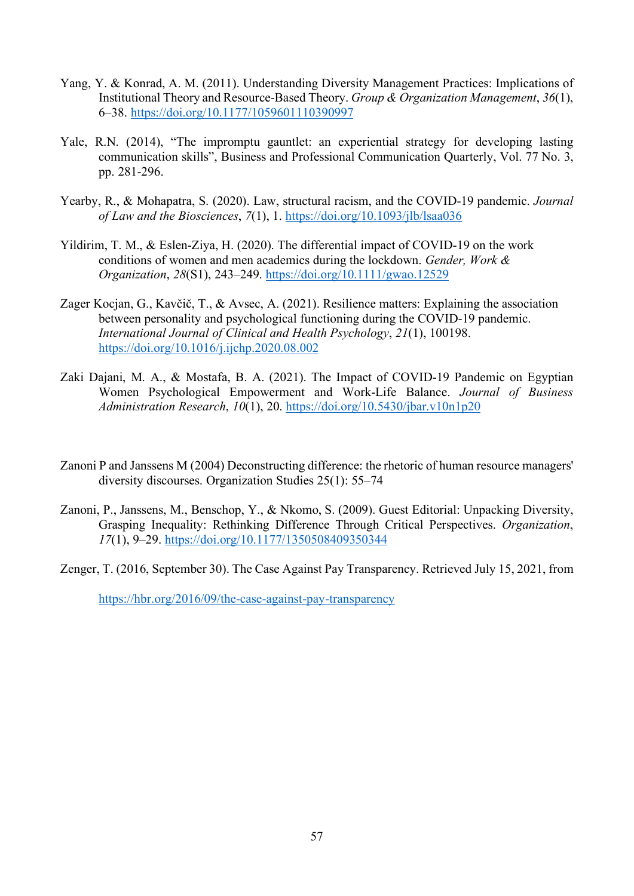Yang, Y. & Konrad, A. M. (2011). Understanding Diversity Management Practices: Implications of Institutional Theory and Resource-Based Theory. *Group & Organization Management*, *36*(1), 6–38. https://doi.org/10.1177/1059601110390997

Yale, R.N. (2014), "The impromptu gauntlet: an experiential strategy for developing lasting communication skills", Business and Professional Communication Quarterly, Vol. 77 No. 3, pp. 281-296.

Yearby, R., & Mohapatra, S. (2020). Law, structural racism, and the COVID-19 pandemic. *Journal of Law and the Biosciences*, *7*(1), 1. https://doi.org/10.1093/jlb/lsaa036

Yildirim, T. M., & Eslen-Ziya, H. (2020). The differential impact of COVID-19 on the work conditions of women and men academics during the lockdown. *Gender, Work & Organization*, *28*(S1), 243–249. https://doi.org/10.1111/gwao.12529

Zager Kocjan, G., Kavčič, T., & Avsec, A. (2021). Resilience matters: Explaining the association between personality and psychological functioning during the COVID-19 pandemic. *International Journal of Clinical and Health Psychology*, *21*(1), 100198. https://doi.org/10.1016/j.ijchp.2020.08.002

Zaki Dajani, M. A., & Mostafa, B. A. (2021). The Impact of COVID-19 Pandemic on Egyptian Women Psychological Empowerment and Work-Life Balance. *Journal of Business Administration Research*, *10*(1), 20. https://doi.org/10.5430/jbar.v10n1p20

Zanoni P and Janssens M (2004) Deconstructing difference: the rhetoric of human resource managers' diversity discourses. Organization Studies 25(1): 55–74

Zanoni, P., Janssens, M., Benschop, Y., & Nkomo, S. (2009). Guest Editorial: Unpacking Diversity, Grasping Inequality: Rethinking Difference Through Critical Perspectives. *Organization*, *17*(1), 9–29. https://doi.org/10.1177/1350508409350344

Zenger, T. (2016, September 30). The Case Against Pay Transparency. Retrieved July 15, 2021, from

https://hbr.org/2016/09/the-case-against-pay-transparency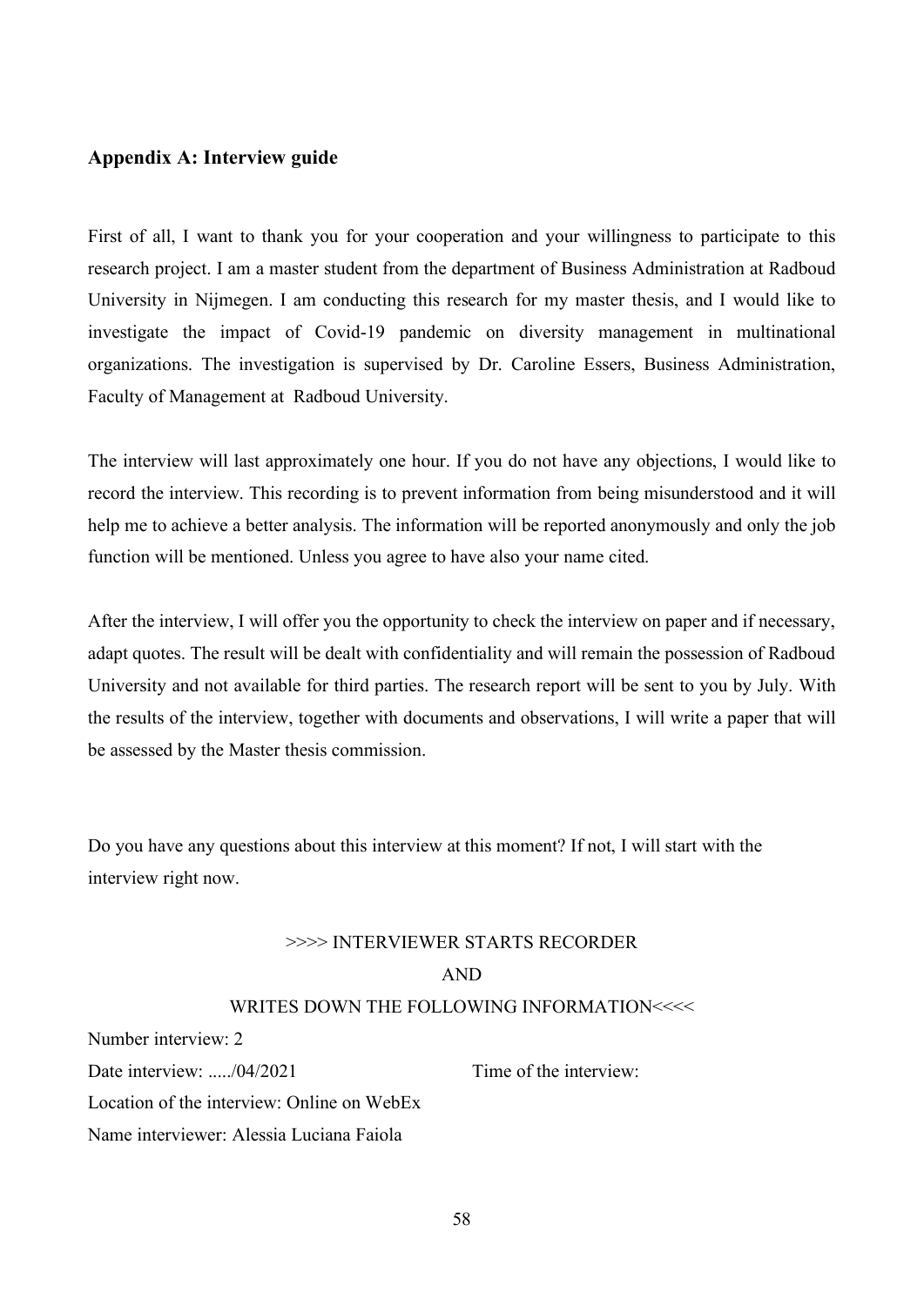## Appendix A: Interview guide

First of all, I want to thank you for your cooperation and your willingness to participate to this research project. I am a master student from the department of Business Administration at Radboud University in Nijmegen. I am conducting this research for my master thesis, and I would like to investigate the impact of Covid-19 pandemic on diversity management in multinational organizations. The investigation is supervised by Dr. Caroline Essers, Business Administration, Faculty of Management at Radboud University.

The interview will last approximately one hour. If you do not have any objections, I would like to record the interview. This recording is to prevent information from being misunderstood and it will help me to achieve a better analysis. The information will be reported anonymously and only the job function will be mentioned. Unless you agree to have also your name cited.

After the interview, I will offer you the opportunity to check the interview on paper and if necessary, adapt quotes. The result will be dealt with confidentiality and will remain the possession of Radboud University and not available for third parties. The research report will be sent to you by July. With the results of the interview, together with documents and observations, I will write a paper that will be assessed by the Master thesis commission.

Do you have any questions about this interview at this moment? If not, I will start with the interview right now.

>>>> INTERVIEWER STARTS RECORDER

AND

WRITES DOWN THE FOLLOWING INFORMATION<<<<

Number interview: 2

Date interview: ...../04/2021 Time of the interview:

Location of the interview: Online on WebEx

Name interviewer: Alessia Luciana Faiola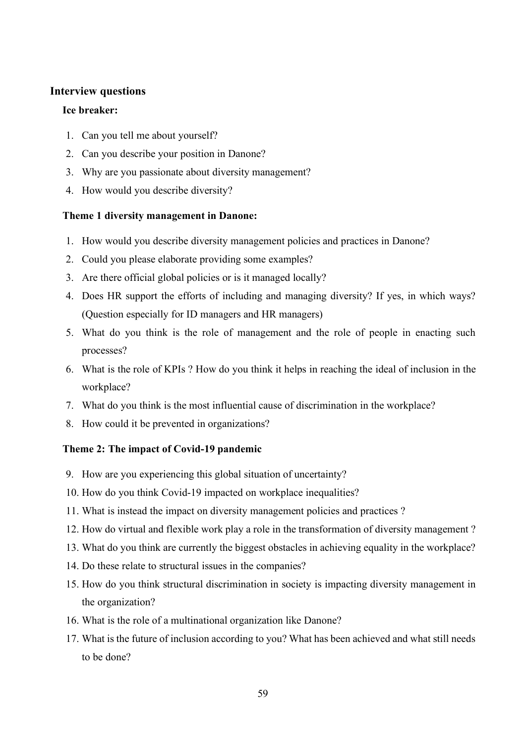## Interview questions

### Ice breaker:

1. Can you tell me about yourself?
2. Can you describe your position in Danone?
3. Why are you passionate about diversity management?
4. How would you describe diversity?

### Theme 1 diversity management in Danone:

1. How would you describe diversity management policies and practices in Danone?
2. Could you please elaborate providing some examples?
3. Are there official global policies or is it managed locally?
4. Does HR support the efforts of including and managing diversity? If yes, in which ways? (Question especially for ID managers and HR managers)
5. What do you think is the role of management and the role of people in enacting such processes?
6. What is the role of KPIs ? How do you think it helps in reaching the ideal of inclusion in the workplace?
7. What do you think is the most influential cause of discrimination in the workplace?
8. How could it be prevented in organizations?

### Theme 2: The impact of Covid-19 pandemic

9. How are you experiencing this global situation of uncertainty?
10. How do you think Covid-19 impacted on workplace inequalities?
11. What is instead the impact on diversity management policies and practices ?
12. How do virtual and flexible work play a role in the transformation of diversity management ?
13. What do you think are currently the biggest obstacles in achieving equality in the workplace?
14. Do these relate to structural issues in the companies?
15. How do you think structural discrimination in society is impacting diversity management in the organization?
16. What is the role of a multinational organization like Danone?
17. What is the future of inclusion according to you? What has been achieved and what still needs to be done?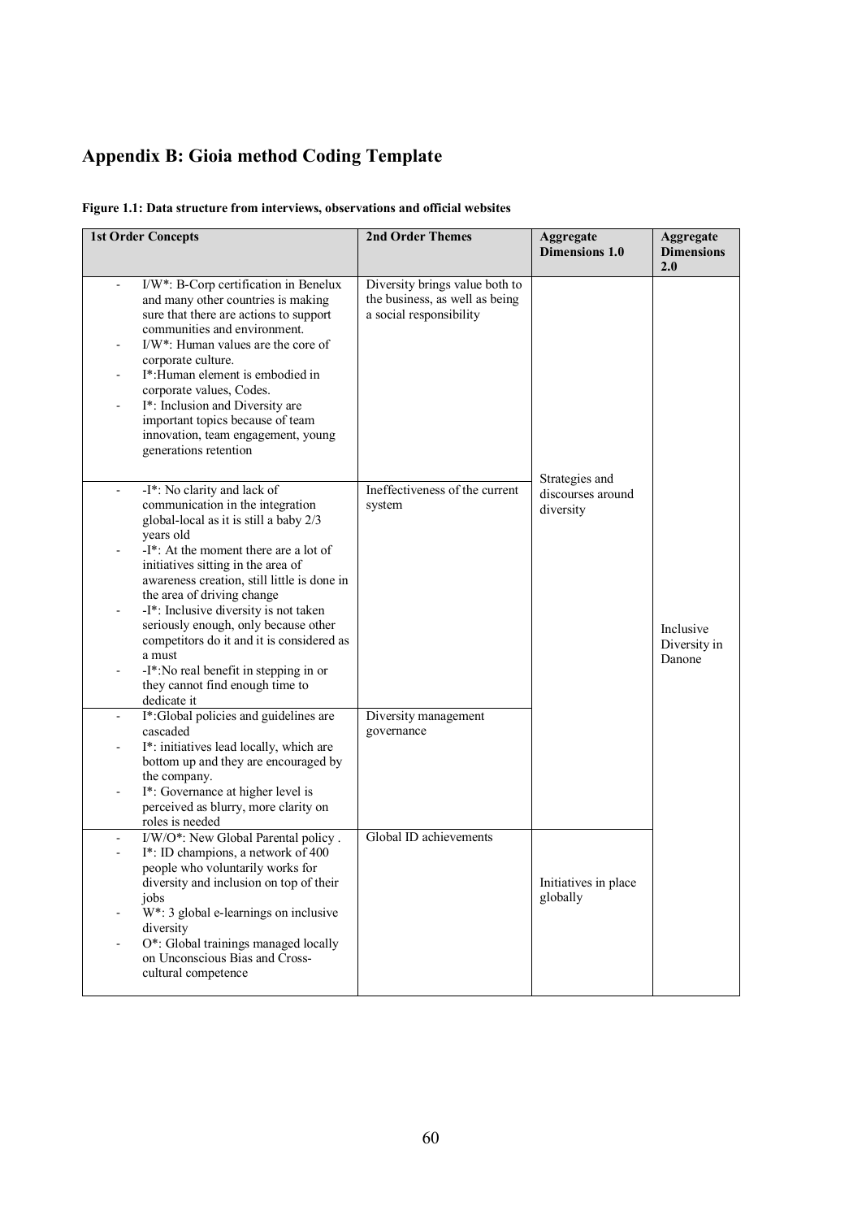# Appendix B: Gioia method Coding Template

**Figure 1.1: Data structure from interviews, observations and official websites**

| 1st Order Concepts | 2nd Order Themes | Aggregate Dimensions 1.0 | Aggregate Dimensions 2.0 |
|---|---|---|---|
| - I/W*: B-Corp certification in Benelux and many other countries is making sure that there are actions to support communities and environment.<br>- I/W*: Human values are the core of corporate culture.<br>- I*:Human element is embodied in corporate values, Codes.<br>- I*: Inclusion and Diversity are important topics because of team innovation, team engagement, young generations retention | Diversity brings value both to the business, as well as being a social responsibility | Strategies and discourses around diversity | Inclusive Diversity in Danone |
| - -I*: No clarity and lack of communication in the integration global-local as it is still a baby 2/3 years old<br>- -I*: At the moment there are a lot of initiatives sitting in the area of awareness creation, still little is done in the area of driving change<br>- -I*: Inclusive diversity is not taken seriously enough, only because other competitors do it and it is considered as a must<br>- -I*:No real benefit in stepping in or they cannot find enough time to dedicate it | Ineffectiveness of the current system | | |
| - I*:Global policies and guidelines are cascaded<br>- I*: initiatives lead locally, which are bottom up and they are encouraged by the company.<br>- I*: Governance at higher level is perceived as blurry, more clarity on roles is needed | Diversity management governance | | |
| - I/W/O*: New Global Parental policy .<br>- I*: ID champions, a network of 400 people who voluntarily works for diversity and inclusion on top of their jobs<br>- W*: 3 global e-learnings on inclusive diversity<br>- O*: Global trainings managed locally on Unconscious Bias and Cross-cultural competence | Global ID achievements | Initiatives in place globally | |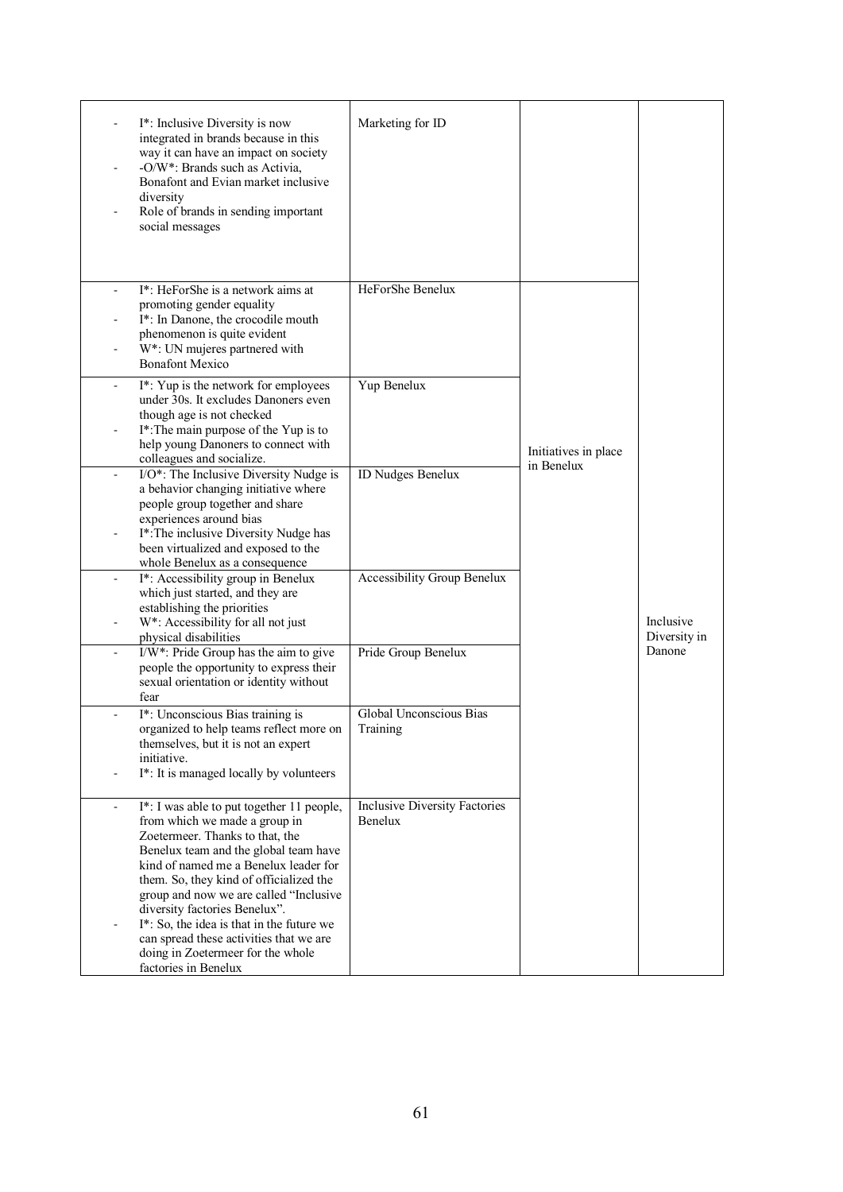| | | | |
|---|---|---|---|
| - I*: Inclusive Diversity is now integrated in brands because in this way it can have an impact on society<br>- -O/W*: Brands such as Activia, Bonafont and Evian market inclusive diversity<br>- Role of brands in sending important social messages | Marketing for ID | | Inclusive Diversity in Danone |
| - I*: HeForShe is a network aims at promoting gender equality<br>- I*: In Danone, the crocodile mouth phenomenon is quite evident<br>- W*: UN mujeres partnered with Bonafont Mexico | HeForShe Benelux | Initiatives in place in Benelux | |
| - I*: Yup is the network for employees under 30s. It excludes Danoners even though age is not checked<br>- I*:The main purpose of the Yup is to help young Danoners to connect with colleagues and socialize. | Yup Benelux | | |
| - I/O*: The Inclusive Diversity Nudge is a behavior changing initiative where people group together and share experiences around bias<br>- I*:The inclusive Diversity Nudge has been virtualized and exposed to the whole Benelux as a consequence | ID Nudges Benelux | | |
| - I*: Accessibility group in Benelux which just started, and they are establishing the priorities<br>- W*: Accessibility for all not just physical disabilities | Accessibility Group Benelux | | |
| - I/W*: Pride Group has the aim to give people the opportunity to express their sexual orientation or identity without fear | Pride Group Benelux | | |
| - I*: Unconscious Bias training is organized to help teams reflect more on themselves, but it is not an expert initiative.<br>- I*: It is managed locally by volunteers | Global Unconscious Bias Training | | |
| - I*: I was able to put together 11 people, from which we made a group in Zoetermeer. Thanks to that, the Benelux team and the global team have kind of named me a Benelux leader for them. So, they kind of officialized the group and now we are called "Inclusive diversity factories Benelux".<br>- I*: So, the idea is that in the future we can spread these activities that we are doing in Zoetermeer for the whole factories in Benelux | Inclusive Diversity Factories Benelux | | |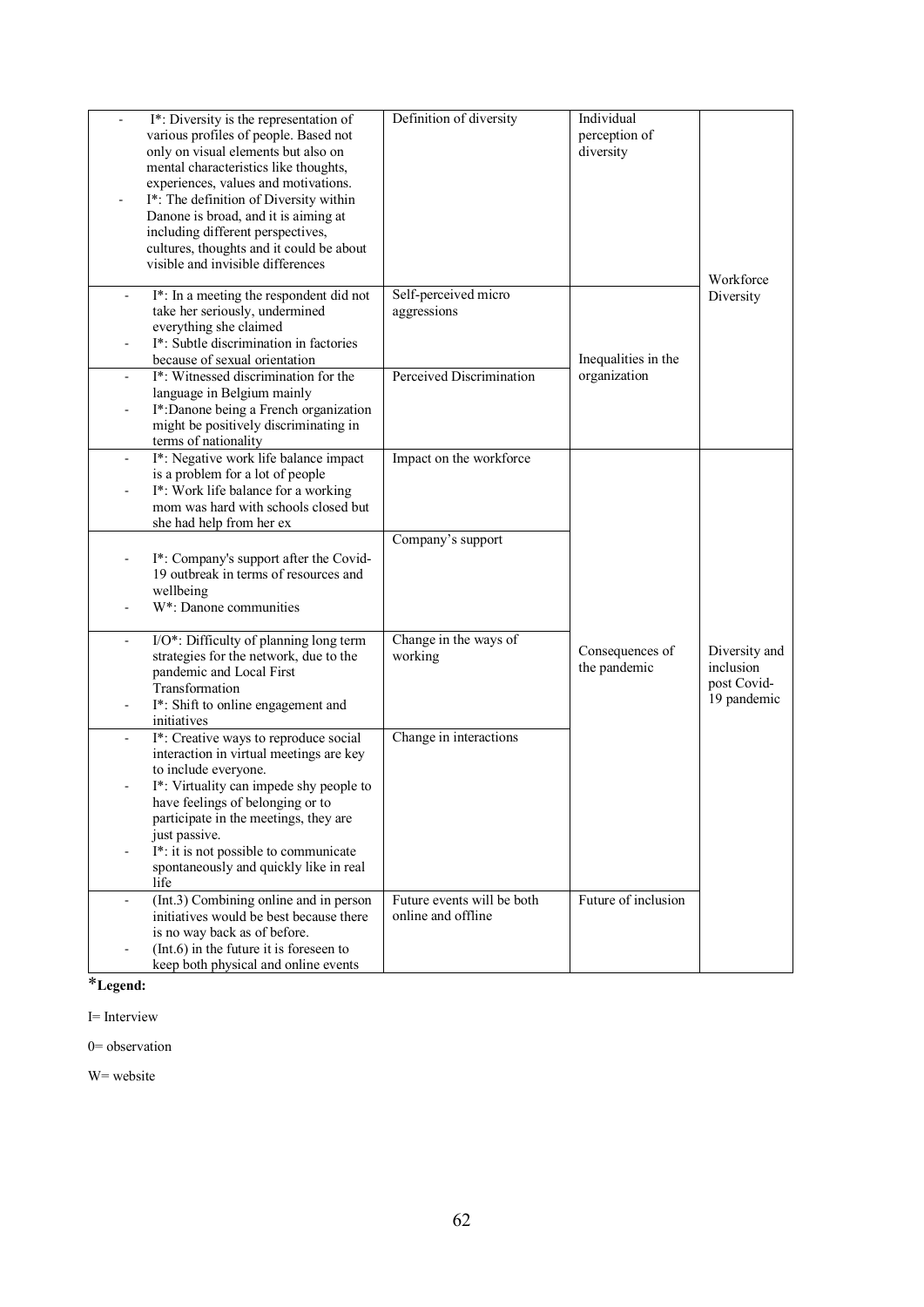| | | | |
|---|---|---|---|
| - I*: Diversity is the representation of various profiles of people. Based not only on visual elements but also on mental characteristics like thoughts, experiences, values and motivations.<br>- I*: The definition of Diversity within Danone is broad, and it is aiming at including different perspectives, cultures, thoughts and it could be about visible and invisible differences | Definition of diversity | Individual perception of diversity | Workforce Diversity |
| - I*: In a meeting the respondent did not take her seriously, undermined everything she claimed<br>- I*: Subtle discrimination in factories because of sexual orientation | Self-perceived micro aggressions | Inequalities in the organization | |
| - I*: Witnessed discrimination for the language in Belgium mainly<br>- I*:Danone being a French organization might be positively discriminating in terms of nationality | Perceived Discrimination | | |
| - I*: Negative work life balance impact is a problem for a lot of people<br>- I*: Work life balance for a working mom was hard with schools closed but she had help from her ex | Impact on the workforce | Consequences of the pandemic | Diversity and inclusion post Covid-19 pandemic |
| - I*: Company's support after the Covid-19 outbreak in terms of resources and wellbeing<br>- W*: Danone communities | Company's support | | |
| - I/O*: Difficulty of planning long term strategies for the network, due to the pandemic and Local First Transformation<br>- I*: Shift to online engagement and initiatives | Change in the ways of working | | |
| - I*: Creative ways to reproduce social interaction in virtual meetings are key to include everyone.<br>- I*: Virtuality can impede shy people to have feelings of belonging or to participate in the meetings, they are just passive.<br>- I*: it is not possible to communicate spontaneously and quickly like in real life | Change in interactions | | |
| - (Int.3) Combining online and in person initiatives would be best because there is no way back as of before.<br>- (Int.6) in the future it is foreseen to keep both physical and online events | Future events will be both online and offline | Future of inclusion | |

***Legend:**

I= Interview

0= observation

W= website